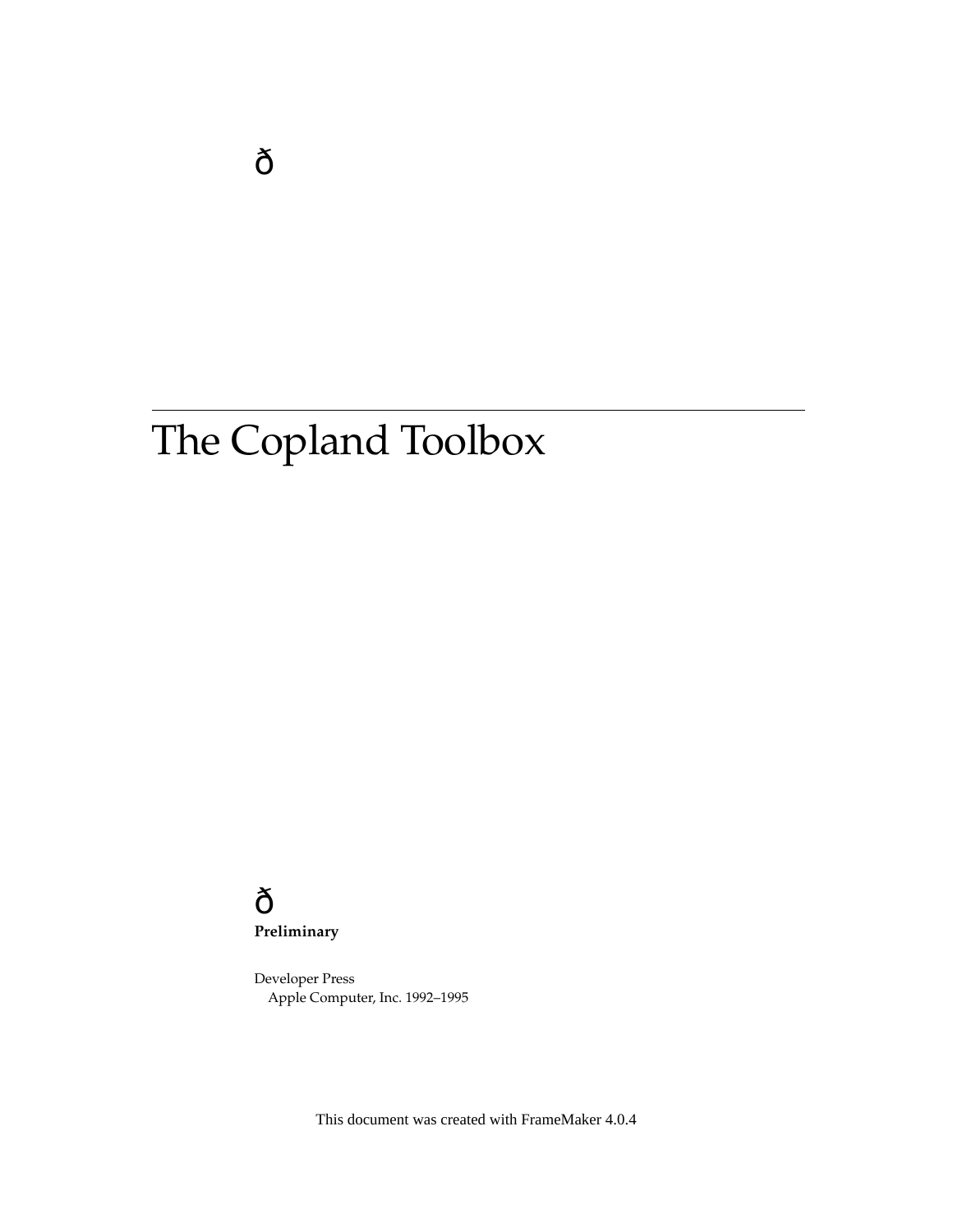ð

# The Copland Toolbox

ð

**Preliminary**

Developer Press
Apple Computer, Inc. 1992–1995

This document was created with FrameMaker 4.0.4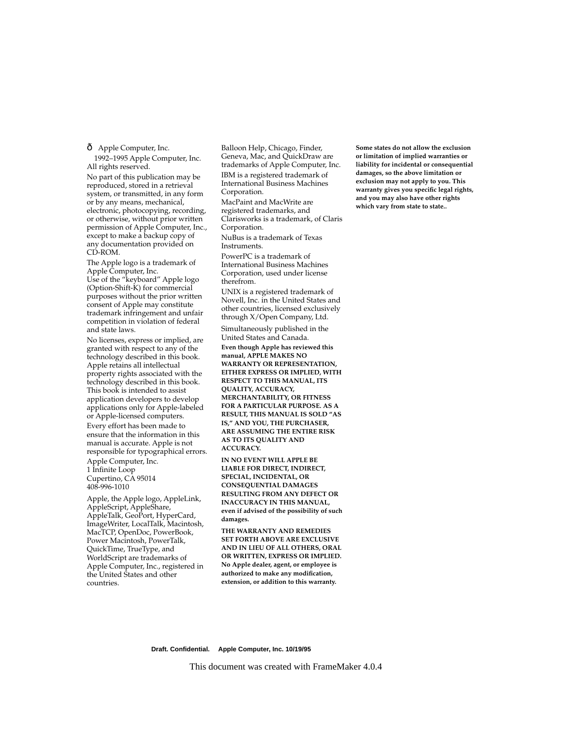ð Apple Computer, Inc.

1992–1995 Apple Computer, Inc. All rights reserved.

No part of this publication may be reproduced, stored in a retrieval system, or transmitted, in any form or by any means, mechanical, electronic, photocopying, recording, or otherwise, without prior written permission of Apple Computer, Inc., except to make a backup copy of any documentation provided on CD-ROM.

The Apple logo is a trademark of Apple Computer, Inc.
Use of the “keyboard” Apple logo (Option-Shift-K) for commercial purposes without the prior written consent of Apple may constitute trademark infringement and unfair competition in violation of federal and state laws.

No licenses, express or implied, are granted with respect to any of the technology described in this book. Apple retains all intellectual property rights associated with the technology described in this book. This book is intended to assist application developers to develop applications only for Apple-labeled or Apple-licensed computers.

Every effort has been made to ensure that the information in this manual is accurate. Apple is not responsible for typographical errors.

Apple Computer, Inc.
1 Infinite Loop
Cupertino, CA 95014
408-996-1010

Apple, the Apple logo, AppleLink, AppleScript, AppleShare, AppleTalk, GeoPort, HyperCard, ImageWriter, LocalTalk, Macintosh, MacTCP, OpenDoc, PowerBook, Power Macintosh, PowerTalk, QuickTime, TrueType, and WorldScript are trademarks of Apple Computer, Inc., registered in the United States and other countries.

Balloon Help, Chicago, Finder, Geneva, Mac, and QuickDraw are trademarks of Apple Computer, Inc.

IBM is a registered trademark of International Business Machines Corporation.

MacPaint and MacWrite are registered trademarks, and Clarisworks is a trademark, of Claris Corporation.

NuBus is a trademark of Texas Instruments.

PowerPC is a trademark of International Business Machines Corporation, used under license therefrom.

UNIX is a registered trademark of Novell, Inc. in the United States and other countries, licensed exclusively through X/Open Company, Ltd.

Simultaneously published in the United States and Canada.

**Even though Apple has reviewed this manual, APPLE MAKES NO WARRANTY OR REPRESENTATION, EITHER EXPRESS OR IMPLIED, WITH RESPECT TO THIS MANUAL, ITS QUALITY, ACCURACY, MERCHANTABILITY, OR FITNESS FOR A PARTICULAR PURPOSE. AS A RESULT, THIS MANUAL IS SOLD “AS IS,” AND YOU, THE PURCHASER, ARE ASSUMING THE ENTIRE RISK AS TO ITS QUALITY AND ACCURACY.**

**IN NO EVENT WILL APPLE BE LIABLE FOR DIRECT, INDIRECT, SPECIAL, INCIDENTAL, OR CONSEQUENTIAL DAMAGES RESULTING FROM ANY DEFECT OR INACCURACY IN THIS MANUAL, even if advised of the possibility of such damages.**

**THE WARRANTY AND REMEDIES SET FORTH ABOVE ARE EXCLUSIVE AND IN LIEU OF ALL OTHERS, ORAL OR WRITTEN, EXPRESS OR IMPLIED. No Apple dealer, agent, or employee is authorized to make any modification, extension, or addition to this warranty.**

**Some states do not allow the exclusion or limitation of implied warranties or liability for incidental or consequential damages, so the above limitation or exclusion may not apply to you. This warranty gives you specific legal rights, and you may also have other rights which vary from state to state..**

**Draft. Confidential. Apple Computer, Inc. 10/19/95**

This document was created with FrameMaker 4.0.4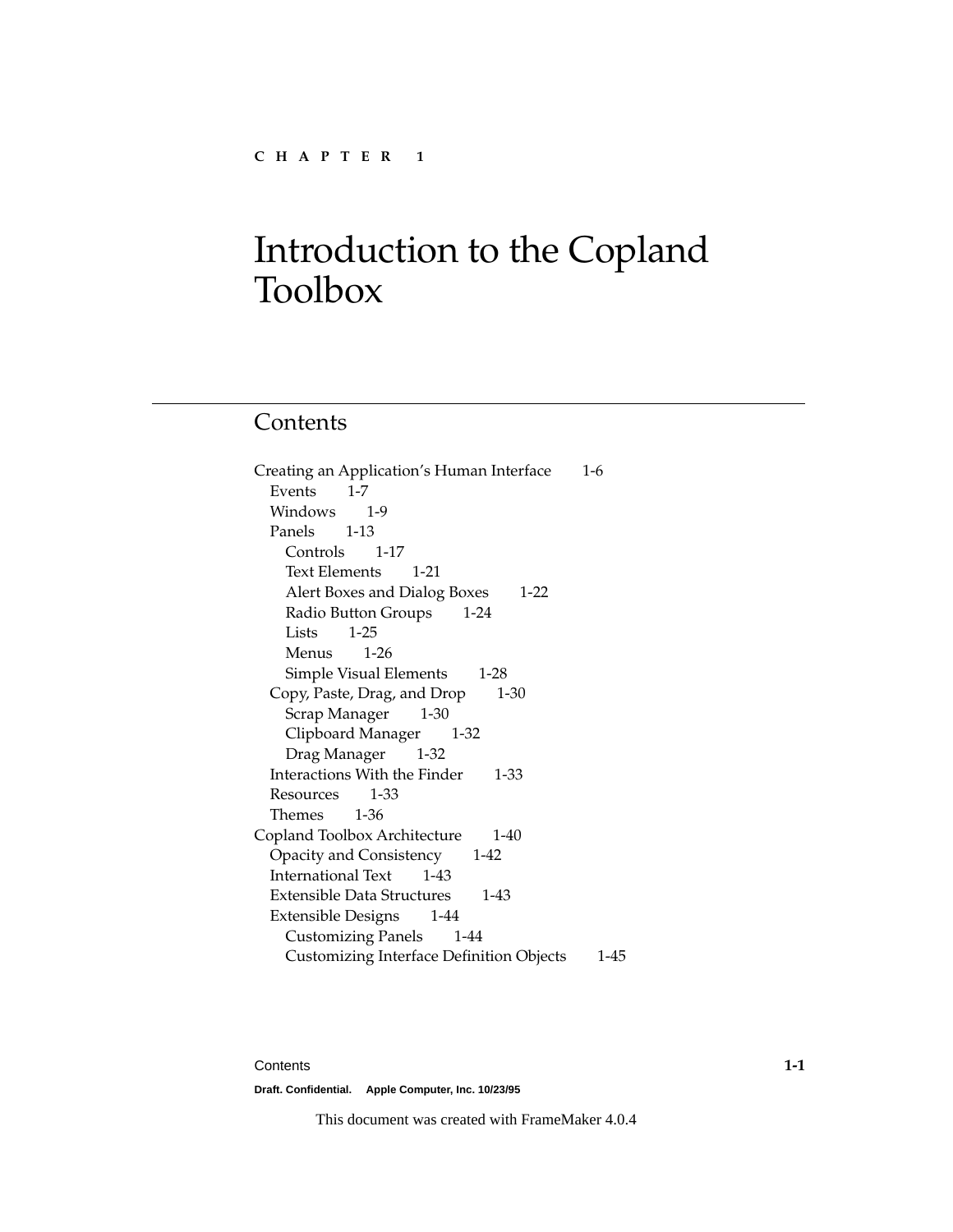CHAPTER 1

# Introduction to the Copland Toolbox

## Contents

Creating an Application's Human Interface 1-6
- Events 1-7
- Windows 1-9
- Panels 1-13
  - Controls 1-17
  - Text Elements 1-21
  - Alert Boxes and Dialog Boxes 1-22
  - Radio Button Groups 1-24
  - Lists 1-25
  - Menus 1-26
  - Simple Visual Elements 1-28
- Copy, Paste, Drag, and Drop 1-30
  - Scrap Manager 1-30
  - Clipboard Manager 1-32
  - Drag Manager 1-32
- Interactions With the Finder 1-33
- Resources 1-33
- Themes 1-36

Copland Toolbox Architecture 1-40
- Opacity and Consistency 1-42
- International Text 1-43
- Extensible Data Structures 1-43
- Extensible Designs 1-44
  - Customizing Panels 1-44
  - Customizing Interface Definition Objects 1-45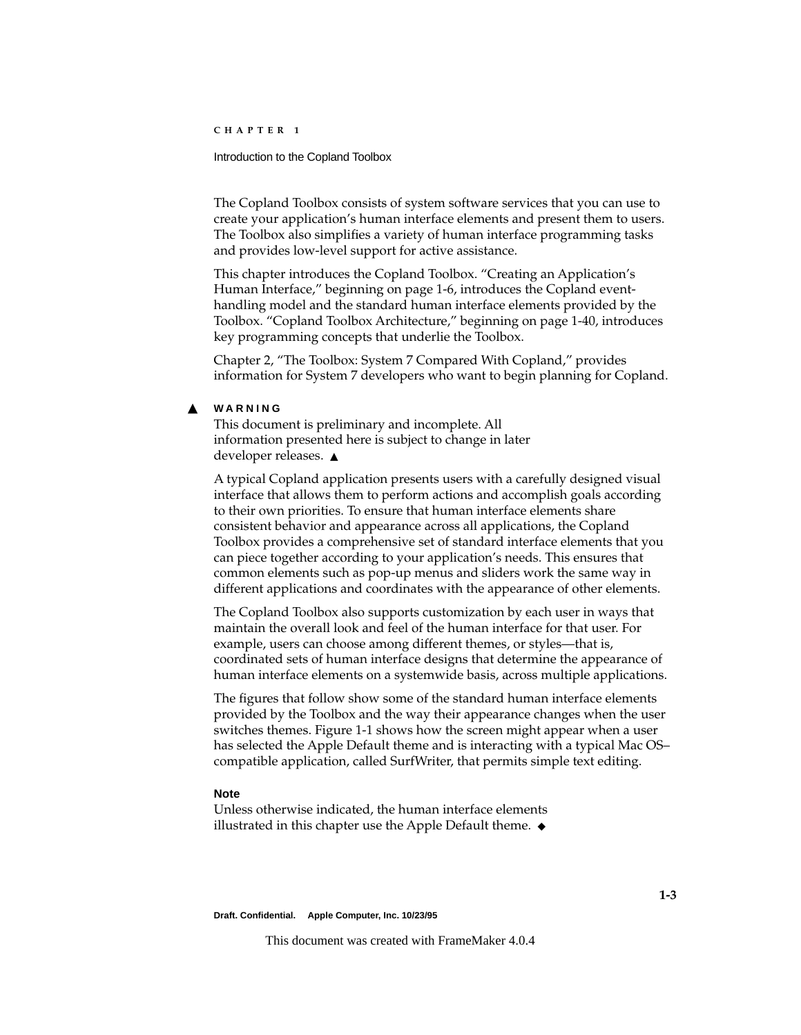The Copland Toolbox consists of system software services that you can use to create your application's human interface elements and present them to users. The Toolbox also simplifies a variety of human interface programming tasks and provides low-level support for active assistance.

This chapter introduces the Copland Toolbox. "Creating an Application's Human Interface," beginning on page 1-6, introduces the Copland event-handling model and the standard human interface elements provided by the Toolbox. "Copland Toolbox Architecture," beginning on page 1-40, introduces key programming concepts that underlie the Toolbox.

Chapter 2, "The Toolbox: System 7 Compared With Copland," provides information for System 7 developers who want to begin planning for Copland.

▲ **WARNING**

This document is preliminary and incomplete. All information presented here is subject to change in later developer releases. ▲

A typical Copland application presents users with a carefully designed visual interface that allows them to perform actions and accomplish goals according to their own priorities. To ensure that human interface elements share consistent behavior and appearance across all applications, the Copland Toolbox provides a comprehensive set of standard interface elements that you can piece together according to your application's needs. This ensures that common elements such as pop-up menus and sliders work the same way in different applications and coordinates with the appearance of other elements.

The Copland Toolbox also supports customization by each user in ways that maintain the overall look and feel of the human interface for that user. For example, users can choose among different themes, or styles—that is, coordinated sets of human interface designs that determine the appearance of human interface elements on a systemwide basis, across multiple applications.

The figures that follow show some of the standard human interface elements provided by the Toolbox and the way their appearance changes when the user switches themes. Figure 1-1 shows how the screen might appear when a user has selected the Apple Default theme and is interacting with a typical Mac OS–compatible application, called SurfWriter, that permits simple text editing.

**Note**

Unless otherwise indicated, the human interface elements illustrated in this chapter use the Apple Default theme. ◆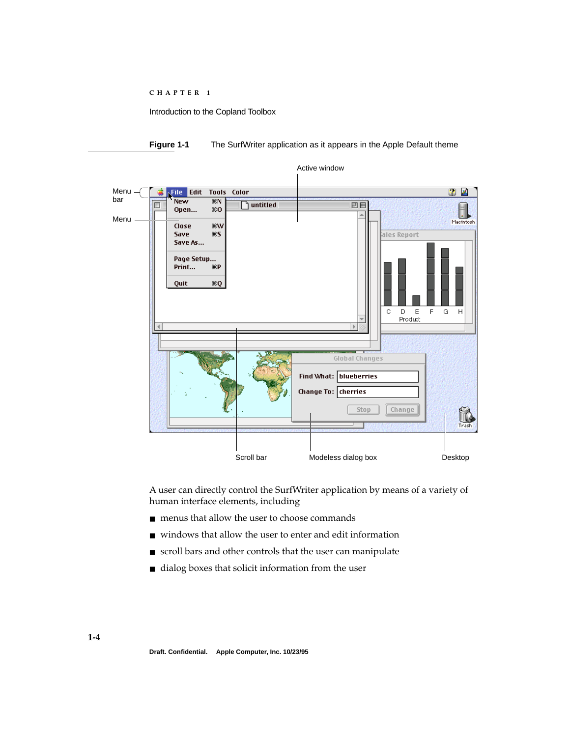**Figure 1-1** The SurfWriter application as it appears in the Apple Default theme

A user can directly control the SurfWriter application by means of a variety of human interface elements, including

- menus that allow the user to choose commands
- windows that allow the user to enter and edit information
- scroll bars and other controls that the user can manipulate
- dialog boxes that solicit information from the user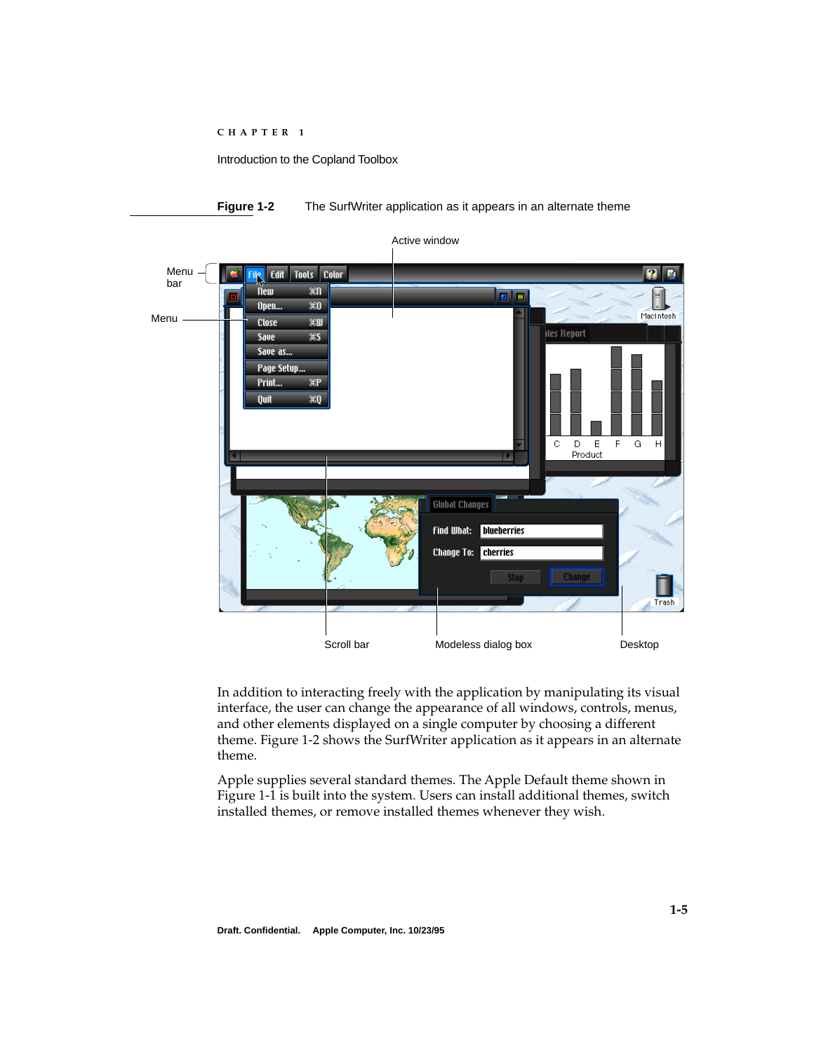**Figure 1-2** The SurfWriter application as it appears in an alternate theme

In addition to interacting freely with the application by manipulating its visual interface, the user can change the appearance of all windows, controls, menus, and other elements displayed on a single computer by choosing a different theme. Figure 1-2 shows the SurfWriter application as it appears in an alternate theme.

Apple supplies several standard themes. The Apple Default theme shown in Figure 1-1 is built into the system. Users can install additional themes, switch installed themes, or remove installed themes whenever they wish.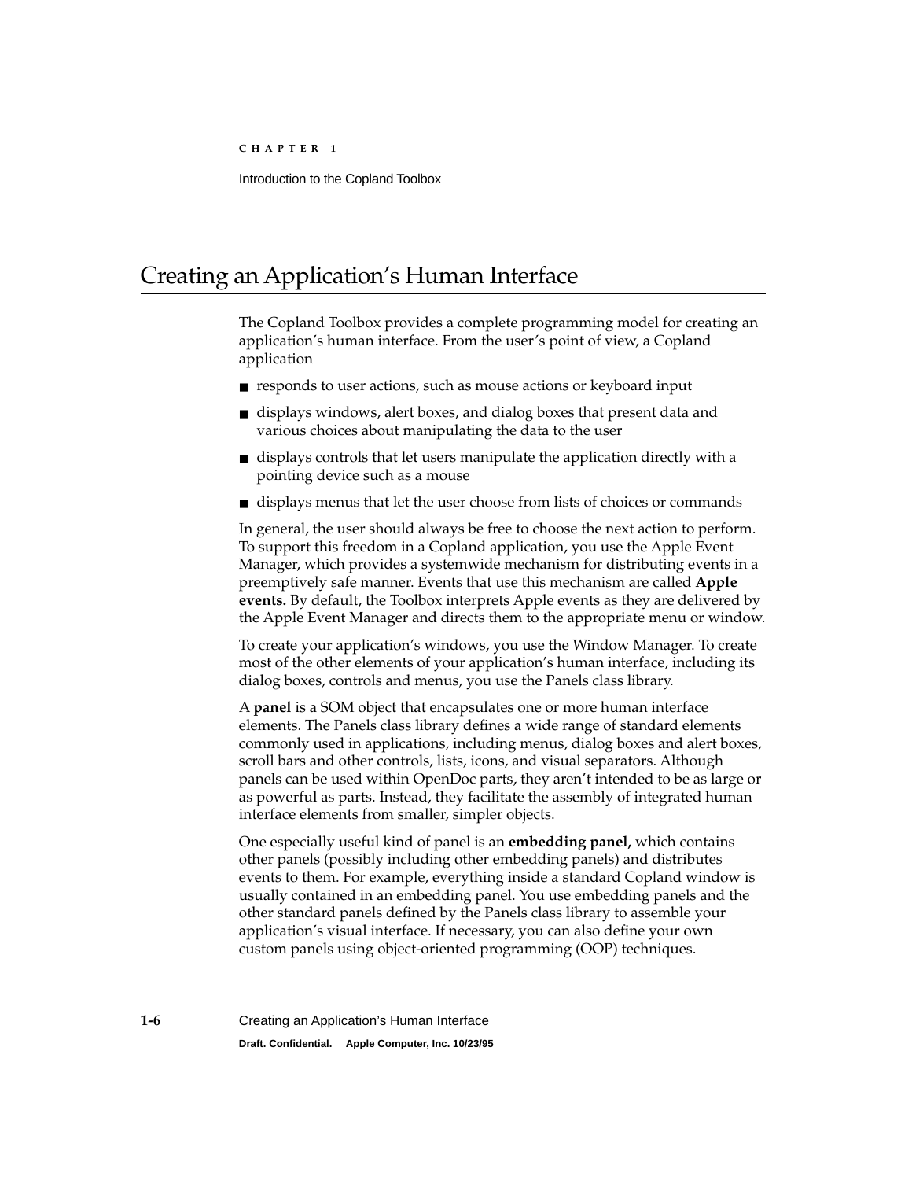## Creating an Application's Human Interface

The Copland Toolbox provides a complete programming model for creating an application's human interface. From the user's point of view, a Copland application

- responds to user actions, such as mouse actions or keyboard input
- displays windows, alert boxes, and dialog boxes that present data and various choices about manipulating the data to the user
- displays controls that let users manipulate the application directly with a pointing device such as a mouse
- displays menus that let the user choose from lists of choices or commands

In general, the user should always be free to choose the next action to perform. To support this freedom in a Copland application, you use the Apple Event Manager, which provides a systemwide mechanism for distributing events in a preemptively safe manner. Events that use this mechanism are called **Apple events.** By default, the Toolbox interprets Apple events as they are delivered by the Apple Event Manager and directs them to the appropriate menu or window.

To create your application's windows, you use the Window Manager. To create most of the other elements of your application's human interface, including its dialog boxes, controls and menus, you use the Panels class library.

A **panel** is a SOM object that encapsulates one or more human interface elements. The Panels class library defines a wide range of standard elements commonly used in applications, including menus, dialog boxes and alert boxes, scroll bars and other controls, lists, icons, and visual separators. Although panels can be used within OpenDoc parts, they aren't intended to be as large or as powerful as parts. Instead, they facilitate the assembly of integrated human interface elements from smaller, simpler objects.

One especially useful kind of panel is an **embedding panel,** which contains other panels (possibly including other embedding panels) and distributes events to them. For example, everything inside a standard Copland window is usually contained in an embedding panel. You use embedding panels and the other standard panels defined by the Panels class library to assemble your application's visual interface. If necessary, you can also define your own custom panels using object-oriented programming (OOP) techniques.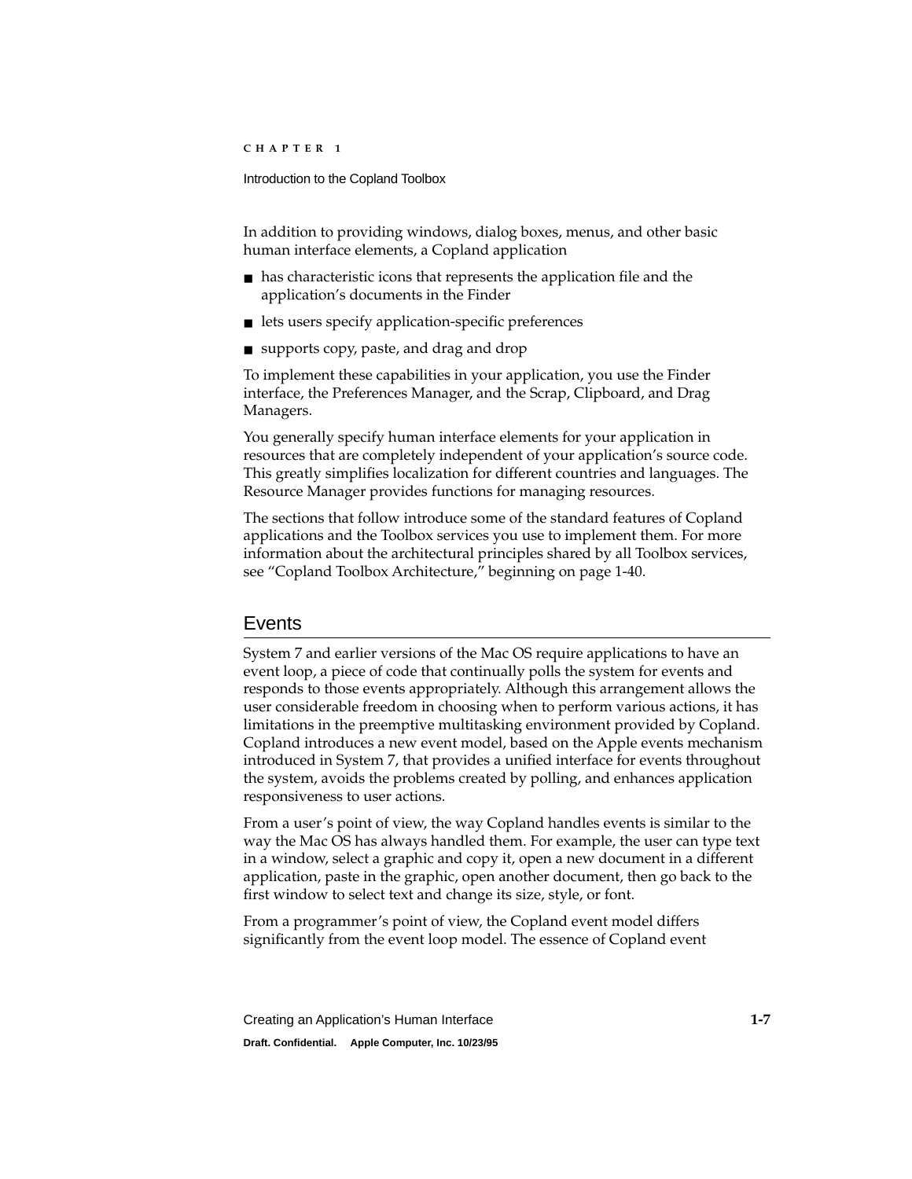In addition to providing windows, dialog boxes, menus, and other basic human interface elements, a Copland application

- has characteristic icons that represents the application file and the application's documents in the Finder
- lets users specify application-specific preferences
- supports copy, paste, and drag and drop

To implement these capabilities in your application, you use the Finder interface, the Preferences Manager, and the Scrap, Clipboard, and Drag Managers.

You generally specify human interface elements for your application in resources that are completely independent of your application's source code. This greatly simplifies localization for different countries and languages. The Resource Manager provides functions for managing resources.

The sections that follow introduce some of the standard features of Copland applications and the Toolbox services you use to implement them. For more information about the architectural principles shared by all Toolbox services, see "Copland Toolbox Architecture," beginning on page 1-40.

## Events

System 7 and earlier versions of the Mac OS require applications to have an event loop, a piece of code that continually polls the system for events and responds to those events appropriately. Although this arrangement allows the user considerable freedom in choosing when to perform various actions, it has limitations in the preemptive multitasking environment provided by Copland. Copland introduces a new event model, based on the Apple events mechanism introduced in System 7, that provides a unified interface for events throughout the system, avoids the problems created by polling, and enhances application responsiveness to user actions.

From a user's point of view, the way Copland handles events is similar to the way the Mac OS has always handled them. For example, the user can type text in a window, select a graphic and copy it, open a new document in a different application, paste in the graphic, open another document, then go back to the first window to select text and change its size, style, or font.

From a programmer's point of view, the Copland event model differs significantly from the event loop model. The essence of Copland event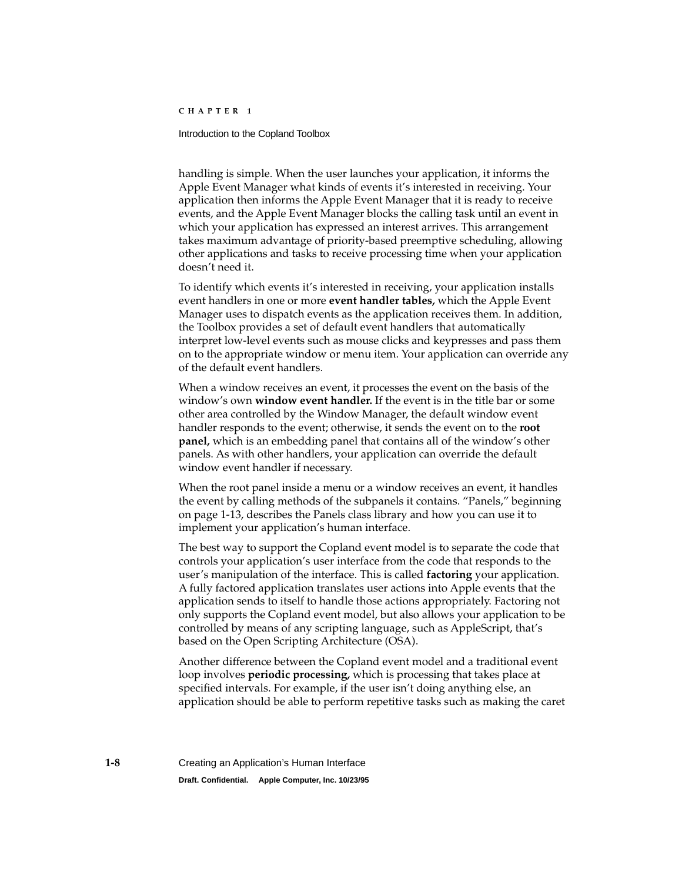handling is simple. When the user launches your application, it informs the Apple Event Manager what kinds of events it's interested in receiving. Your application then informs the Apple Event Manager that it is ready to receive events, and the Apple Event Manager blocks the calling task until an event in which your application has expressed an interest arrives. This arrangement takes maximum advantage of priority-based preemptive scheduling, allowing other applications and tasks to receive processing time when your application doesn't need it.

To identify which events it's interested in receiving, your application installs event handlers in one or more **event handler tables,** which the Apple Event Manager uses to dispatch events as the application receives them. In addition, the Toolbox provides a set of default event handlers that automatically interpret low-level events such as mouse clicks and keypresses and pass them on to the appropriate window or menu item. Your application can override any of the default event handlers.

When a window receives an event, it processes the event on the basis of the window's own **window event handler.** If the event is in the title bar or some other area controlled by the Window Manager, the default window event handler responds to the event; otherwise, it sends the event on to the **root panel,** which is an embedding panel that contains all of the window's other panels. As with other handlers, your application can override the default window event handler if necessary.

When the root panel inside a menu or a window receives an event, it handles the event by calling methods of the subpanels it contains. "Panels," beginning on page 1-13, describes the Panels class library and how you can use it to implement your application's human interface.

The best way to support the Copland event model is to separate the code that controls your application's user interface from the code that responds to the user's manipulation of the interface. This is called **factoring** your application. A fully factored application translates user actions into Apple events that the application sends to itself to handle those actions appropriately. Factoring not only supports the Copland event model, but also allows your application to be controlled by means of any scripting language, such as AppleScript, that's based on the Open Scripting Architecture (OSA).

Another difference between the Copland event model and a traditional event loop involves **periodic processing,** which is processing that takes place at specified intervals. For example, if the user isn't doing anything else, an application should be able to perform repetitive tasks such as making the caret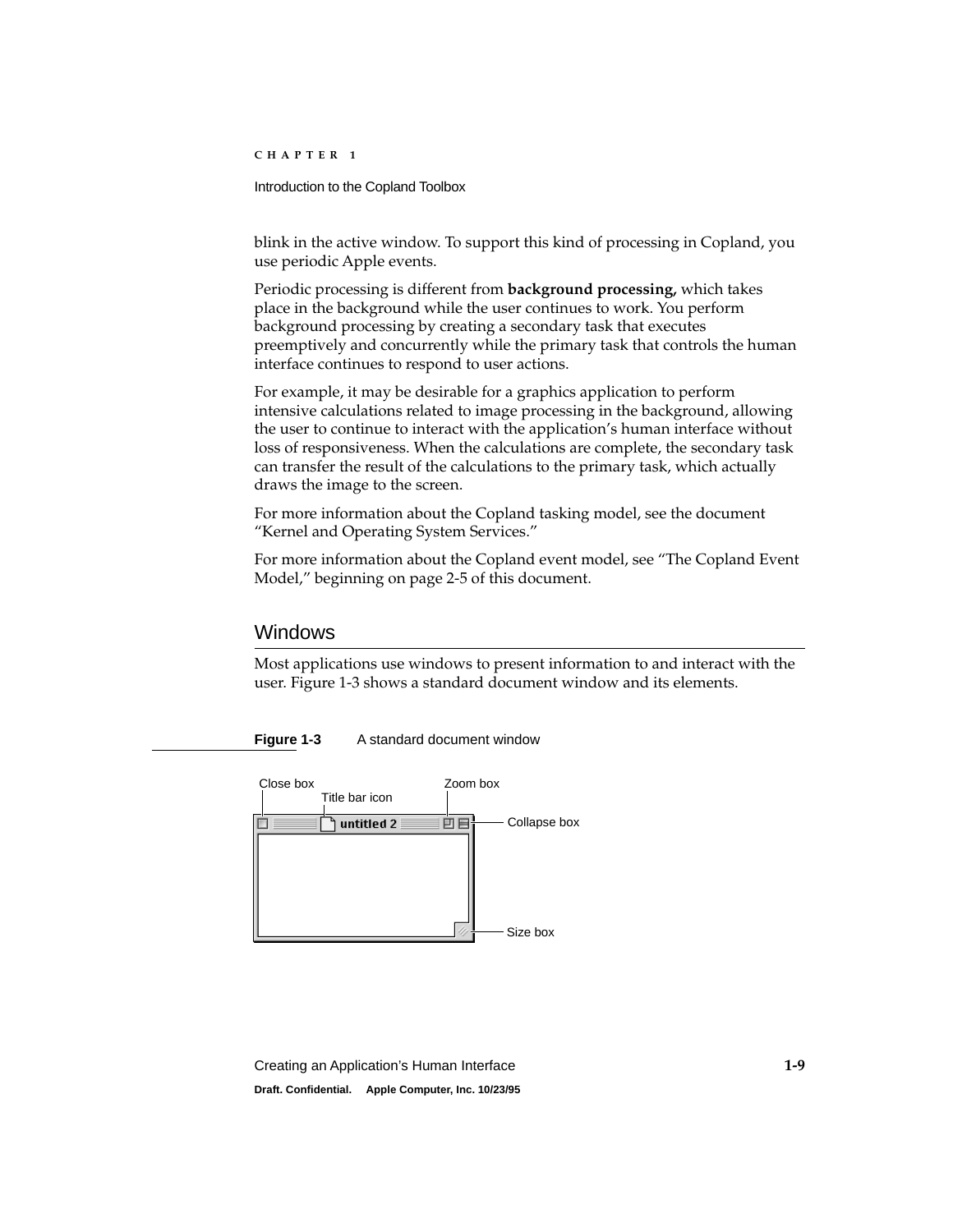blink in the active window. To support this kind of processing in Copland, you use periodic Apple events.

Periodic processing is different from **background processing,** which takes place in the background while the user continues to work. You perform background processing by creating a secondary task that executes preemptively and concurrently while the primary task that controls the human interface continues to respond to user actions.

For example, it may be desirable for a graphics application to perform intensive calculations related to image processing in the background, allowing the user to continue to interact with the application's human interface without loss of responsiveness. When the calculations are complete, the secondary task can transfer the result of the calculations to the primary task, which actually draws the image to the screen.

For more information about the Copland tasking model, see the document "Kernel and Operating System Services."

For more information about the Copland event model, see "The Copland Event Model," beginning on page 2-5 of this document.

## Windows

Most applications use windows to present information to and interact with the user. Figure 1-3 shows a standard document window and its elements.

**Figure 1-3** A standard document window

Close box
Title bar icon
Zoom box
Collapse box
Size box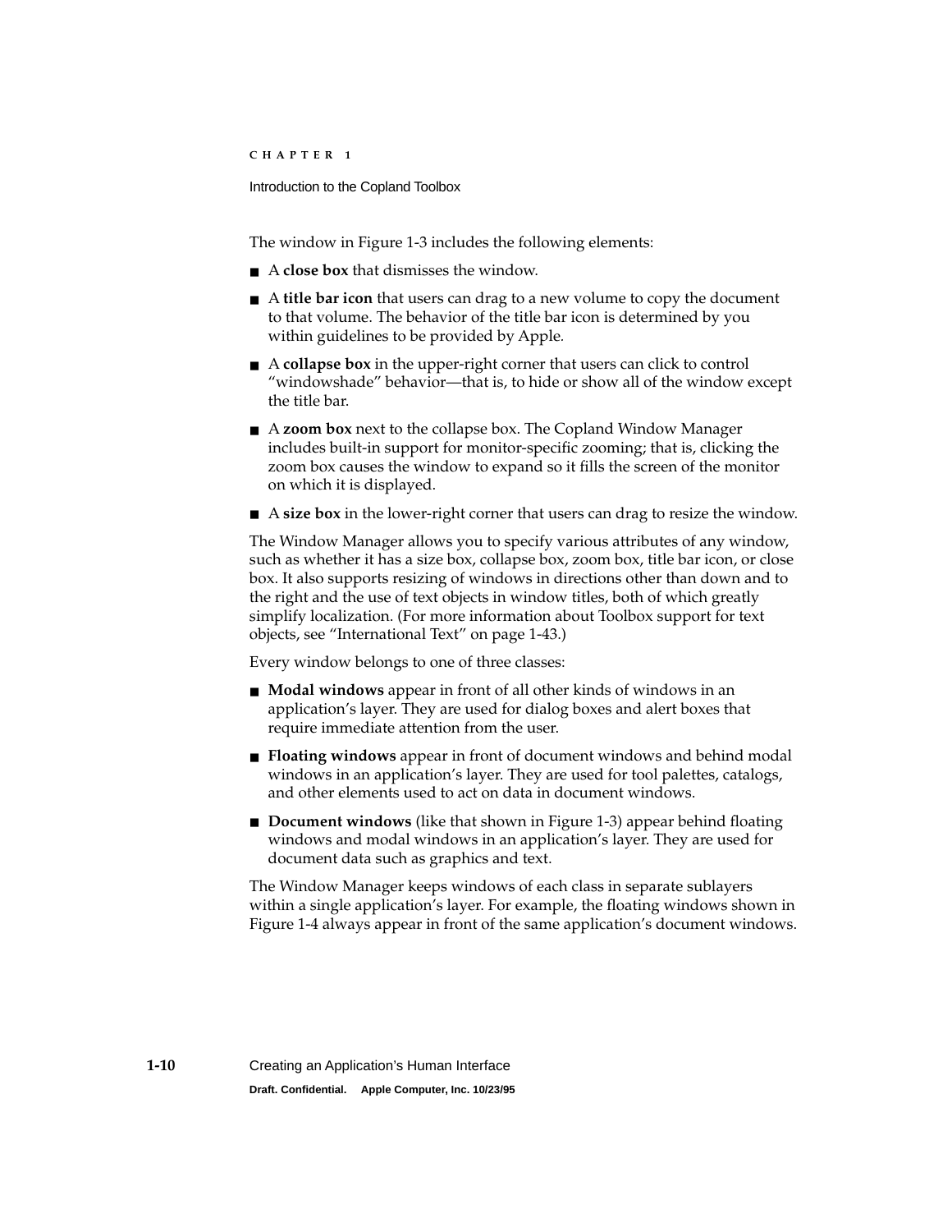The window in Figure 1-3 includes the following elements:

- A **close box** that dismisses the window.
- A **title bar icon** that users can drag to a new volume to copy the document to that volume. The behavior of the title bar icon is determined by you within guidelines to be provided by Apple.
- A **collapse box** in the upper-right corner that users can click to control "windowshade" behavior—that is, to hide or show all of the window except the title bar.
- A **zoom box** next to the collapse box. The Copland Window Manager includes built-in support for monitor-specific zooming; that is, clicking the zoom box causes the window to expand so it fills the screen of the monitor on which it is displayed.
- A **size box** in the lower-right corner that users can drag to resize the window.

The Window Manager allows you to specify various attributes of any window, such as whether it has a size box, collapse box, zoom box, title bar icon, or close box. It also supports resizing of windows in directions other than down and to the right and the use of text objects in window titles, both of which greatly simplify localization. (For more information about Toolbox support for text objects, see "International Text" on page 1-43.)

Every window belongs to one of three classes:

- **Modal windows** appear in front of all other kinds of windows in an application's layer. They are used for dialog boxes and alert boxes that require immediate attention from the user.
- **Floating windows** appear in front of document windows and behind modal windows in an application's layer. They are used for tool palettes, catalogs, and other elements used to act on data in document windows.
- **Document windows** (like that shown in Figure 1-3) appear behind floating windows and modal windows in an application's layer. They are used for document data such as graphics and text.

The Window Manager keeps windows of each class in separate sublayers within a single application's layer. For example, the floating windows shown in Figure 1-4 always appear in front of the same application's document windows.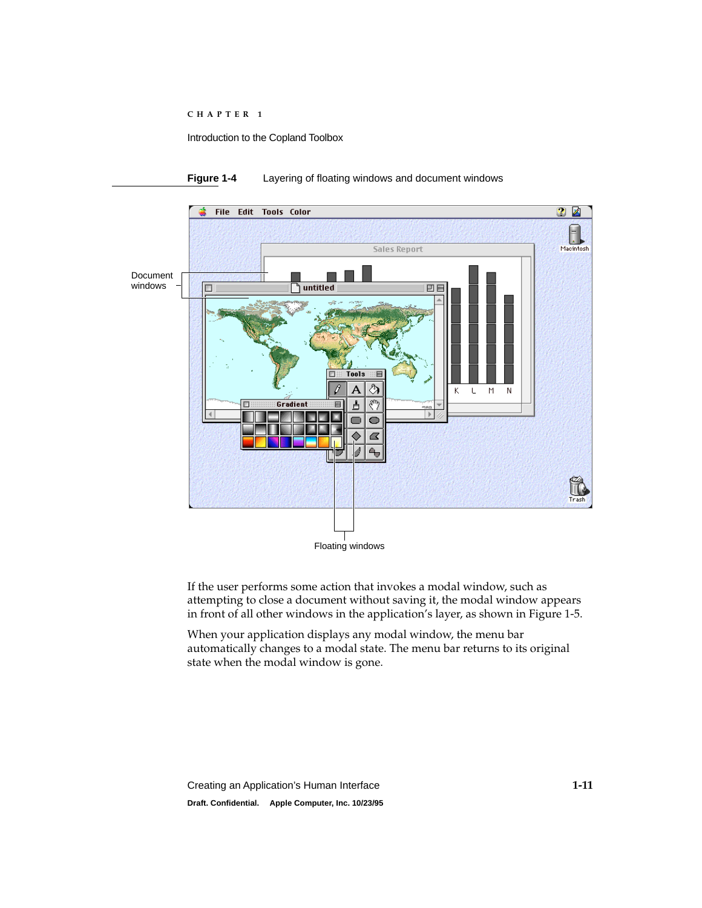**Figure 1-4** Layering of floating windows and document windows

If the user performs some action that invokes a modal window, such as attempting to close a document without saving it, the modal window appears in front of all other windows in the application's layer, as shown in Figure 1-5.

When your application displays any modal window, the menu bar automatically changes to a modal state. The menu bar returns to its original state when the modal window is gone.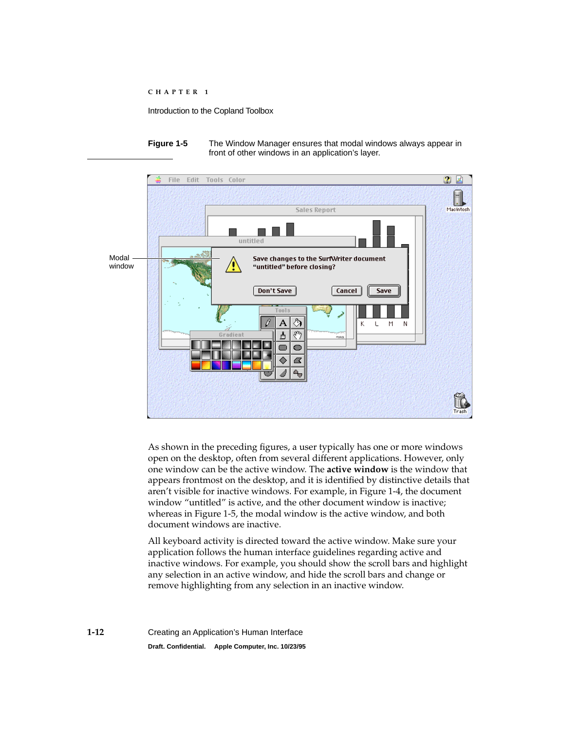**Figure 1-5** The Window Manager ensures that modal windows always appear in front of other windows in an application's layer.

As shown in the preceding figures, a user typically has one or more windows open on the desktop, often from several different applications. However, only one window can be the active window. The **active window** is the window that appears frontmost on the desktop, and it is identified by distinctive details that aren't visible for inactive windows. For example, in Figure 1-4, the document window "untitled" is active, and the other document window is inactive; whereas in Figure 1-5, the modal window is the active window, and both document windows are inactive.

All keyboard activity is directed toward the active window. Make sure your application follows the human interface guidelines regarding active and inactive windows. For example, you should show the scroll bars and highlight any selection in an active window, and hide the scroll bars and change or remove highlighting from any selection in an inactive window.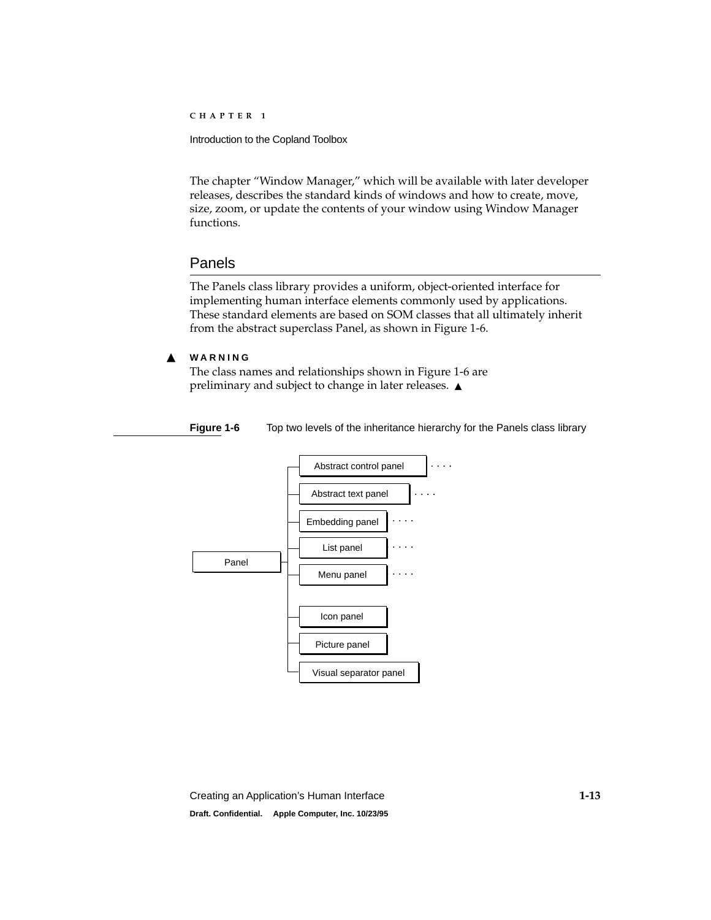The chapter "Window Manager," which will be available with later developer releases, describes the standard kinds of windows and how to create, move, size, zoom, or update the contents of your window using Window Manager functions.

## Panels

The Panels class library provides a uniform, object-oriented interface for implementing human interface elements commonly used by applications. These standard elements are based on SOM classes that all ultimately inherit from the abstract superclass Panel, as shown in Figure 1-6.

▲ **WARNING**

The class names and relationships shown in Figure 1-6 are preliminary and subject to change in later releases. ▲

**Figure 1-6** Top two levels of the inheritance hierarchy for the Panels class library

- Panel
  - Abstract control panel . . . .
  - Abstract text panel . . . .
  - Embedding panel . . . .
  - List panel . . . .
  - Menu panel . . . .
  - Icon panel
  - Picture panel
  - Visual separator panel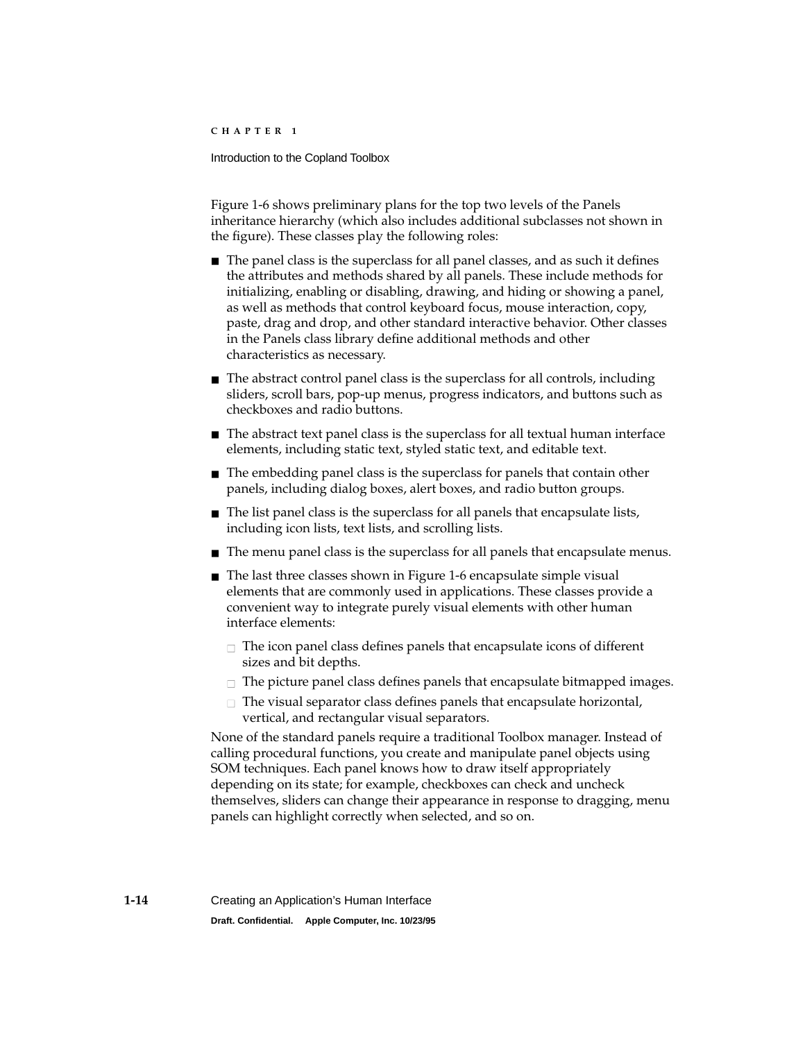Figure 1-6 shows preliminary plans for the top two levels of the Panels inheritance hierarchy (which also includes additional subclasses not shown in the figure). These classes play the following roles:

- The panel class is the superclass for all panel classes, and as such it defines the attributes and methods shared by all panels. These include methods for initializing, enabling or disabling, drawing, and hiding or showing a panel, as well as methods that control keyboard focus, mouse interaction, copy, paste, drag and drop, and other standard interactive behavior. Other classes in the Panels class library define additional methods and other characteristics as necessary.
- The abstract control panel class is the superclass for all controls, including sliders, scroll bars, pop-up menus, progress indicators, and buttons such as checkboxes and radio buttons.
- The abstract text panel class is the superclass for all textual human interface elements, including static text, styled static text, and editable text.
- The embedding panel class is the superclass for panels that contain other panels, including dialog boxes, alert boxes, and radio button groups.
- The list panel class is the superclass for all panels that encapsulate lists, including icon lists, text lists, and scrolling lists.
- The menu panel class is the superclass for all panels that encapsulate menus.
- The last three classes shown in Figure 1-6 encapsulate simple visual elements that are commonly used in applications. These classes provide a convenient way to integrate purely visual elements with other human interface elements:
  - The icon panel class defines panels that encapsulate icons of different sizes and bit depths.
  - The picture panel class defines panels that encapsulate bitmapped images.
  - The visual separator class defines panels that encapsulate horizontal, vertical, and rectangular visual separators.

None of the standard panels require a traditional Toolbox manager. Instead of calling procedural functions, you create and manipulate panel objects using SOM techniques. Each panel knows how to draw itself appropriately depending on its state; for example, checkboxes can check and uncheck themselves, sliders can change their appearance in response to dragging, menu panels can highlight correctly when selected, and so on.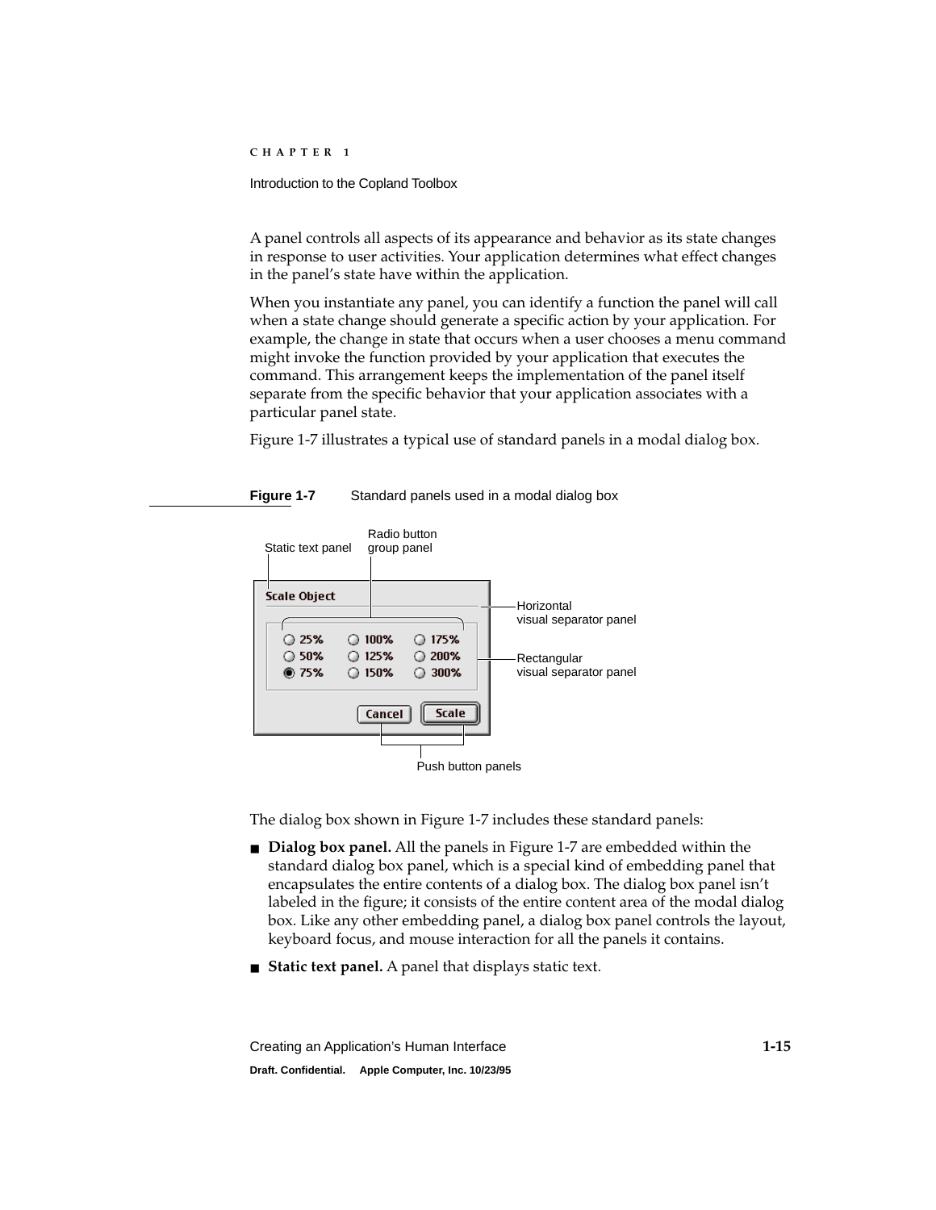A panel controls all aspects of its appearance and behavior as its state changes in response to user activities. Your application determines what effect changes in the panel's state have within the application.

When you instantiate any panel, you can identify a function the panel will call when a state change should generate a specific action by your application. For example, the change in state that occurs when a user chooses a menu command might invoke the function provided by your application that executes the command. This arrangement keeps the implementation of the panel itself separate from the specific behavior that your application associates with a particular panel state.

Figure 1-7 illustrates a typical use of standard panels in a modal dialog box.

**Figure 1-7** Standard panels used in a modal dialog box

The dialog box shown in Figure 1-7 includes these standard panels:

- **Dialog box panel.** All the panels in Figure 1-7 are embedded within the standard dialog box panel, which is a special kind of embedding panel that encapsulates the entire contents of a dialog box. The dialog box panel isn't labeled in the figure; it consists of the entire content area of the modal dialog box. Like any other embedding panel, a dialog box panel controls the layout, keyboard focus, and mouse interaction for all the panels it contains.
- **Static text panel.** A panel that displays static text.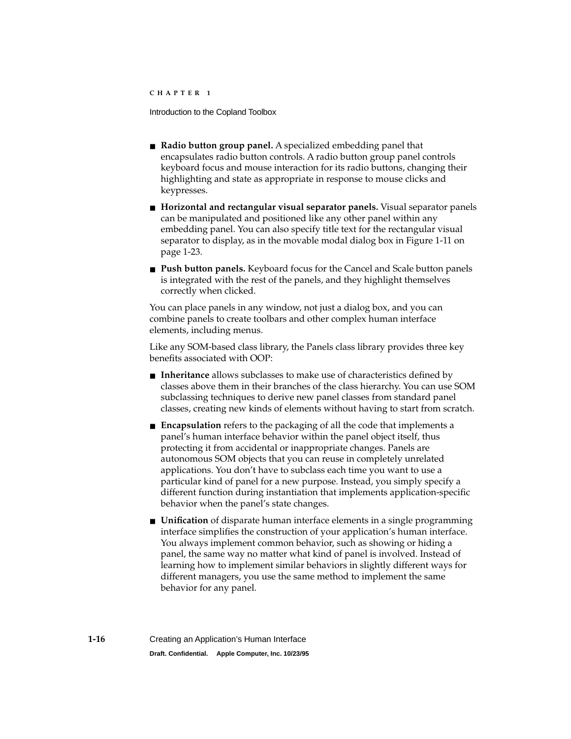- **Radio button group panel.** A specialized embedding panel that encapsulates radio button controls. A radio button group panel controls keyboard focus and mouse interaction for its radio buttons, changing their highlighting and state as appropriate in response to mouse clicks and keypresses.
- **Horizontal and rectangular visual separator panels.** Visual separator panels can be manipulated and positioned like any other panel within any embedding panel. You can also specify title text for the rectangular visual separator to display, as in the movable modal dialog box in Figure 1-11 on page 1-23.
- **Push button panels.** Keyboard focus for the Cancel and Scale button panels is integrated with the rest of the panels, and they highlight themselves correctly when clicked.

You can place panels in any window, not just a dialog box, and you can combine panels to create toolbars and other complex human interface elements, including menus.

Like any SOM-based class library, the Panels class library provides three key benefits associated with OOP:

- **Inheritance** allows subclasses to make use of characteristics defined by classes above them in their branches of the class hierarchy. You can use SOM subclassing techniques to derive new panel classes from standard panel classes, creating new kinds of elements without having to start from scratch.
- **Encapsulation** refers to the packaging of all the code that implements a panel's human interface behavior within the panel object itself, thus protecting it from accidental or inappropriate changes. Panels are autonomous SOM objects that you can reuse in completely unrelated applications. You don't have to subclass each time you want to use a particular kind of panel for a new purpose. Instead, you simply specify a different function during instantiation that implements application-specific behavior when the panel's state changes.
- **Unification** of disparate human interface elements in a single programming interface simplifies the construction of your application's human interface. You always implement common behavior, such as showing or hiding a panel, the same way no matter what kind of panel is involved. Instead of learning how to implement similar behaviors in slightly different ways for different managers, you use the same method to implement the same behavior for any panel.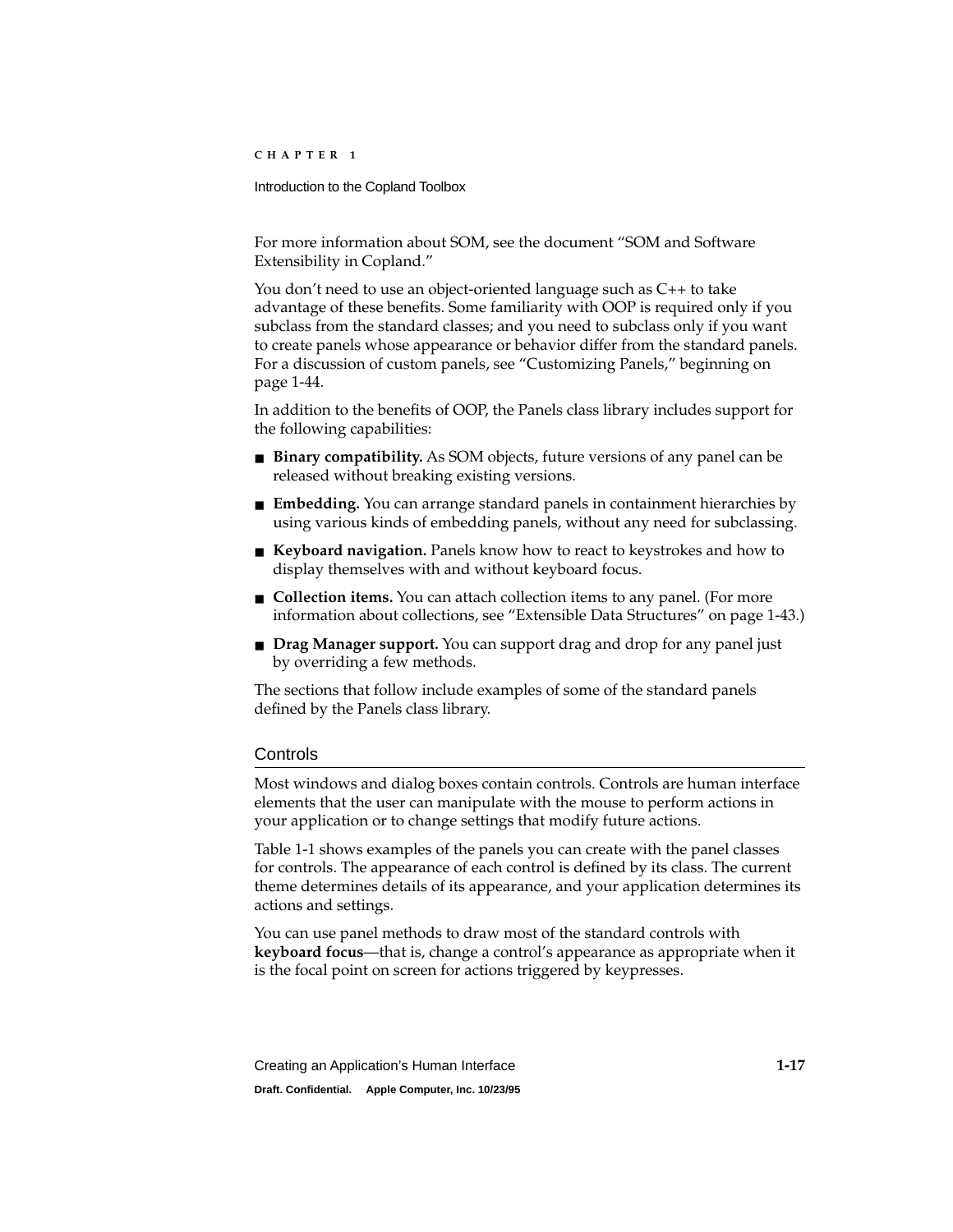For more information about SOM, see the document "SOM and Software Extensibility in Copland."

You don't need to use an object-oriented language such as C++ to take advantage of these benefits. Some familiarity with OOP is required only if you subclass from the standard classes; and you need to subclass only if you want to create panels whose appearance or behavior differ from the standard panels. For a discussion of custom panels, see "Customizing Panels," beginning on page 1-44.

In addition to the benefits of OOP, the Panels class library includes support for the following capabilities:

- **Binary compatibility.** As SOM objects, future versions of any panel can be released without breaking existing versions.
- **Embedding.** You can arrange standard panels in containment hierarchies by using various kinds of embedding panels, without any need for subclassing.
- **Keyboard navigation.** Panels know how to react to keystrokes and how to display themselves with and without keyboard focus.
- **Collection items.** You can attach collection items to any panel. (For more information about collections, see "Extensible Data Structures" on page 1-43.)
- **Drag Manager support.** You can support drag and drop for any panel just by overriding a few methods.

The sections that follow include examples of some of the standard panels defined by the Panels class library.

## Controls

Most windows and dialog boxes contain controls. Controls are human interface elements that the user can manipulate with the mouse to perform actions in your application or to change settings that modify future actions.

Table 1-1 shows examples of the panels you can create with the panel classes for controls. The appearance of each control is defined by its class. The current theme determines details of its appearance, and your application determines its actions and settings.

You can use panel methods to draw most of the standard controls with **keyboard focus**—that is, change a control's appearance as appropriate when it is the focal point on screen for actions triggered by keypresses.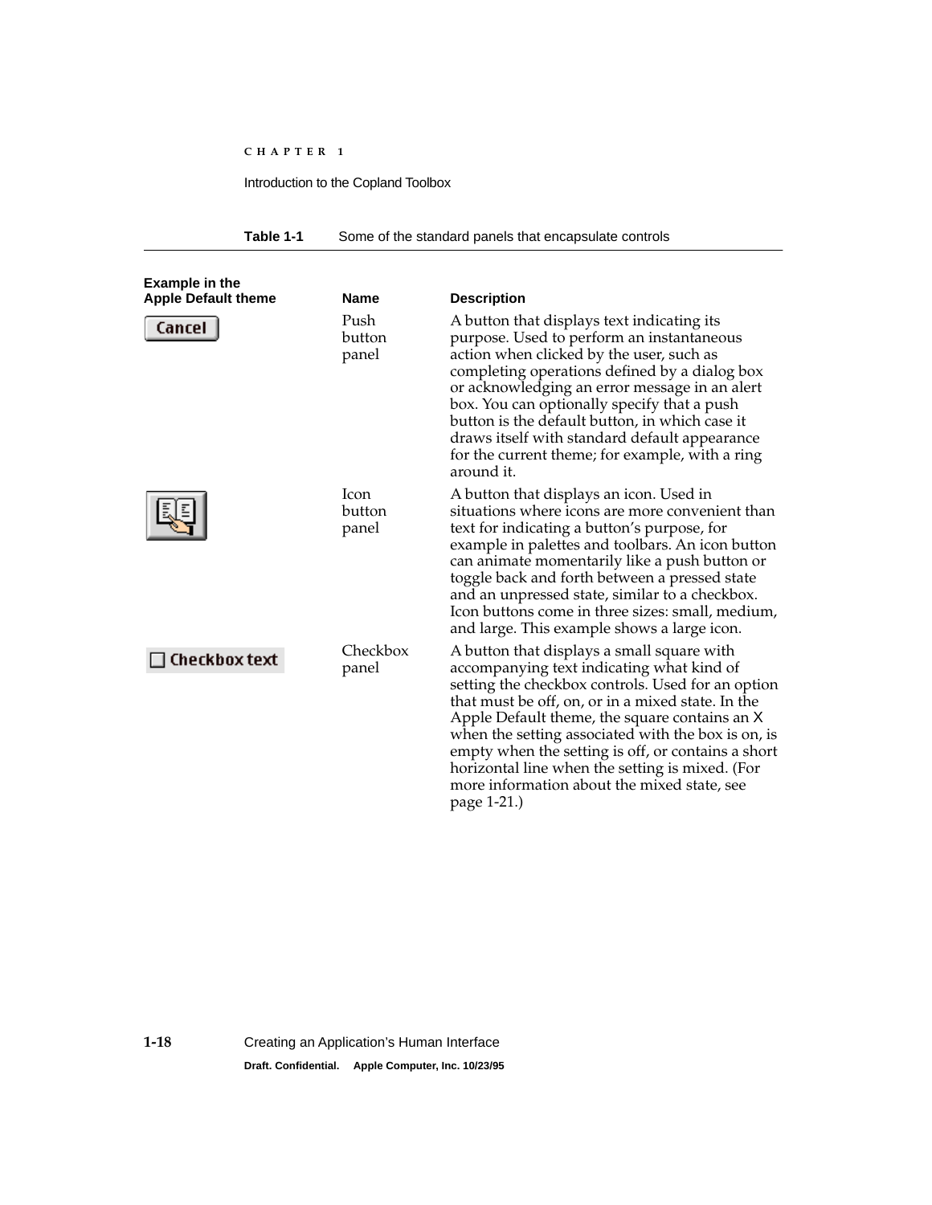**Table 1-1** Some of the standard panels that encapsulate controls

| Example in the Apple Default theme | Name | Description |
|---|---|---|
| Cancel | Push button panel | A button that displays text indicating its purpose. Used to perform an instantaneous action when clicked by the user, such as completing operations defined by a dialog box or acknowledging an error message in an alert box. You can optionally specify that a push button is the default button, in which case it draws itself with standard default appearance for the current theme; for example, with a ring around it. |
| | Icon button panel | A button that displays an icon. Used in situations where icons are more convenient than text for indicating a button's purpose, for example in palettes and toolbars. An icon button can animate momentarily like a push button or toggle back and forth between a pressed state and an unpressed state, similar to a checkbox. Icon buttons come in three sizes: small, medium, and large. This example shows a large icon. |
| Checkbox text | Checkbox panel | A button that displays a small square with accompanying text indicating what kind of setting the checkbox controls. Used for an option that must be off, on, or in a mixed state. In the Apple Default theme, the square contains an X when the setting associated with the box is on, is empty when the setting is off, or contains a short horizontal line when the setting is mixed. (For more information about the mixed state, see page 1-21.) |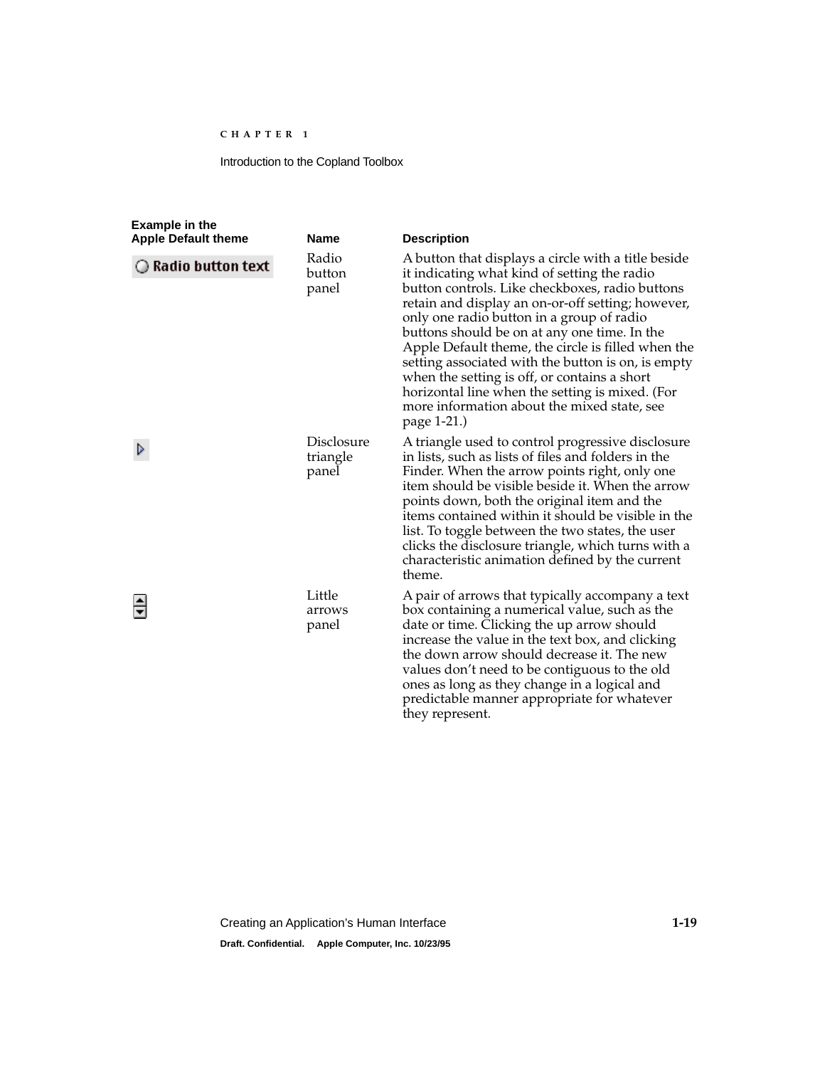| Example in the Apple Default theme | Name | Description |
|---|---|---|
| Radio button text | Radio button panel | A button that displays a circle with a title beside it indicating what kind of setting the radio button controls. Like checkboxes, radio buttons retain and display an on-or-off setting; however, only one radio button in a group of radio buttons should be on at any one time. In the Apple Default theme, the circle is filled when the setting associated with the button is on, is empty when the setting is off, or contains a short horizontal line when the setting is mixed. (For more information about the mixed state, see page 1-21.) |
| | Disclosure triangle panel | A triangle used to control progressive disclosure in lists, such as lists of files and folders in the Finder. When the arrow points right, only one item should be visible beside it. When the arrow points down, both the original item and the items contained within it should be visible in the list. To toggle between the two states, the user clicks the disclosure triangle, which turns with a characteristic animation defined by the current theme. |
| | Little arrows panel | A pair of arrows that typically accompany a text box containing a numerical value, such as the date or time. Clicking the up arrow should increase the value in the text box, and clicking the down arrow should decrease it. The new values don't need to be contiguous to the old ones as long as they change in a logical and predictable manner appropriate for whatever they represent. |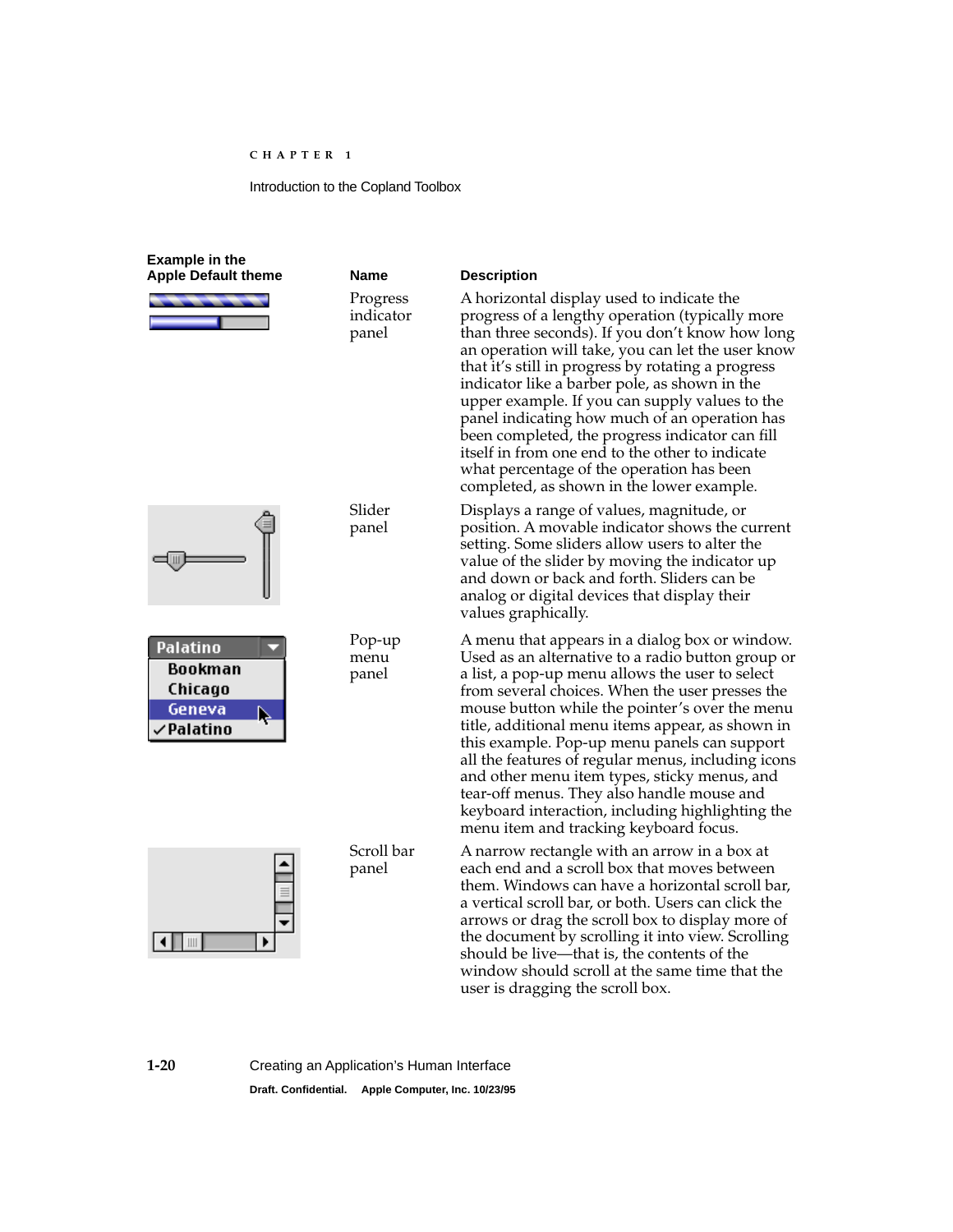| Example in the Apple Default theme | Name | Description |
|---|---|---|
| | Progress indicator panel | A horizontal display used to indicate the progress of a lengthy operation (typically more than three seconds). If you don't know how long an operation will take, you can let the user know that it's still in progress by rotating a progress indicator like a barber pole, as shown in the upper example. If you can supply values to the panel indicating how much of an operation has been completed, the progress indicator can fill itself in from one end to the other to indicate what percentage of the operation has been completed, as shown in the lower example. |
| | Slider panel | Displays a range of values, magnitude, or position. A movable indicator shows the current setting. Some sliders allow users to alter the value of the slider by moving the indicator up and down or back and forth. Sliders can be analog or digital devices that display their values graphically. |
| Palatino<br>Bookman<br>Chicago<br>Geneva<br>✓Palatino | Pop-up menu panel | A menu that appears in a dialog box or window. Used as an alternative to a radio button group or a list, a pop-up menu allows the user to select from several choices. When the user presses the mouse button while the pointer's over the menu title, additional menu items appear, as shown in this example. Pop-up menu panels can support all the features of regular menus, including icons and other menu item types, sticky menus, and tear-off menus. They also handle mouse and keyboard interaction, including highlighting the menu item and tracking keyboard focus. |
| | Scroll bar panel | A narrow rectangle with an arrow in a box at each end and a scroll box that moves between them. Windows can have a horizontal scroll bar, a vertical scroll bar, or both. Users can click the arrows or drag the scroll box to display more of the document by scrolling it into view. Scrolling should be live—that is, the contents of the window should scroll at the same time that the user is dragging the scroll box. |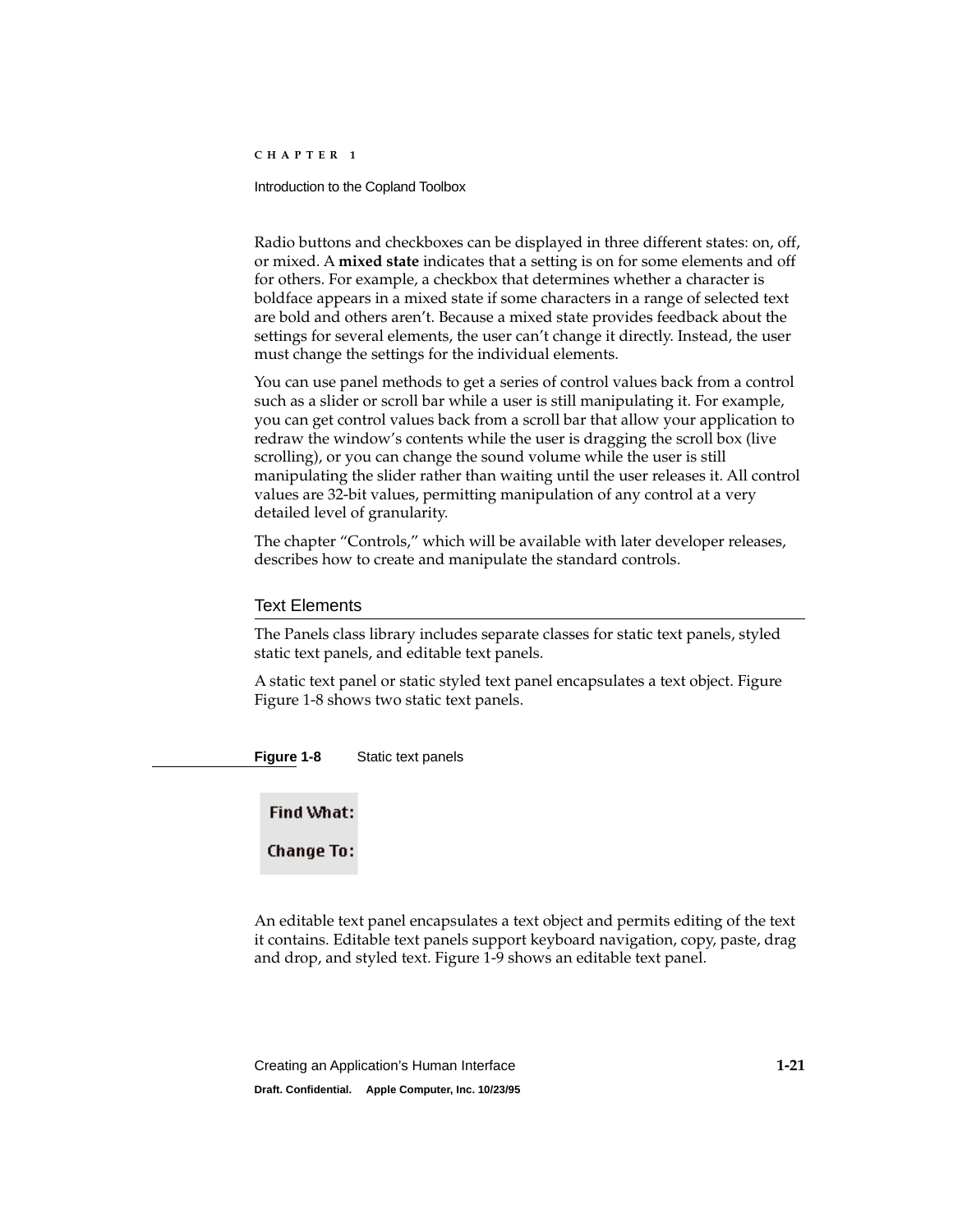Radio buttons and checkboxes can be displayed in three different states: on, off, or mixed. A **mixed state** indicates that a setting is on for some elements and off for others. For example, a checkbox that determines whether a character is boldface appears in a mixed state if some characters in a range of selected text are bold and others aren't. Because a mixed state provides feedback about the settings for several elements, the user can't change it directly. Instead, the user must change the settings for the individual elements.

You can use panel methods to get a series of control values back from a control such as a slider or scroll bar while a user is still manipulating it. For example, you can get control values back from a scroll bar that allow your application to redraw the window's contents while the user is dragging the scroll box (live scrolling), or you can change the sound volume while the user is still manipulating the slider rather than waiting until the user releases it. All control values are 32-bit values, permitting manipulation of any control at a very detailed level of granularity.

The chapter "Controls," which will be available with later developer releases, describes how to create and manipulate the standard controls.

## Text Elements

The Panels class library includes separate classes for static text panels, styled static text panels, and editable text panels.

A static text panel or static styled text panel encapsulates a text object. Figure Figure 1-8 shows two static text panels.

**Figure 1-8** Static text panels

Find What:

Change To:

An editable text panel encapsulates a text object and permits editing of the text it contains. Editable text panels support keyboard navigation, copy, paste, drag and drop, and styled text. Figure 1-9 shows an editable text panel.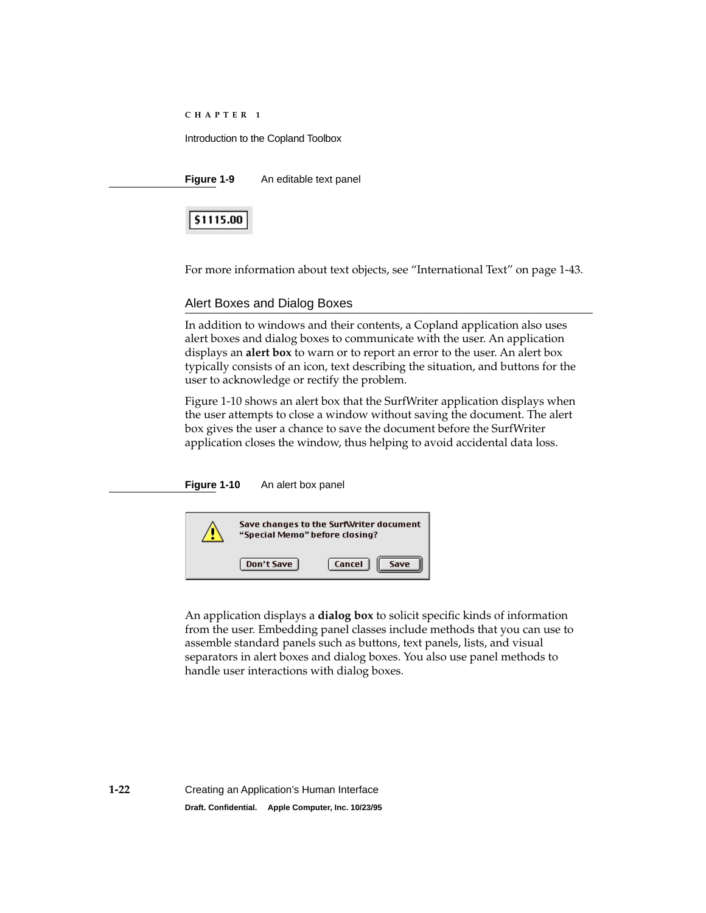**Figure 1-9** An editable text panel

For more information about text objects, see “International Text” on page 1-43.

## Alert Boxes and Dialog Boxes

In addition to windows and their contents, a Copland application also uses alert boxes and dialog boxes to communicate with the user. An application displays an **alert box** to warn or to report an error to the user. An alert box typically consists of an icon, text describing the situation, and buttons for the user to acknowledge or rectify the problem.

Figure 1-10 shows an alert box that the SurfWriter application displays when the user attempts to close a window without saving the document. The alert box gives the user a chance to save the document before the SurfWriter application closes the window, thus helping to avoid accidental data loss.

**Figure 1-10** An alert box panel

An application displays a **dialog box** to solicit specific kinds of information from the user. Embedding panel classes include methods that you can use to assemble standard panels such as buttons, text panels, lists, and visual separators in alert boxes and dialog boxes. You also use panel methods to handle user interactions with dialog boxes.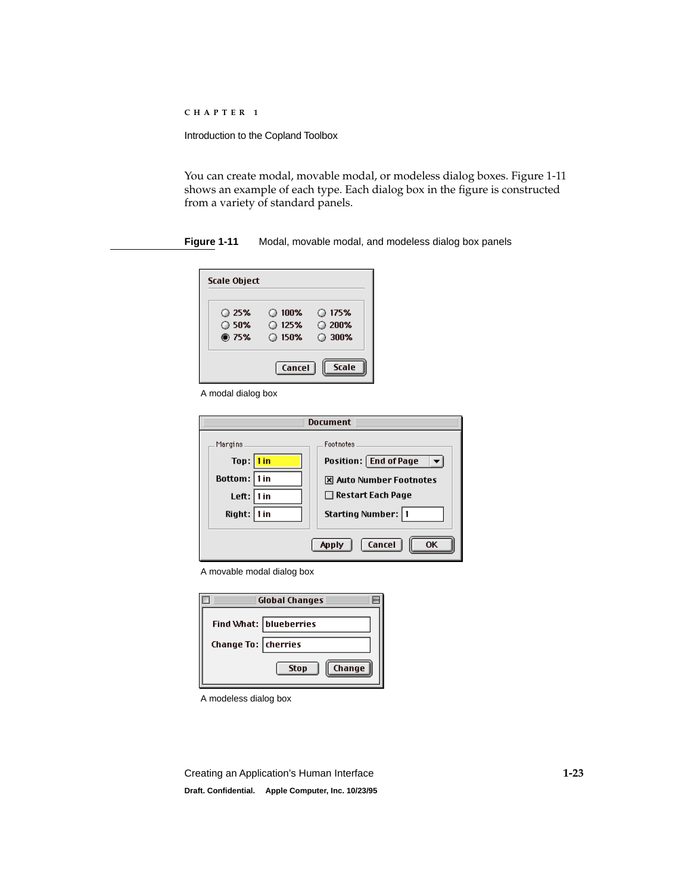You can create modal, movable modal, or modeless dialog boxes. Figure 1-11 shows an example of each type. Each dialog box in the figure is constructed from a variety of standard panels.

**Figure 1-11** Modal, movable modal, and modeless dialog box panels

A modal dialog box

A movable modal dialog box

A modeless dialog box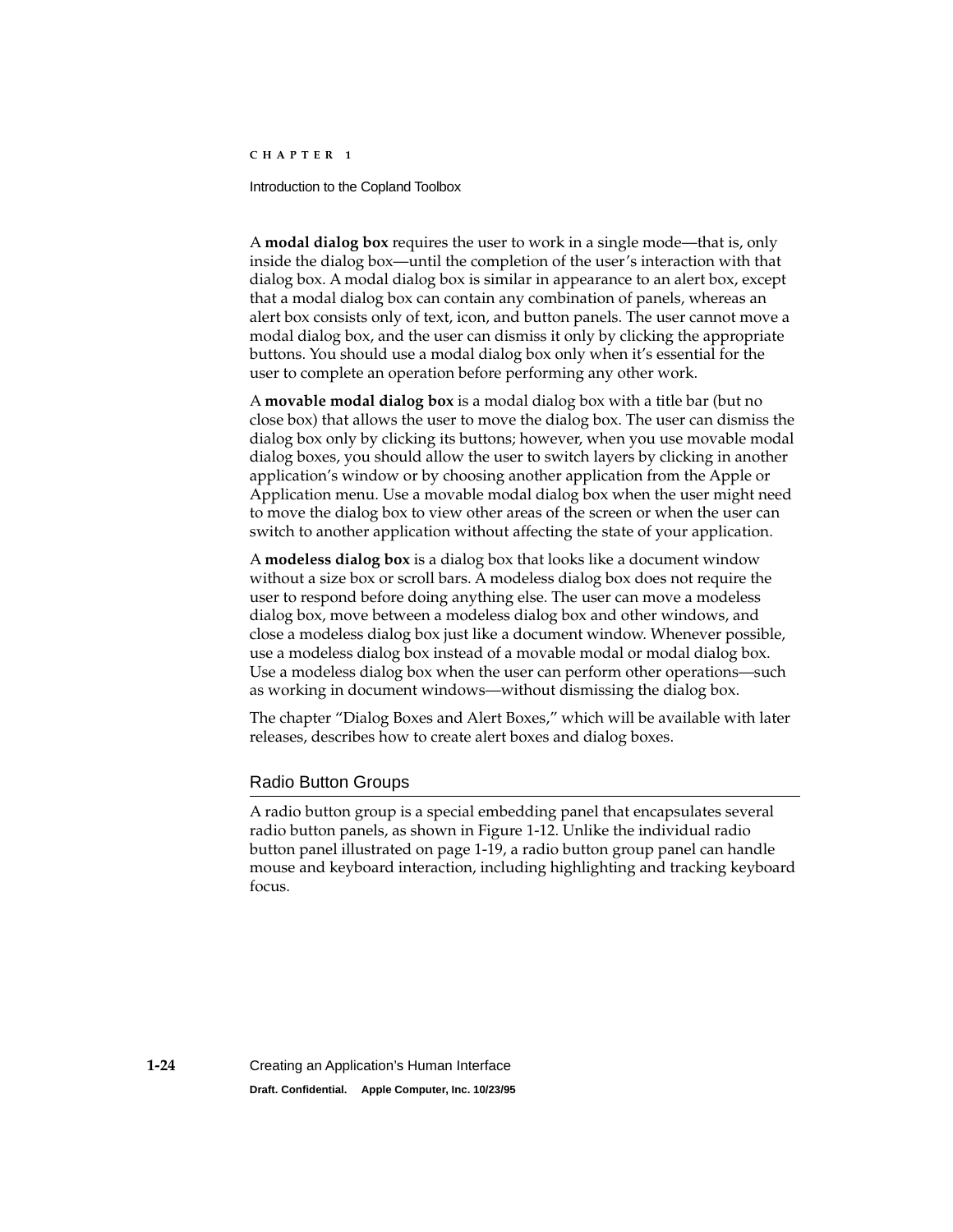A **modal dialog box** requires the user to work in a single mode—that is, only inside the dialog box—until the completion of the user's interaction with that dialog box. A modal dialog box is similar in appearance to an alert box, except that a modal dialog box can contain any combination of panels, whereas an alert box consists only of text, icon, and button panels. The user cannot move a modal dialog box, and the user can dismiss it only by clicking the appropriate buttons. You should use a modal dialog box only when it's essential for the user to complete an operation before performing any other work.

A **movable modal dialog box** is a modal dialog box with a title bar (but no close box) that allows the user to move the dialog box. The user can dismiss the dialog box only by clicking its buttons; however, when you use movable modal dialog boxes, you should allow the user to switch layers by clicking in another application's window or by choosing another application from the Apple or Application menu. Use a movable modal dialog box when the user might need to move the dialog box to view other areas of the screen or when the user can switch to another application without affecting the state of your application.

A **modeless dialog box** is a dialog box that looks like a document window without a size box or scroll bars. A modeless dialog box does not require the user to respond before doing anything else. The user can move a modeless dialog box, move between a modeless dialog box and other windows, and close a modeless dialog box just like a document window. Whenever possible, use a modeless dialog box instead of a movable modal or modal dialog box. Use a modeless dialog box when the user can perform other operations—such as working in document windows—without dismissing the dialog box.

The chapter "Dialog Boxes and Alert Boxes," which will be available with later releases, describes how to create alert boxes and dialog boxes.

## Radio Button Groups

A radio button group is a special embedding panel that encapsulates several radio button panels, as shown in Figure 1-12. Unlike the individual radio button panel illustrated on page 1-19, a radio button group panel can handle mouse and keyboard interaction, including highlighting and tracking keyboard focus.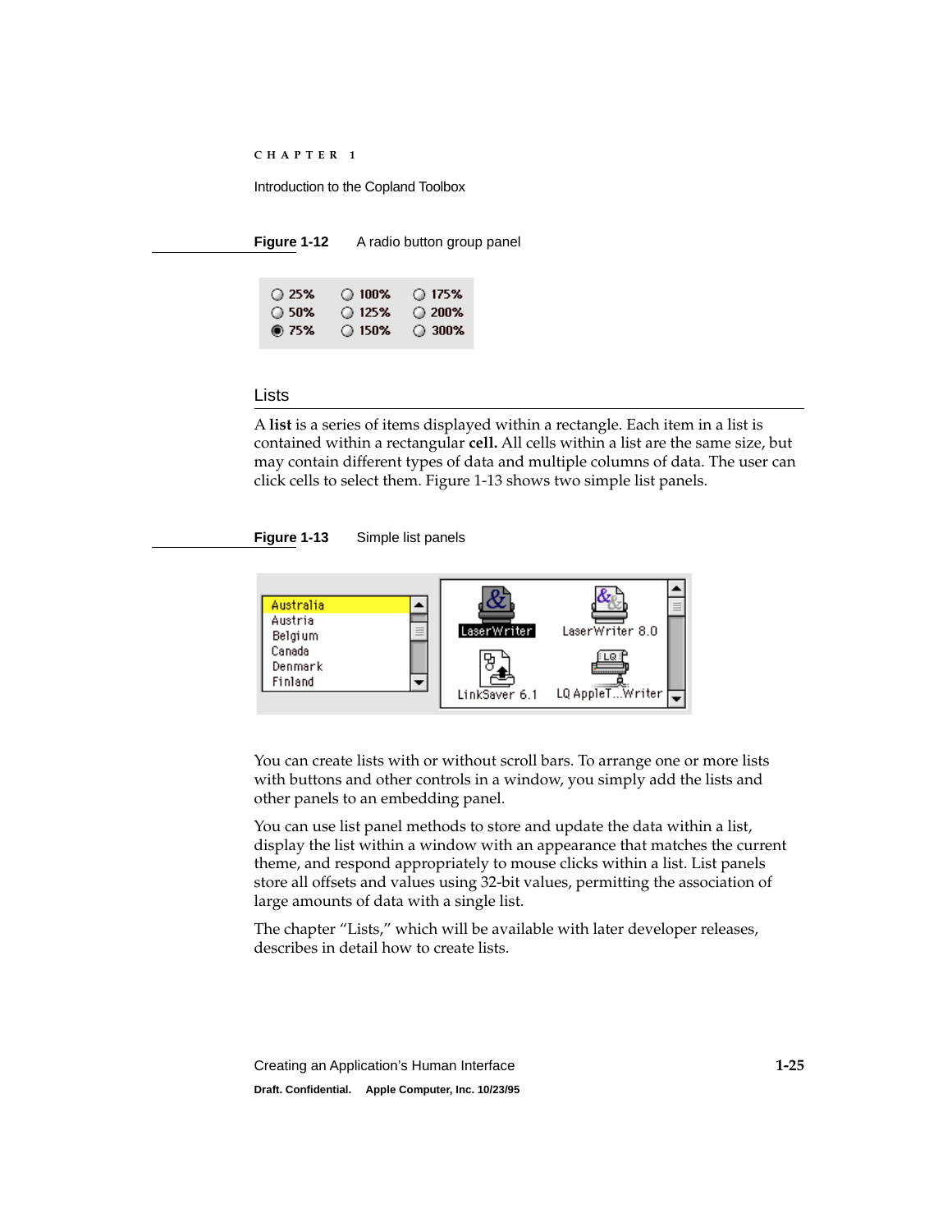**Figure 1-12** A radio button group panel

## Lists

A **list** is a series of items displayed within a rectangle. Each item in a list is contained within a rectangular **cell.** All cells within a list are the same size, but may contain different types of data and multiple columns of data. The user can click cells to select them. Figure 1-13 shows two simple list panels.

**Figure 1-13** Simple list panels

You can create lists with or without scroll bars. To arrange one or more lists with buttons and other controls in a window, you simply add the lists and other panels to an embedding panel.

You can use list panel methods to store and update the data within a list, display the list within a window with an appearance that matches the current theme, and respond appropriately to mouse clicks within a list. List panels store all offsets and values using 32-bit values, permitting the association of large amounts of data with a single list.

The chapter "Lists," which will be available with later developer releases, describes in detail how to create lists.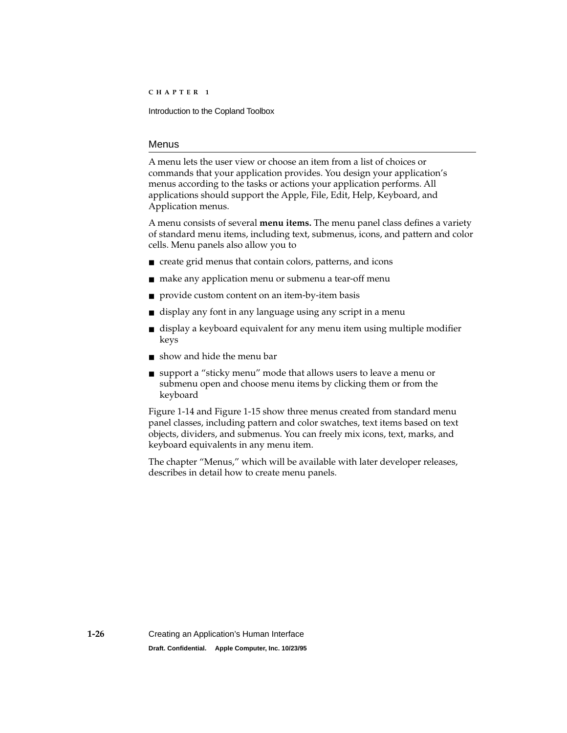## Menus

A menu lets the user view or choose an item from a list of choices or commands that your application provides. You design your application's menus according to the tasks or actions your application performs. All applications should support the Apple, File, Edit, Help, Keyboard, and Application menus.

A menu consists of several **menu items.** The menu panel class defines a variety of standard menu items, including text, submenus, icons, and pattern and color cells. Menu panels also allow you to

- create grid menus that contain colors, patterns, and icons
- make any application menu or submenu a tear-off menu
- provide custom content on an item-by-item basis
- display any font in any language using any script in a menu
- display a keyboard equivalent for any menu item using multiple modifier keys
- show and hide the menu bar
- support a "sticky menu" mode that allows users to leave a menu or submenu open and choose menu items by clicking them or from the keyboard

Figure 1-14 and Figure 1-15 show three menus created from standard menu panel classes, including pattern and color swatches, text items based on text objects, dividers, and submenus. You can freely mix icons, text, marks, and keyboard equivalents in any menu item.

The chapter "Menus," which will be available with later developer releases, describes in detail how to create menu panels.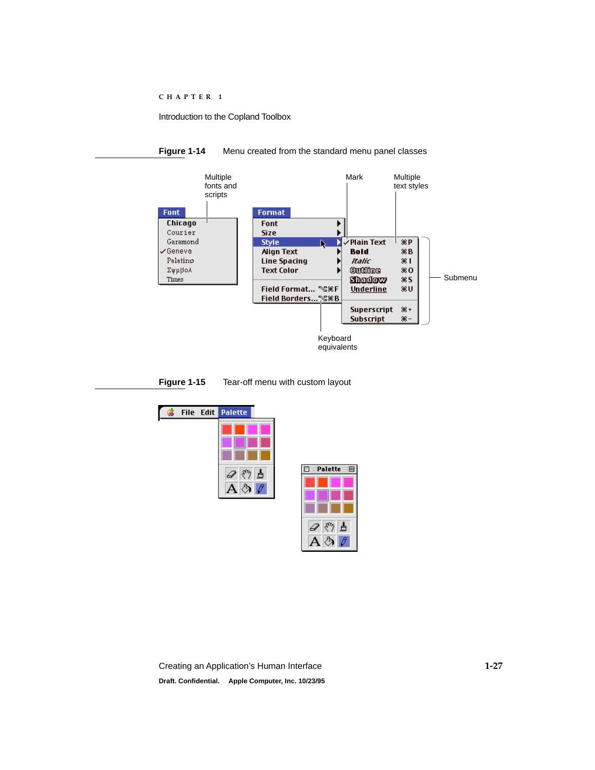**Figure 1-14** Menu created from the standard menu panel classes

**Figure 1-15** Tear-off menu with custom layout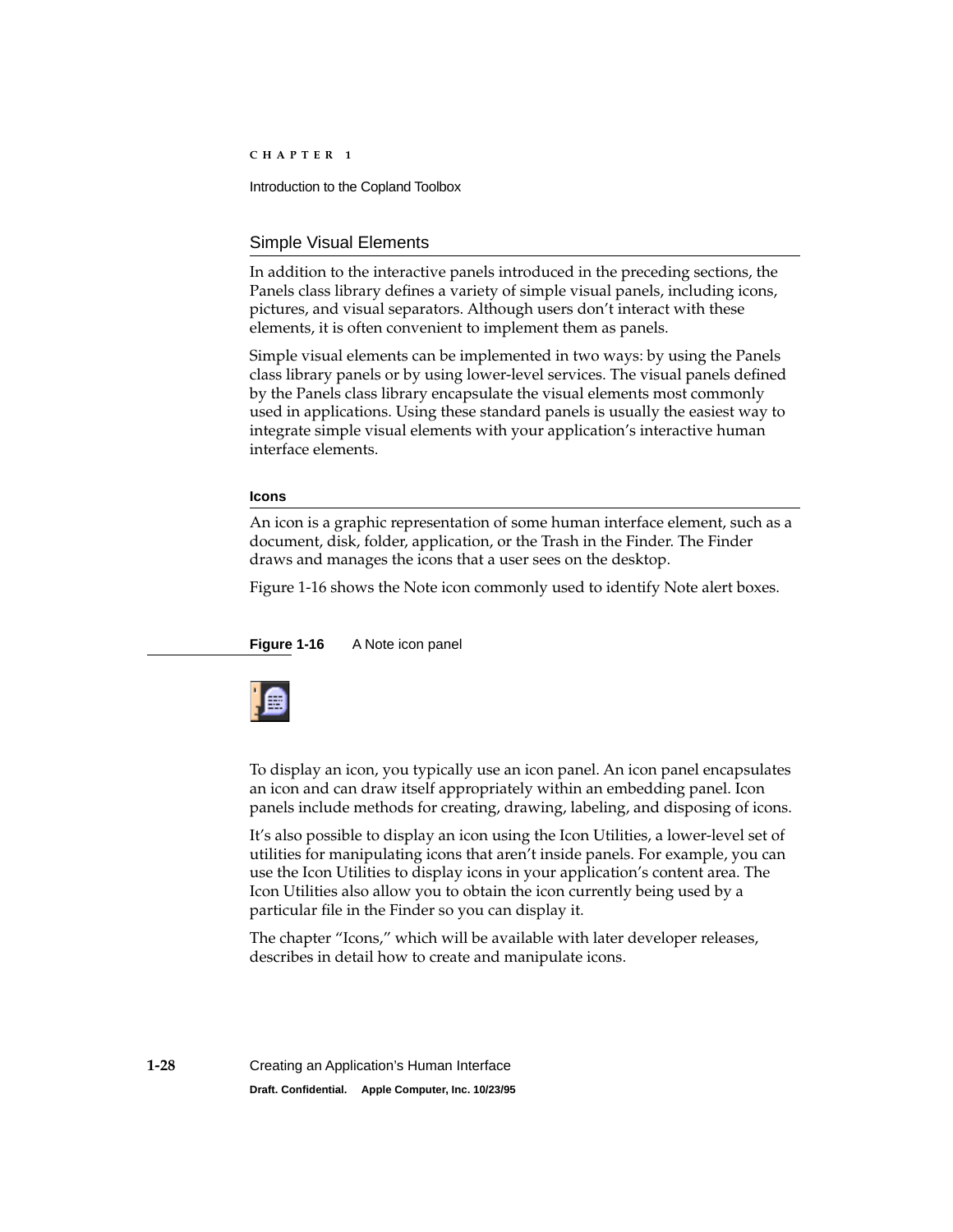## Simple Visual Elements

In addition to the interactive panels introduced in the preceding sections, the Panels class library defines a variety of simple visual panels, including icons, pictures, and visual separators. Although users don't interact with these elements, it is often convenient to implement them as panels.

Simple visual elements can be implemented in two ways: by using the Panels class library panels or by using lower-level services. The visual panels defined by the Panels class library encapsulate the visual elements most commonly used in applications. Using these standard panels is usually the easiest way to integrate simple visual elements with your application's interactive human interface elements.

### Icons

An icon is a graphic representation of some human interface element, such as a document, disk, folder, application, or the Trash in the Finder. The Finder draws and manages the icons that a user sees on the desktop.

Figure 1-16 shows the Note icon commonly used to identify Note alert boxes.

**Figure 1-16** A Note icon panel

To display an icon, you typically use an icon panel. An icon panel encapsulates an icon and can draw itself appropriately within an embedding panel. Icon panels include methods for creating, drawing, labeling, and disposing of icons.

It's also possible to display an icon using the Icon Utilities, a lower-level set of utilities for manipulating icons that aren't inside panels. For example, you can use the Icon Utilities to display icons in your application's content area. The Icon Utilities also allow you to obtain the icon currently being used by a particular file in the Finder so you can display it.

The chapter "Icons," which will be available with later developer releases, describes in detail how to create and manipulate icons.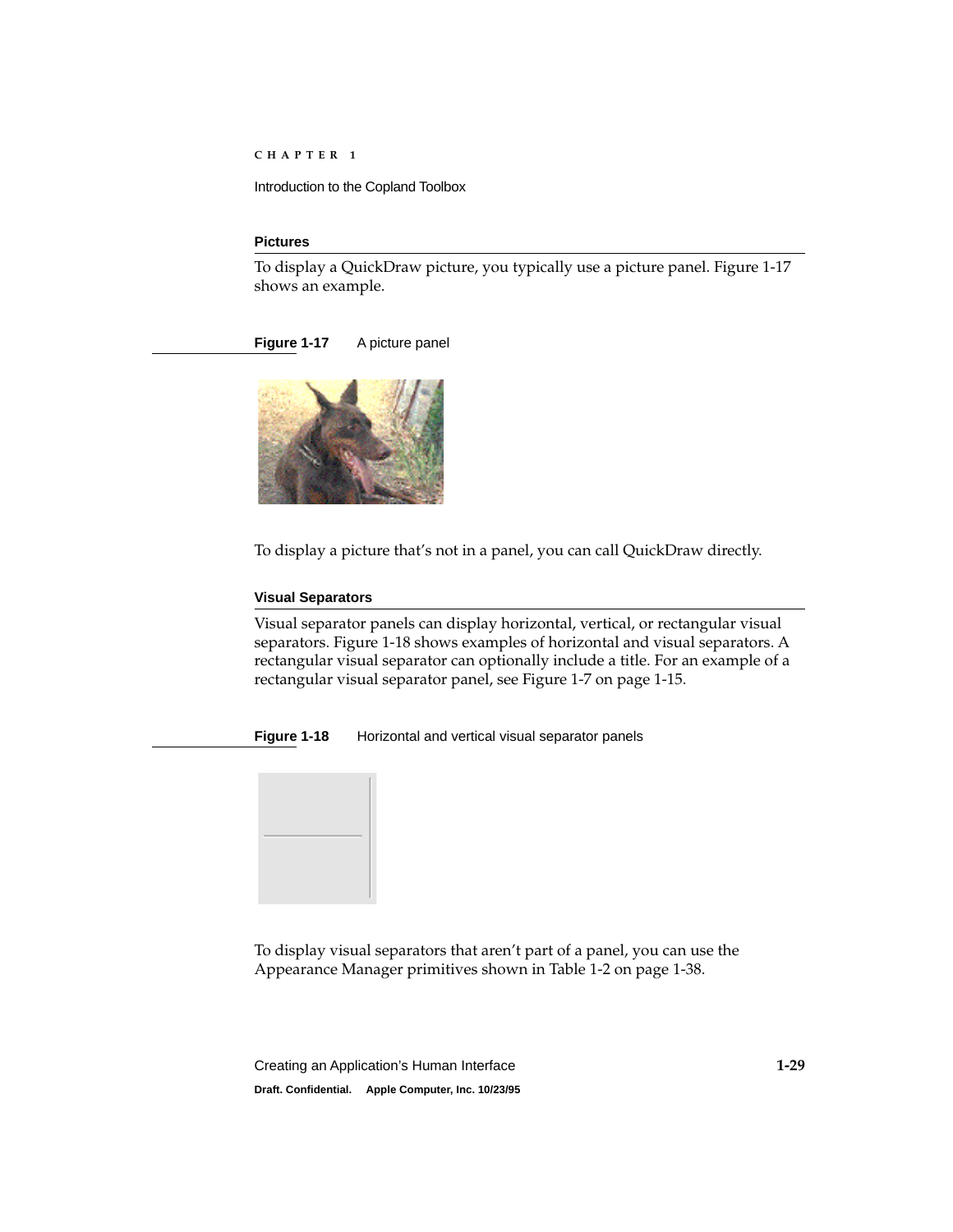### Pictures

To display a QuickDraw picture, you typically use a picture panel. Figure 1-17 shows an example.

**Figure 1-17** A picture panel

To display a picture that's not in a panel, you can call QuickDraw directly.

### Visual Separators

Visual separator panels can display horizontal, vertical, or rectangular visual separators. Figure 1-18 shows examples of horizontal and visual separators. A rectangular visual separator can optionally include a title. For an example of a rectangular visual separator panel, see Figure 1-7 on page 1-15.

**Figure 1-18** Horizontal and vertical visual separator panels

To display visual separators that aren't part of a panel, you can use the Appearance Manager primitives shown in Table 1-2 on page 1-38.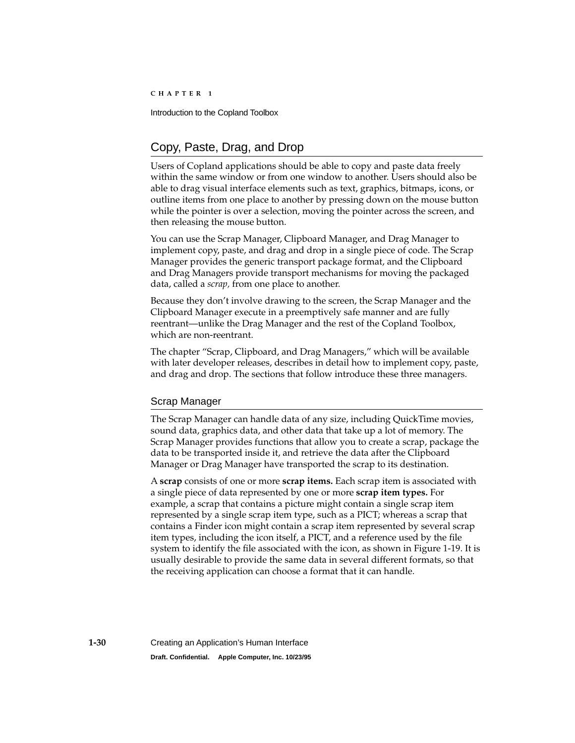## Copy, Paste, Drag, and Drop

Users of Copland applications should be able to copy and paste data freely within the same window or from one window to another. Users should also be able to drag visual interface elements such as text, graphics, bitmaps, icons, or outline items from one place to another by pressing down on the mouse button while the pointer is over a selection, moving the pointer across the screen, and then releasing the mouse button.

You can use the Scrap Manager, Clipboard Manager, and Drag Manager to implement copy, paste, and drag and drop in a single piece of code. The Scrap Manager provides the generic transport package format, and the Clipboard and Drag Managers provide transport mechanisms for moving the packaged data, called a *scrap,* from one place to another.

Because they don't involve drawing to the screen, the Scrap Manager and the Clipboard Manager execute in a preemptively safe manner and are fully reentrant—unlike the Drag Manager and the rest of the Copland Toolbox, which are non-reentrant.

The chapter "Scrap, Clipboard, and Drag Managers," which will be available with later developer releases, describes in detail how to implement copy, paste, and drag and drop. The sections that follow introduce these three managers.

### Scrap Manager

The Scrap Manager can handle data of any size, including QuickTime movies, sound data, graphics data, and other data that take up a lot of memory. The Scrap Manager provides functions that allow you to create a scrap, package the data to be transported inside it, and retrieve the data after the Clipboard Manager or Drag Manager have transported the scrap to its destination.

A **scrap** consists of one or more **scrap items.** Each scrap item is associated with a single piece of data represented by one or more **scrap item types.** For example, a scrap that contains a picture might contain a single scrap item represented by a single scrap item type, such as a PICT; whereas a scrap that contains a Finder icon might contain a scrap item represented by several scrap item types, including the icon itself, a PICT, and a reference used by the file system to identify the file associated with the icon, as shown in Figure 1-19. It is usually desirable to provide the same data in several different formats, so that the receiving application can choose a format that it can handle.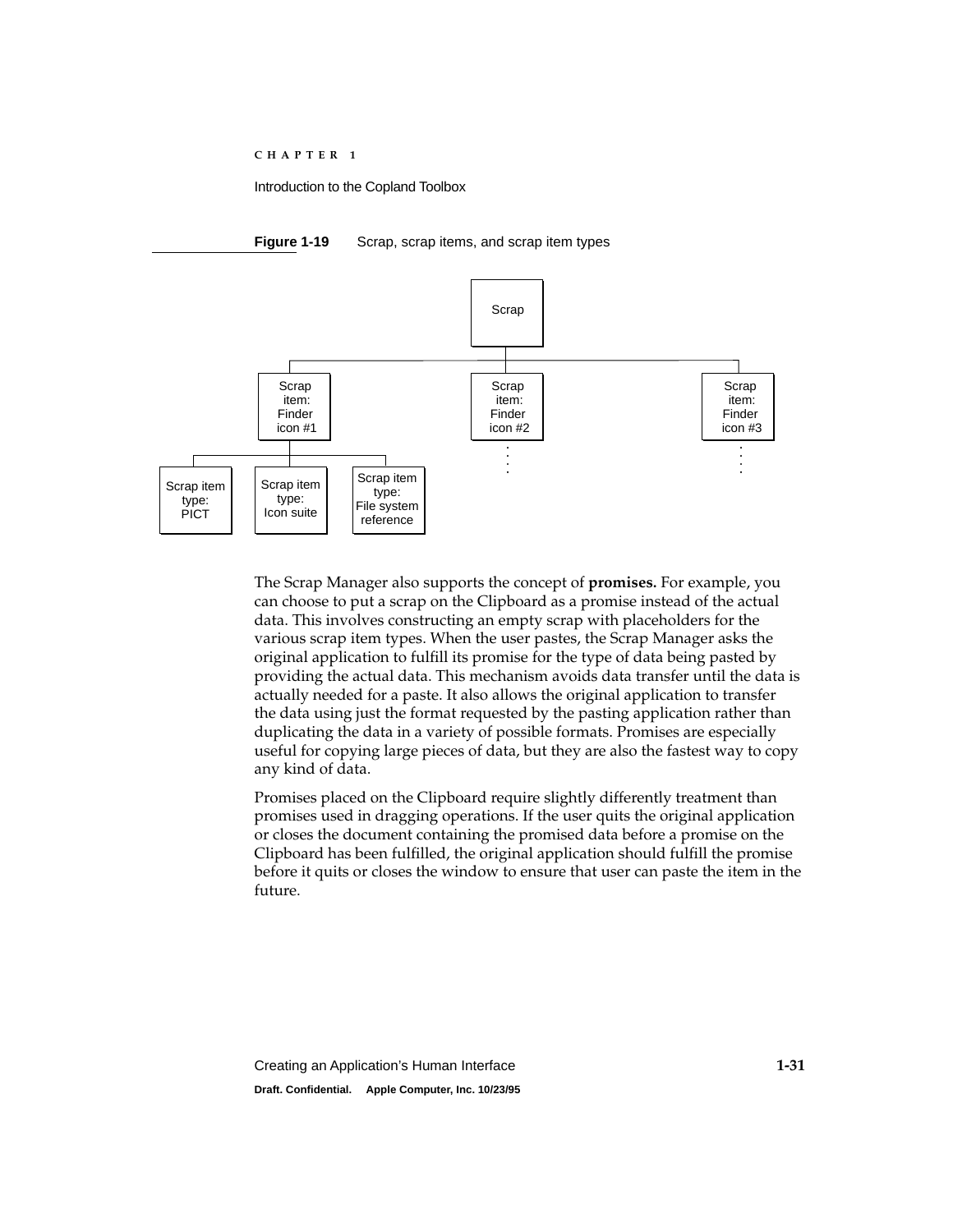**Figure 1-19** Scrap, scrap items, and scrap item types

The Scrap Manager also supports the concept of **promises.** For example, you can choose to put a scrap on the Clipboard as a promise instead of the actual data. This involves constructing an empty scrap with placeholders for the various scrap item types. When the user pastes, the Scrap Manager asks the original application to fulfill its promise for the type of data being pasted by providing the actual data. This mechanism avoids data transfer until the data is actually needed for a paste. It also allows the original application to transfer the data using just the format requested by the pasting application rather than duplicating the data in a variety of possible formats. Promises are especially useful for copying large pieces of data, but they are also the fastest way to copy any kind of data.

Promises placed on the Clipboard require slightly differently treatment than promises used in dragging operations. If the user quits the original application or closes the document containing the promised data before a promise on the Clipboard has been fulfilled, the original application should fulfill the promise before it quits or closes the window to ensure that user can paste the item in the future.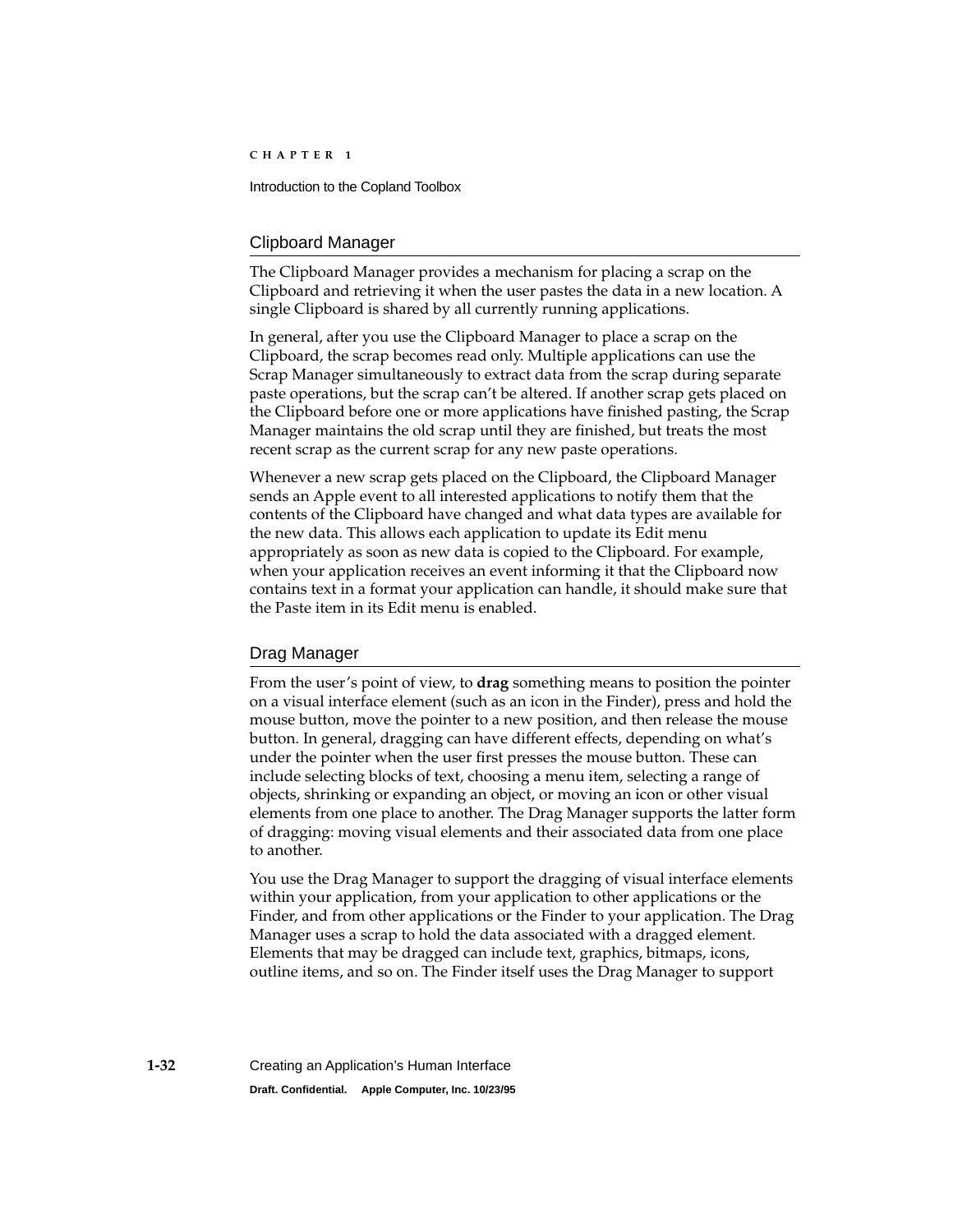## Clipboard Manager

The Clipboard Manager provides a mechanism for placing a scrap on the Clipboard and retrieving it when the user pastes the data in a new location. A single Clipboard is shared by all currently running applications.

In general, after you use the Clipboard Manager to place a scrap on the Clipboard, the scrap becomes read only. Multiple applications can use the Scrap Manager simultaneously to extract data from the scrap during separate paste operations, but the scrap can't be altered. If another scrap gets placed on the Clipboard before one or more applications have finished pasting, the Scrap Manager maintains the old scrap until they are finished, but treats the most recent scrap as the current scrap for any new paste operations.

Whenever a new scrap gets placed on the Clipboard, the Clipboard Manager sends an Apple event to all interested applications to notify them that the contents of the Clipboard have changed and what data types are available for the new data. This allows each application to update its Edit menu appropriately as soon as new data is copied to the Clipboard. For example, when your application receives an event informing it that the Clipboard now contains text in a format your application can handle, it should make sure that the Paste item in its Edit menu is enabled.

## Drag Manager

From the user's point of view, to **drag** something means to position the pointer on a visual interface element (such as an icon in the Finder), press and hold the mouse button, move the pointer to a new position, and then release the mouse button. In general, dragging can have different effects, depending on what's under the pointer when the user first presses the mouse button. These can include selecting blocks of text, choosing a menu item, selecting a range of objects, shrinking or expanding an object, or moving an icon or other visual elements from one place to another. The Drag Manager supports the latter form of dragging: moving visual elements and their associated data from one place to another.

You use the Drag Manager to support the dragging of visual interface elements within your application, from your application to other applications or the Finder, and from other applications or the Finder to your application. The Drag Manager uses a scrap to hold the data associated with a dragged element. Elements that may be dragged can include text, graphics, bitmaps, icons, outline items, and so on. The Finder itself uses the Drag Manager to support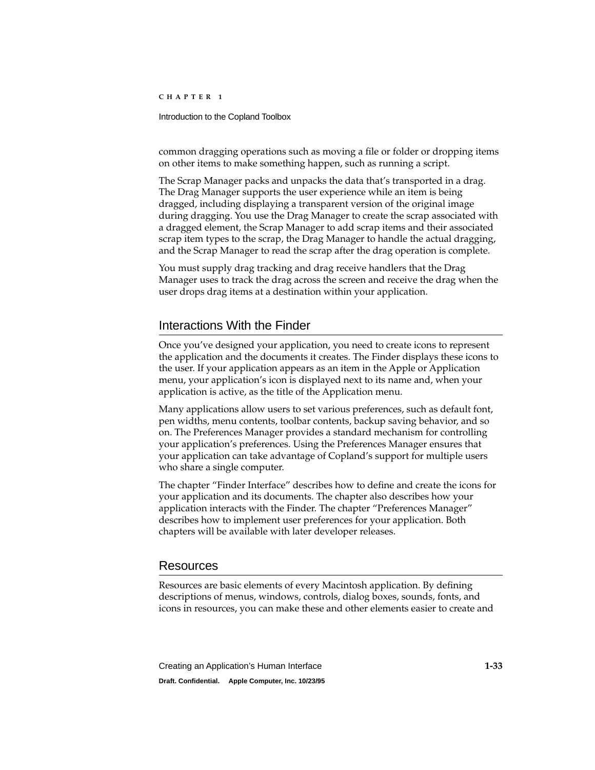common dragging operations such as moving a file or folder or dropping items on other items to make something happen, such as running a script.

The Scrap Manager packs and unpacks the data that's transported in a drag. The Drag Manager supports the user experience while an item is being dragged, including displaying a transparent version of the original image during dragging. You use the Drag Manager to create the scrap associated with a dragged element, the Scrap Manager to add scrap items and their associated scrap item types to the scrap, the Drag Manager to handle the actual dragging, and the Scrap Manager to read the scrap after the drag operation is complete.

You must supply drag tracking and drag receive handlers that the Drag Manager uses to track the drag across the screen and receive the drag when the user drops drag items at a destination within your application.

## Interactions With the Finder

Once you've designed your application, you need to create icons to represent the application and the documents it creates. The Finder displays these icons to the user. If your application appears as an item in the Apple or Application menu, your application's icon is displayed next to its name and, when your application is active, as the title of the Application menu.

Many applications allow users to set various preferences, such as default font, pen widths, menu contents, toolbar contents, backup saving behavior, and so on. The Preferences Manager provides a standard mechanism for controlling your application's preferences. Using the Preferences Manager ensures that your application can take advantage of Copland's support for multiple users who share a single computer.

The chapter "Finder Interface" describes how to define and create the icons for your application and its documents. The chapter also describes how your application interacts with the Finder. The chapter "Preferences Manager" describes how to implement user preferences for your application. Both chapters will be available with later developer releases.

## Resources

Resources are basic elements of every Macintosh application. By defining descriptions of menus, windows, controls, dialog boxes, sounds, fonts, and icons in resources, you can make these and other elements easier to create and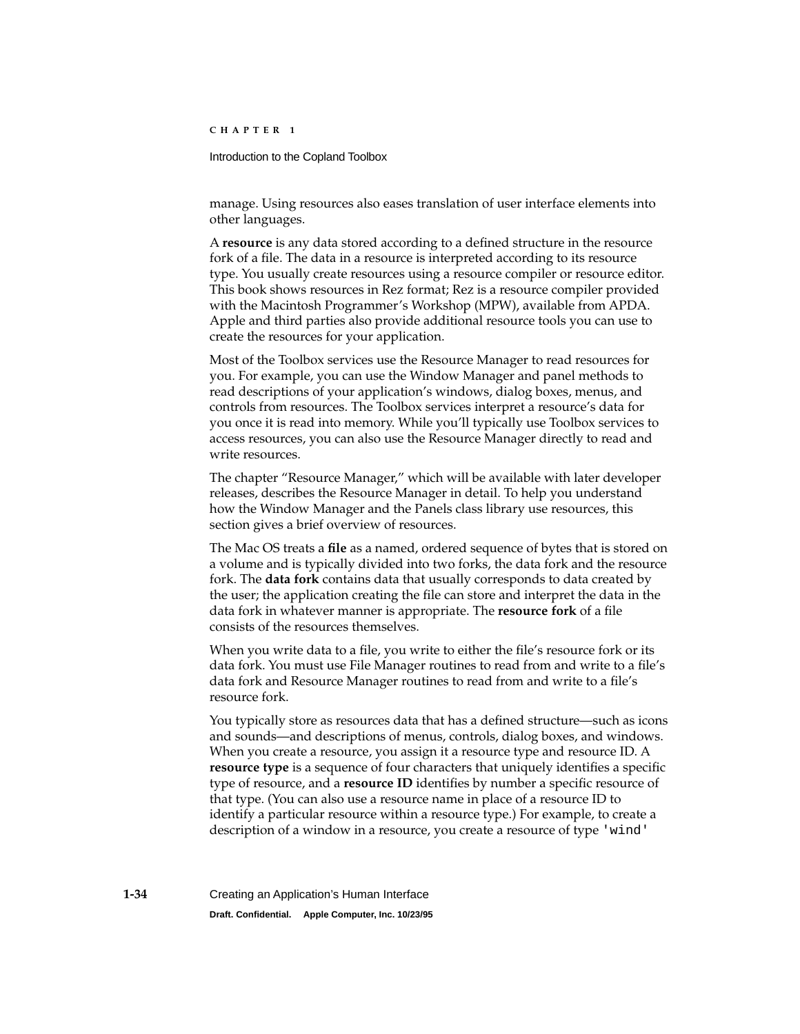manage. Using resources also eases translation of user interface elements into other languages.

A **resource** is any data stored according to a defined structure in the resource fork of a file. The data in a resource is interpreted according to its resource type. You usually create resources using a resource compiler or resource editor. This book shows resources in Rez format; Rez is a resource compiler provided with the Macintosh Programmer's Workshop (MPW), available from APDA. Apple and third parties also provide additional resource tools you can use to create the resources for your application.

Most of the Toolbox services use the Resource Manager to read resources for you. For example, you can use the Window Manager and panel methods to read descriptions of your application's windows, dialog boxes, menus, and controls from resources. The Toolbox services interpret a resource's data for you once it is read into memory. While you'll typically use Toolbox services to access resources, you can also use the Resource Manager directly to read and write resources.

The chapter "Resource Manager," which will be available with later developer releases, describes the Resource Manager in detail. To help you understand how the Window Manager and the Panels class library use resources, this section gives a brief overview of resources.

The Mac OS treats a **file** as a named, ordered sequence of bytes that is stored on a volume and is typically divided into two forks, the data fork and the resource fork. The **data fork** contains data that usually corresponds to data created by the user; the application creating the file can store and interpret the data in the data fork in whatever manner is appropriate. The **resource fork** of a file consists of the resources themselves.

When you write data to a file, you write to either the file's resource fork or its data fork. You must use File Manager routines to read from and write to a file's data fork and Resource Manager routines to read from and write to a file's resource fork.

You typically store as resources data that has a defined structure—such as icons and sounds—and descriptions of menus, controls, dialog boxes, and windows. When you create a resource, you assign it a resource type and resource ID. A **resource type** is a sequence of four characters that uniquely identifies a specific type of resource, and a **resource ID** identifies by number a specific resource of that type. (You can also use a resource name in place of a resource ID to identify a particular resource within a resource type.) For example, to create a description of a window in a resource, you create a resource of type `'wind'`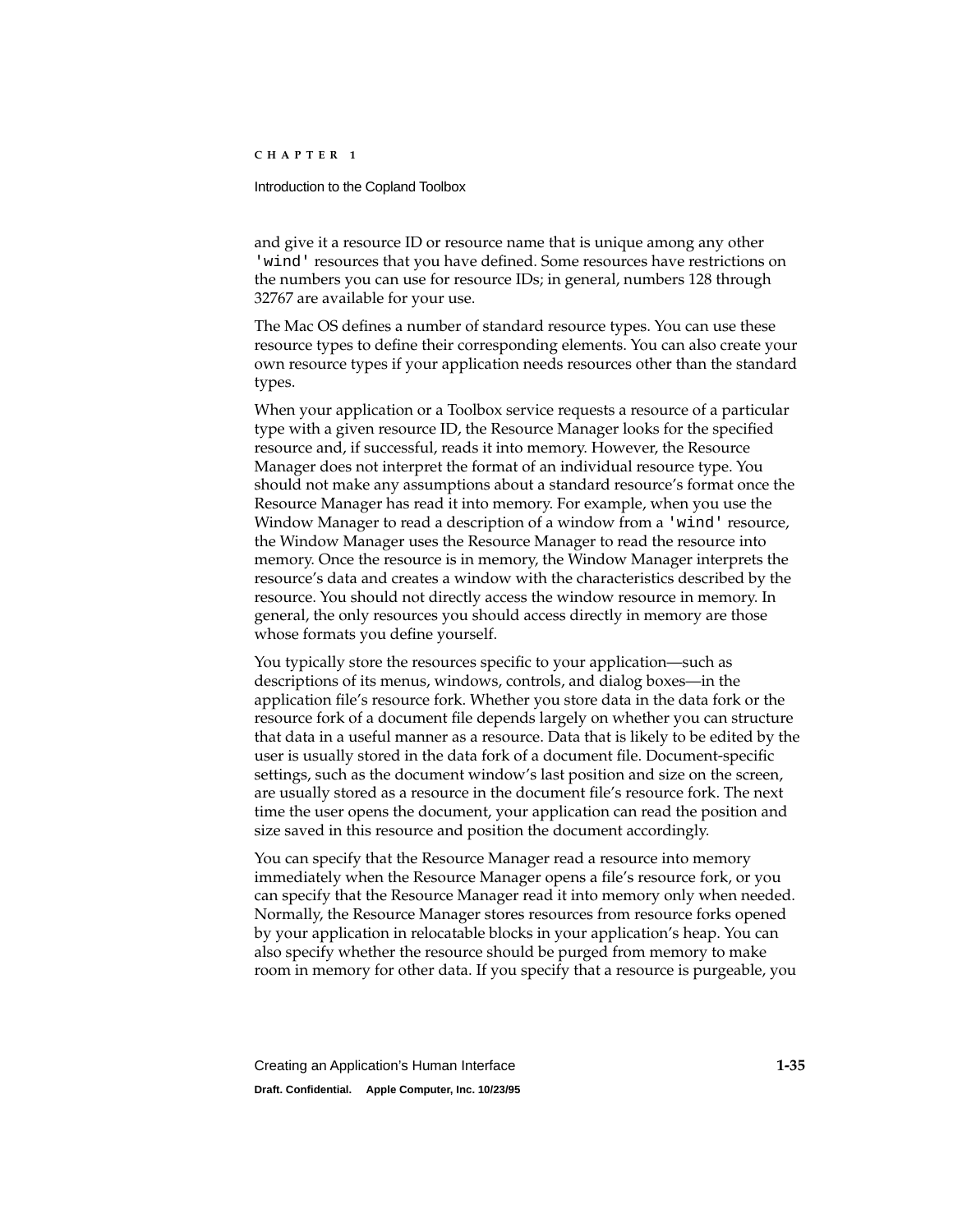and give it a resource ID or resource name that is unique among any other `'wind'` resources that you have defined. Some resources have restrictions on the numbers you can use for resource IDs; in general, numbers 128 through 32767 are available for your use.

The Mac OS defines a number of standard resource types. You can use these resource types to define their corresponding elements. You can also create your own resource types if your application needs resources other than the standard types.

When your application or a Toolbox service requests a resource of a particular type with a given resource ID, the Resource Manager looks for the specified resource and, if successful, reads it into memory. However, the Resource Manager does not interpret the format of an individual resource type. You should not make any assumptions about a standard resource's format once the Resource Manager has read it into memory. For example, when you use the Window Manager to read a description of a window from a `'wind'` resource, the Window Manager uses the Resource Manager to read the resource into memory. Once the resource is in memory, the Window Manager interprets the resource's data and creates a window with the characteristics described by the resource. You should not directly access the window resource in memory. In general, the only resources you should access directly in memory are those whose formats you define yourself.

You typically store the resources specific to your application—such as descriptions of its menus, windows, controls, and dialog boxes—in the application file's resource fork. Whether you store data in the data fork or the resource fork of a document file depends largely on whether you can structure that data in a useful manner as a resource. Data that is likely to be edited by the user is usually stored in the data fork of a document file. Document-specific settings, such as the document window's last position and size on the screen, are usually stored as a resource in the document file's resource fork. The next time the user opens the document, your application can read the position and size saved in this resource and position the document accordingly.

You can specify that the Resource Manager read a resource into memory immediately when the Resource Manager opens a file's resource fork, or you can specify that the Resource Manager read it into memory only when needed. Normally, the Resource Manager stores resources from resource forks opened by your application in relocatable blocks in your application's heap. You can also specify whether the resource should be purged from memory to make room in memory for other data. If you specify that a resource is purgeable, you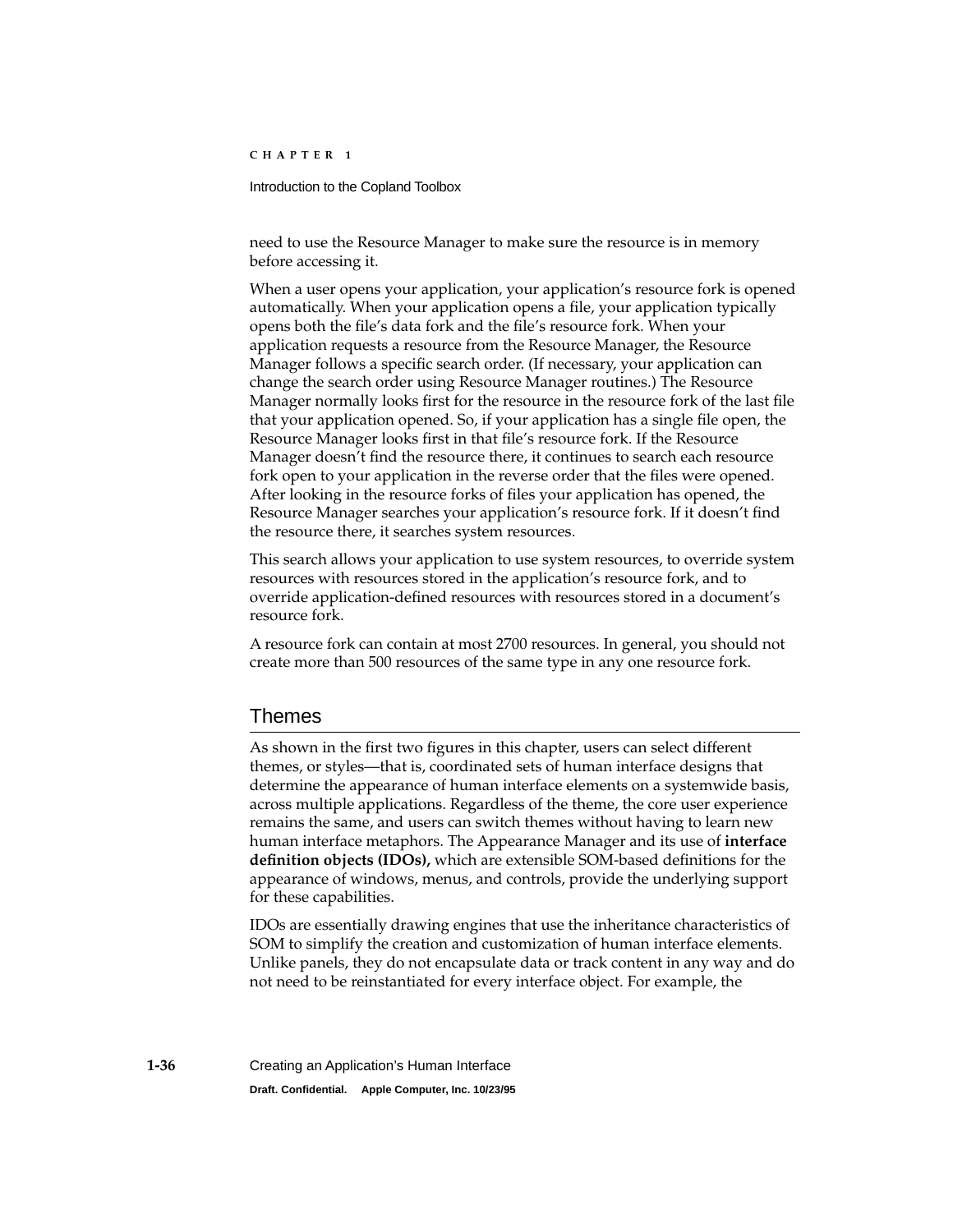need to use the Resource Manager to make sure the resource is in memory before accessing it.

When a user opens your application, your application's resource fork is opened automatically. When your application opens a file, your application typically opens both the file's data fork and the file's resource fork. When your application requests a resource from the Resource Manager, the Resource Manager follows a specific search order. (If necessary, your application can change the search order using Resource Manager routines.) The Resource Manager normally looks first for the resource in the resource fork of the last file that your application opened. So, if your application has a single file open, the Resource Manager looks first in that file's resource fork. If the Resource Manager doesn't find the resource there, it continues to search each resource fork open to your application in the reverse order that the files were opened. After looking in the resource forks of files your application has opened, the Resource Manager searches your application's resource fork. If it doesn't find the resource there, it searches system resources.

This search allows your application to use system resources, to override system resources with resources stored in the application's resource fork, and to override application-defined resources with resources stored in a document's resource fork.

A resource fork can contain at most 2700 resources. In general, you should not create more than 500 resources of the same type in any one resource fork.

## Themes

As shown in the first two figures in this chapter, users can select different themes, or styles—that is, coordinated sets of human interface designs that determine the appearance of human interface elements on a systemwide basis, across multiple applications. Regardless of the theme, the core user experience remains the same, and users can switch themes without having to learn new human interface metaphors. The Appearance Manager and its use of **interface definition objects (IDOs),** which are extensible SOM-based definitions for the appearance of windows, menus, and controls, provide the underlying support for these capabilities.

IDOs are essentially drawing engines that use the inheritance characteristics of SOM to simplify the creation and customization of human interface elements. Unlike panels, they do not encapsulate data or track content in any way and do not need to be reinstantiated for every interface object. For example, the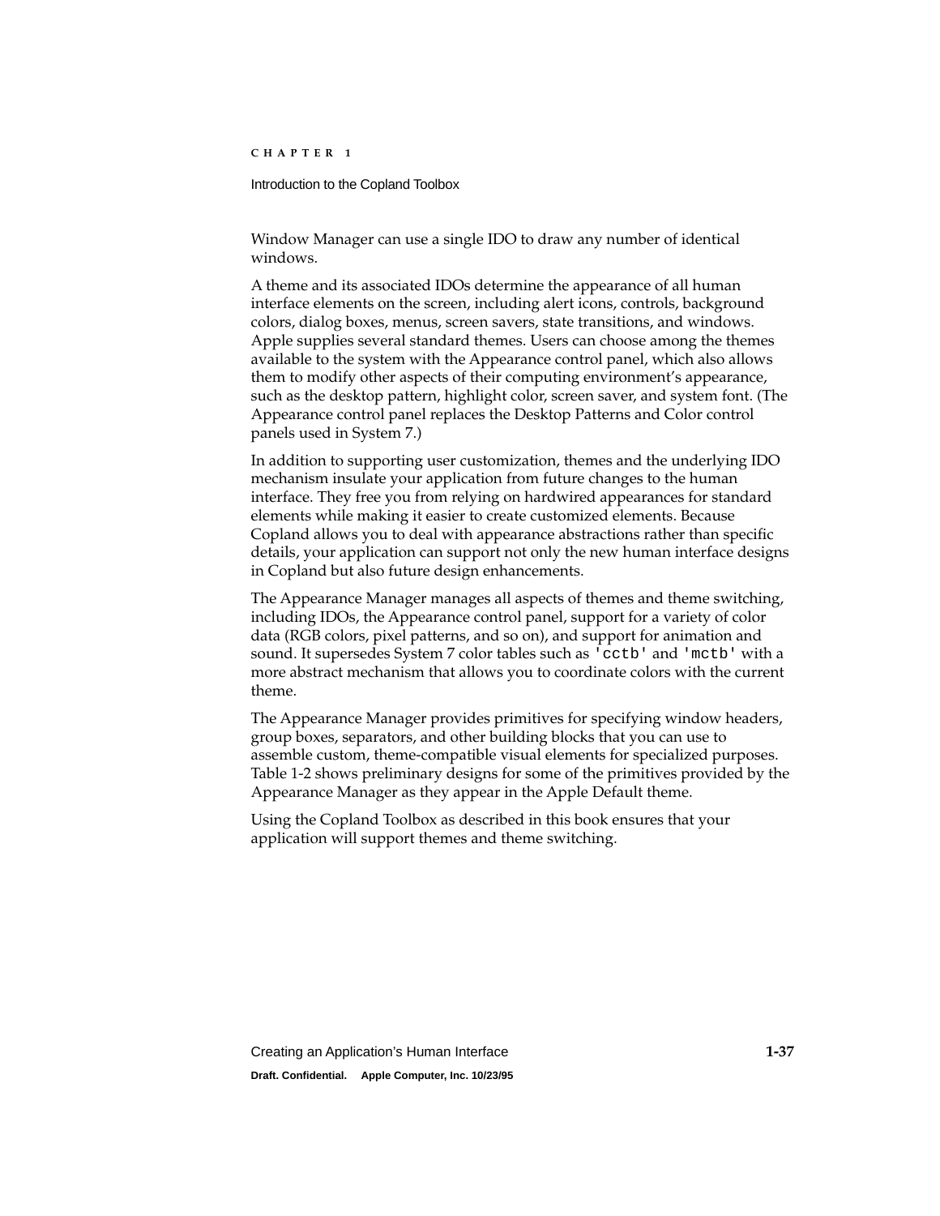Window Manager can use a single IDO to draw any number of identical windows.

A theme and its associated IDOs determine the appearance of all human interface elements on the screen, including alert icons, controls, background colors, dialog boxes, menus, screen savers, state transitions, and windows. Apple supplies several standard themes. Users can choose among the themes available to the system with the Appearance control panel, which also allows them to modify other aspects of their computing environment's appearance, such as the desktop pattern, highlight color, screen saver, and system font. (The Appearance control panel replaces the Desktop Patterns and Color control panels used in System 7.)

In addition to supporting user customization, themes and the underlying IDO mechanism insulate your application from future changes to the human interface. They free you from relying on hardwired appearances for standard elements while making it easier to create customized elements. Because Copland allows you to deal with appearance abstractions rather than specific details, your application can support not only the new human interface designs in Copland but also future design enhancements.

The Appearance Manager manages all aspects of themes and theme switching, including IDOs, the Appearance control panel, support for a variety of color data (RGB colors, pixel patterns, and so on), and support for animation and sound. It supersedes System 7 color tables such as `'cctb'` and `'mctb'` with a more abstract mechanism that allows you to coordinate colors with the current theme.

The Appearance Manager provides primitives for specifying window headers, group boxes, separators, and other building blocks that you can use to assemble custom, theme-compatible visual elements for specialized purposes. Table 1-2 shows preliminary designs for some of the primitives provided by the Appearance Manager as they appear in the Apple Default theme.

Using the Copland Toolbox as described in this book ensures that your application will support themes and theme switching.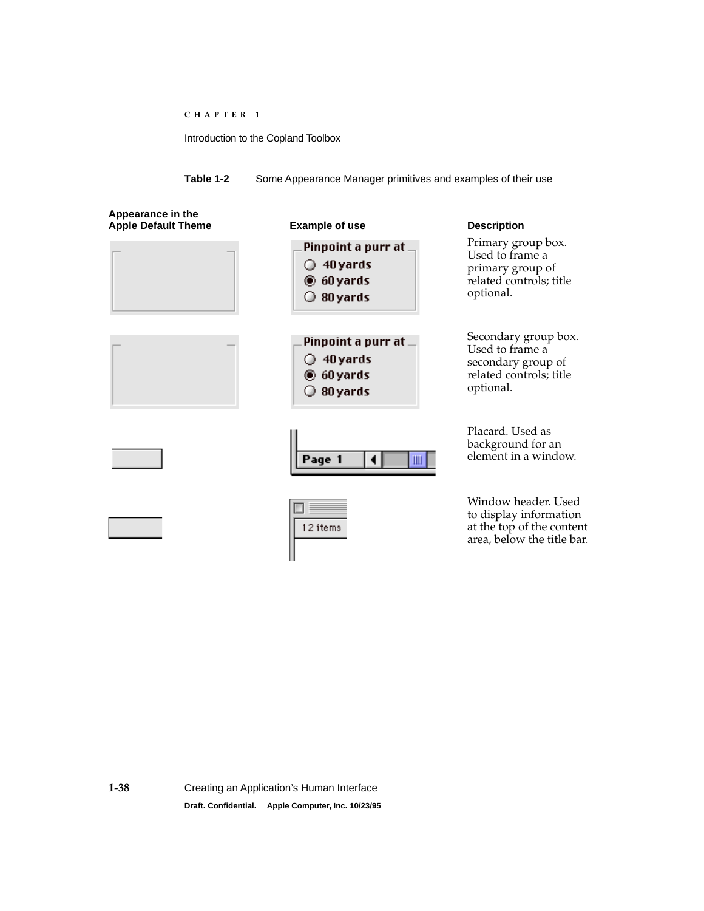**Table 1-2** Some Appearance Manager primitives and examples of their use

| Appearance in the Apple Default Theme | Example of use | Description |
|---|---|---|
| | Pinpoint a purr at<br>40 yards<br>60 yards<br>80 yards | Primary group box. Used to frame a primary group of related controls; title optional. |
| | Pinpoint a purr at<br>40 yards<br>60 yards<br>80 yards | Secondary group box. Used to frame a secondary group of related controls; title optional. |
| | Page 1 | Placard. Used as background for an element in a window. |
| | 12 items | Window header. Used to display information at the top of the content area, below the title bar. |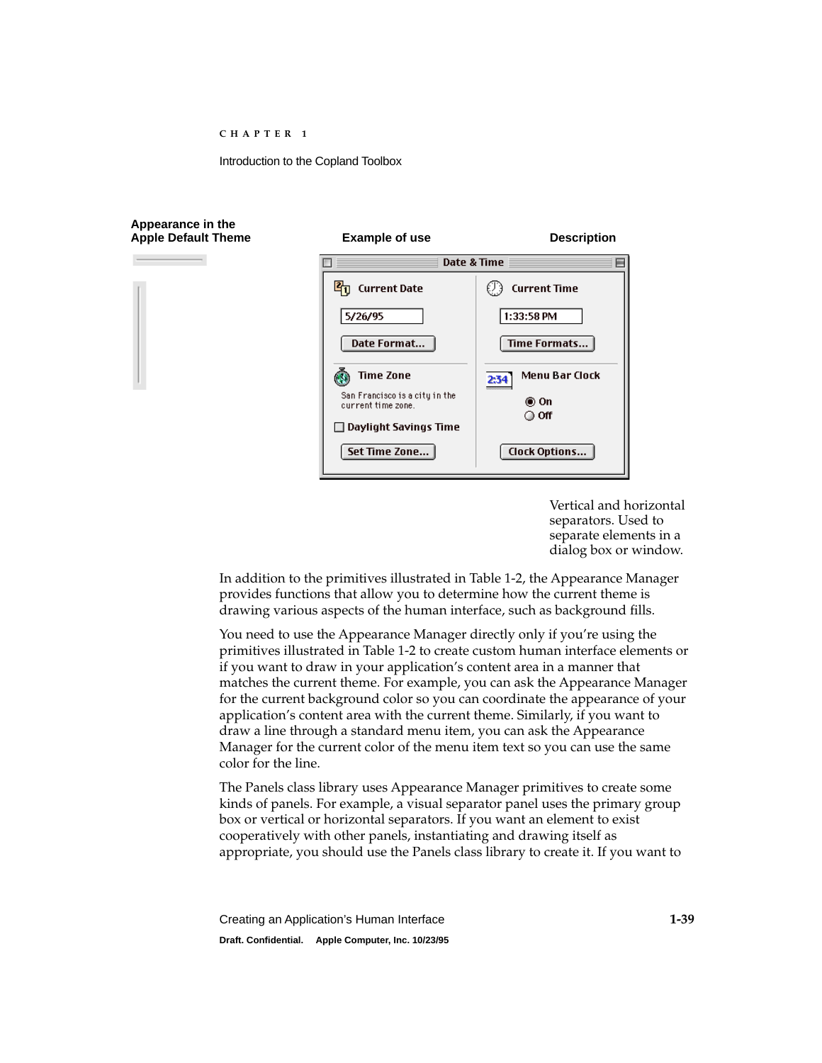| Appearance in the Apple Default Theme | Example of use | Description |
|---|---|---|
| | | Vertical and horizontal separators. Used to separate elements in a dialog box or window. |

In addition to the primitives illustrated in Table 1-2, the Appearance Manager provides functions that allow you to determine how the current theme is drawing various aspects of the human interface, such as background fills.

You need to use the Appearance Manager directly only if you're using the primitives illustrated in Table 1-2 to create custom human interface elements or if you want to draw in your application's content area in a manner that matches the current theme. For example, you can ask the Appearance Manager for the current background color so you can coordinate the appearance of your application's content area with the current theme. Similarly, if you want to draw a line through a standard menu item, you can ask the Appearance Manager for the current color of the menu item text so you can use the same color for the line.

The Panels class library uses Appearance Manager primitives to create some kinds of panels. For example, a visual separator panel uses the primary group box or vertical or horizontal separators. If you want an element to exist cooperatively with other panels, instantiating and drawing itself as appropriate, you should use the Panels class library to create it. If you want to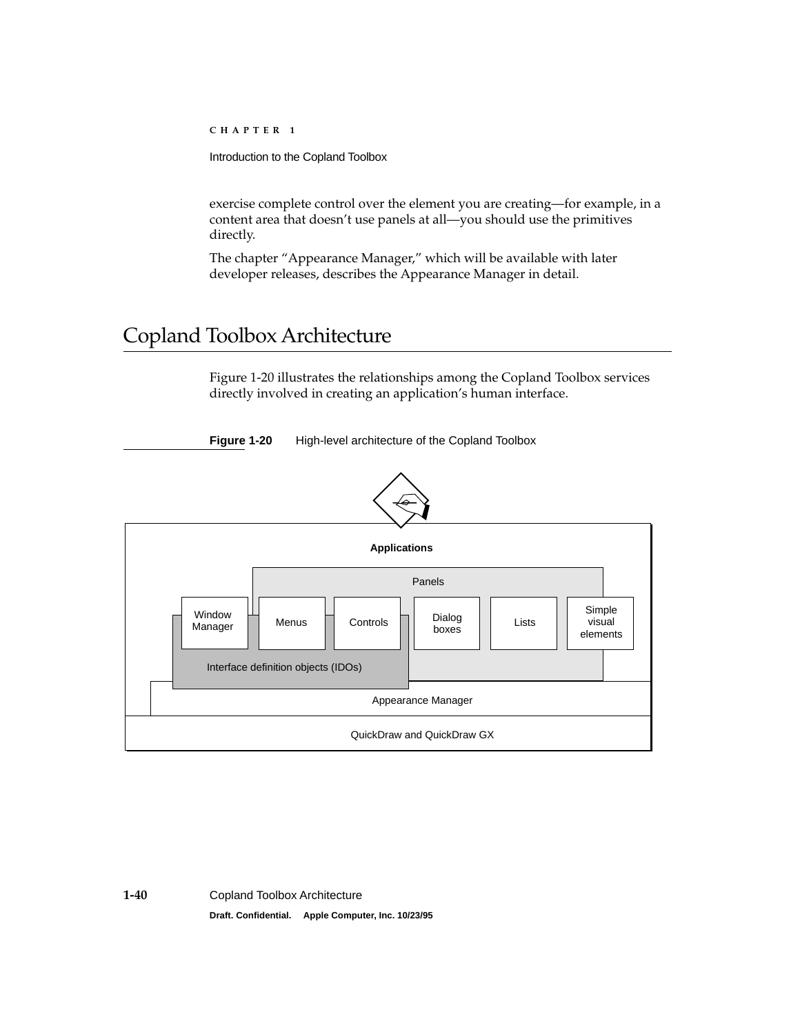exercise complete control over the element you are creating—for example, in a content area that doesn't use panels at all—you should use the primitives directly.

The chapter "Appearance Manager," which will be available with later developer releases, describes the Appearance Manager in detail.

# Copland Toolbox Architecture

Figure 1-20 illustrates the relationships among the Copland Toolbox services directly involved in creating an application's human interface.

**Figure 1-20** High-level architecture of the Copland Toolbox

Applications

Panels

Window Manager | Menus | Controls | Dialog boxes | Lists | Simple visual elements

Interface definition objects (IDOs)

Appearance Manager

QuickDraw and QuickDraw GX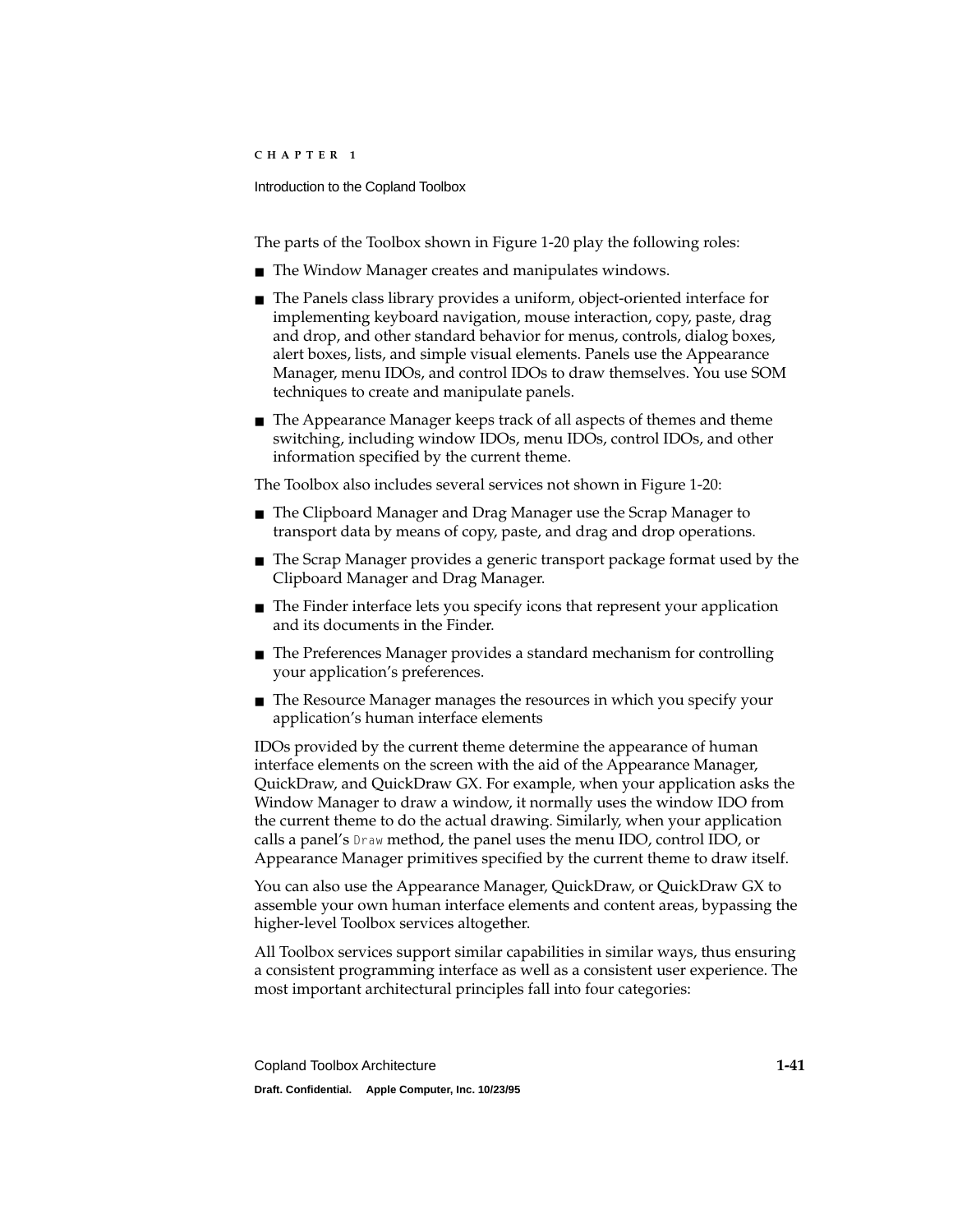The parts of the Toolbox shown in Figure 1-20 play the following roles:

- The Window Manager creates and manipulates windows.
- The Panels class library provides a uniform, object-oriented interface for implementing keyboard navigation, mouse interaction, copy, paste, drag and drop, and other standard behavior for menus, controls, dialog boxes, alert boxes, lists, and simple visual elements. Panels use the Appearance Manager, menu IDOs, and control IDOs to draw themselves. You use SOM techniques to create and manipulate panels.
- The Appearance Manager keeps track of all aspects of themes and theme switching, including window IDOs, menu IDOs, control IDOs, and other information specified by the current theme.

The Toolbox also includes several services not shown in Figure 1-20:

- The Clipboard Manager and Drag Manager use the Scrap Manager to transport data by means of copy, paste, and drag and drop operations.
- The Scrap Manager provides a generic transport package format used by the Clipboard Manager and Drag Manager.
- The Finder interface lets you specify icons that represent your application and its documents in the Finder.
- The Preferences Manager provides a standard mechanism for controlling your application's preferences.
- The Resource Manager manages the resources in which you specify your application's human interface elements

IDOs provided by the current theme determine the appearance of human interface elements on the screen with the aid of the Appearance Manager, QuickDraw, and QuickDraw GX. For example, when your application asks the Window Manager to draw a window, it normally uses the window IDO from the current theme to do the actual drawing. Similarly, when your application calls a panel's `Draw` method, the panel uses the menu IDO, control IDO, or Appearance Manager primitives specified by the current theme to draw itself.

You can also use the Appearance Manager, QuickDraw, or QuickDraw GX to assemble your own human interface elements and content areas, bypassing the higher-level Toolbox services altogether.

All Toolbox services support similar capabilities in similar ways, thus ensuring a consistent programming interface as well as a consistent user experience. The most important architectural principles fall into four categories: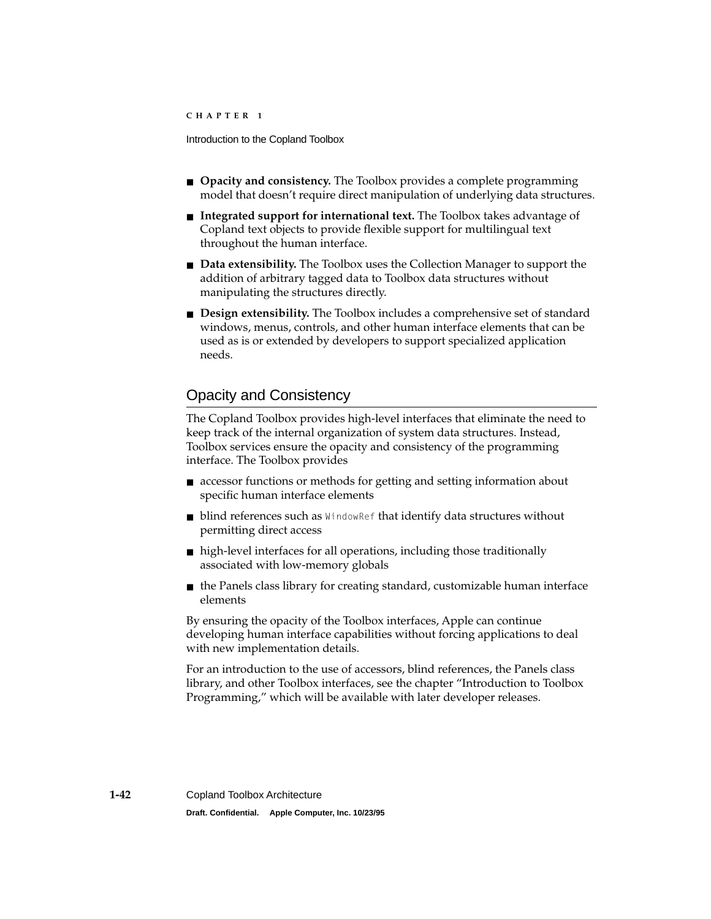- **Opacity and consistency.** The Toolbox provides a complete programming model that doesn't require direct manipulation of underlying data structures.
- **Integrated support for international text.** The Toolbox takes advantage of Copland text objects to provide flexible support for multilingual text throughout the human interface.
- **Data extensibility.** The Toolbox uses the Collection Manager to support the addition of arbitrary tagged data to Toolbox data structures without manipulating the structures directly.
- **Design extensibility.** The Toolbox includes a comprehensive set of standard windows, menus, controls, and other human interface elements that can be used as is or extended by developers to support specialized application needs.

## Opacity and Consistency

The Copland Toolbox provides high-level interfaces that eliminate the need to keep track of the internal organization of system data structures. Instead, Toolbox services ensure the opacity and consistency of the programming interface. The Toolbox provides

- accessor functions or methods for getting and setting information about specific human interface elements
- blind references such as `WindowRef` that identify data structures without permitting direct access
- high-level interfaces for all operations, including those traditionally associated with low-memory globals
- the Panels class library for creating standard, customizable human interface elements

By ensuring the opacity of the Toolbox interfaces, Apple can continue developing human interface capabilities without forcing applications to deal with new implementation details.

For an introduction to the use of accessors, blind references, the Panels class library, and other Toolbox interfaces, see the chapter "Introduction to Toolbox Programming," which will be available with later developer releases.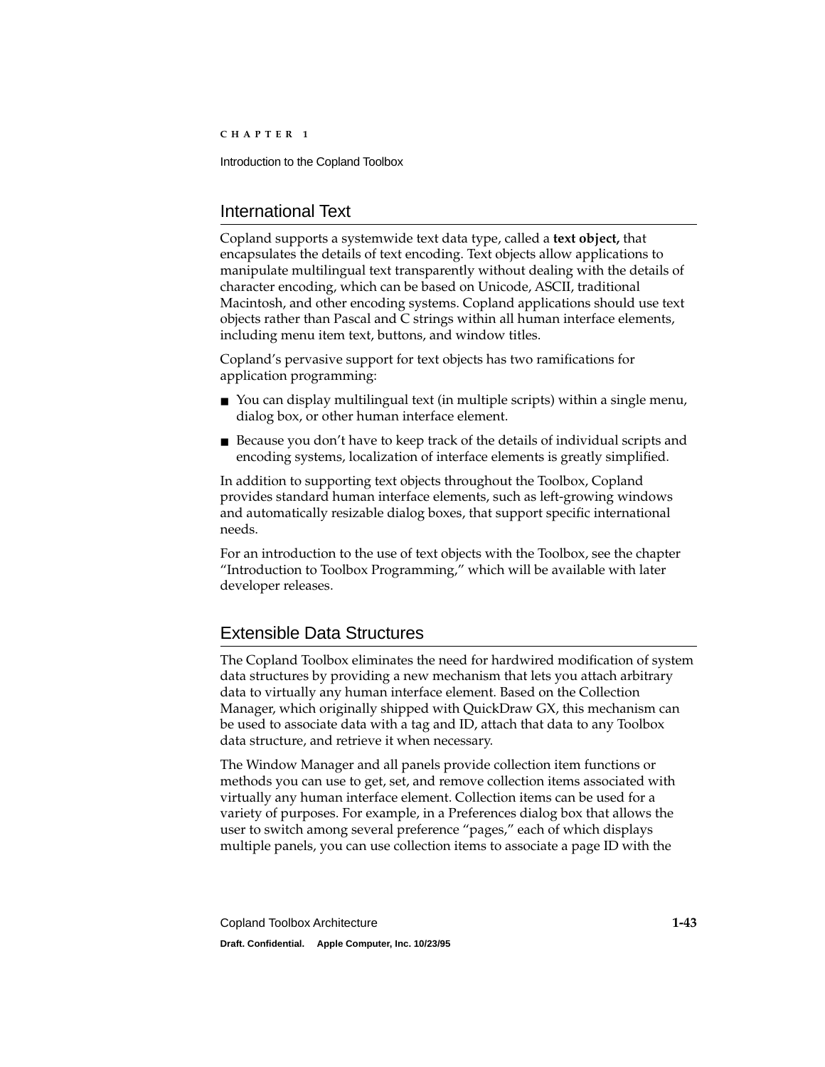## International Text

Copland supports a systemwide text data type, called a **text object,** that encapsulates the details of text encoding. Text objects allow applications to manipulate multilingual text transparently without dealing with the details of character encoding, which can be based on Unicode, ASCII, traditional Macintosh, and other encoding systems. Copland applications should use text objects rather than Pascal and C strings within all human interface elements, including menu item text, buttons, and window titles.

Copland's pervasive support for text objects has two ramifications for application programming:

- You can display multilingual text (in multiple scripts) within a single menu, dialog box, or other human interface element.
- Because you don't have to keep track of the details of individual scripts and encoding systems, localization of interface elements is greatly simplified.

In addition to supporting text objects throughout the Toolbox, Copland provides standard human interface elements, such as left-growing windows and automatically resizable dialog boxes, that support specific international needs.

For an introduction to the use of text objects with the Toolbox, see the chapter "Introduction to Toolbox Programming," which will be available with later developer releases.

## Extensible Data Structures

The Copland Toolbox eliminates the need for hardwired modification of system data structures by providing a new mechanism that lets you attach arbitrary data to virtually any human interface element. Based on the Collection Manager, which originally shipped with QuickDraw GX, this mechanism can be used to associate data with a tag and ID, attach that data to any Toolbox data structure, and retrieve it when necessary.

The Window Manager and all panels provide collection item functions or methods you can use to get, set, and remove collection items associated with virtually any human interface element. Collection items can be used for a variety of purposes. For example, in a Preferences dialog box that allows the user to switch among several preference "pages," each of which displays multiple panels, you can use collection items to associate a page ID with the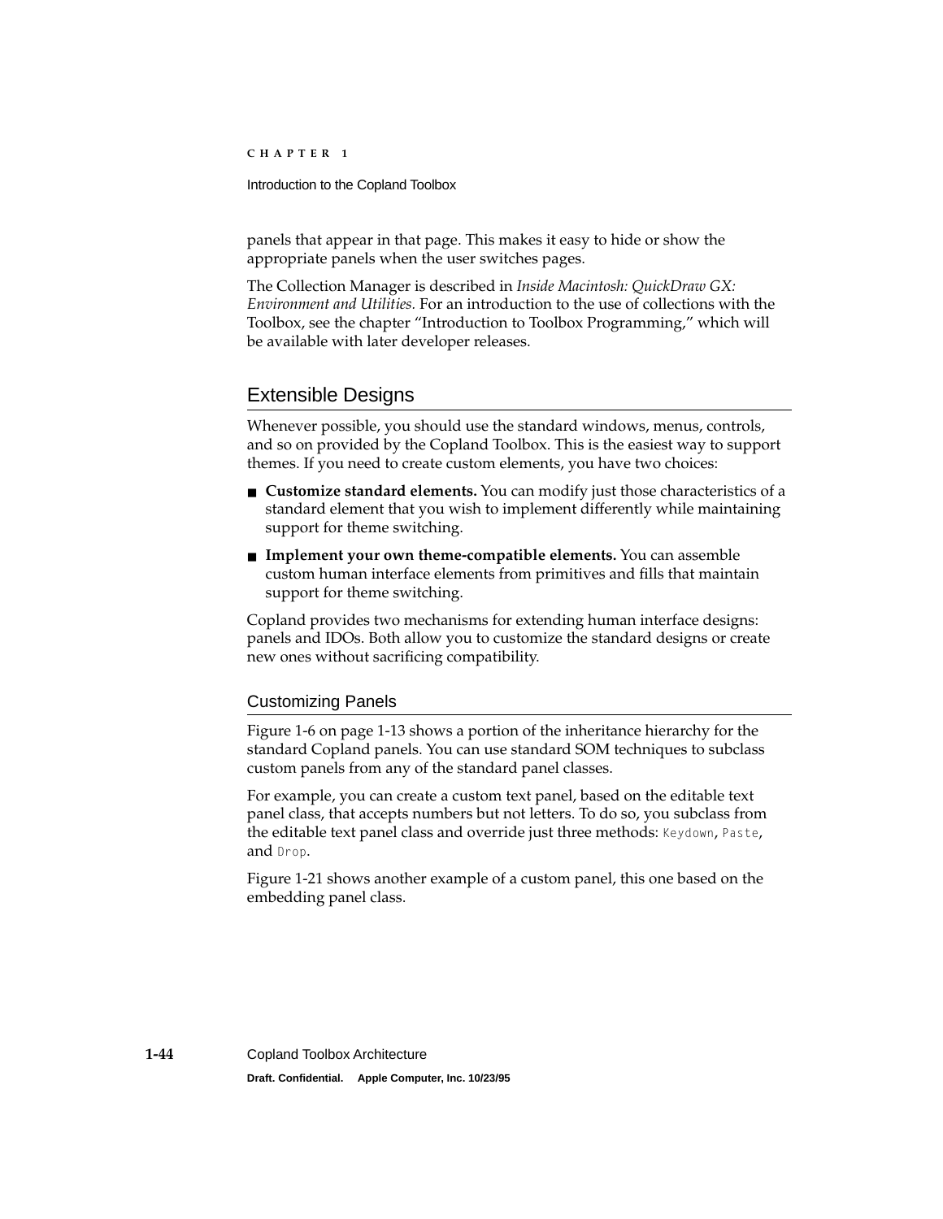panels that appear in that page. This makes it easy to hide or show the appropriate panels when the user switches pages.

The Collection Manager is described in *Inside Macintosh: QuickDraw GX: Environment and Utilities.* For an introduction to the use of collections with the Toolbox, see the chapter "Introduction to Toolbox Programming," which will be available with later developer releases.

## Extensible Designs

Whenever possible, you should use the standard windows, menus, controls, and so on provided by the Copland Toolbox. This is the easiest way to support themes. If you need to create custom elements, you have two choices:

- **Customize standard elements.** You can modify just those characteristics of a standard element that you wish to implement differently while maintaining support for theme switching.
- **Implement your own theme-compatible elements.** You can assemble custom human interface elements from primitives and fills that maintain support for theme switching.

Copland provides two mechanisms for extending human interface designs: panels and IDOs. Both allow you to customize the standard designs or create new ones without sacrificing compatibility.

### Customizing Panels

Figure 1-6 on page 1-13 shows a portion of the inheritance hierarchy for the standard Copland panels. You can use standard SOM techniques to subclass custom panels from any of the standard panel classes.

For example, you can create a custom text panel, based on the editable text panel class, that accepts numbers but not letters. To do so, you subclass from the editable text panel class and override just three methods: `Keydown`, `Paste`, and `Drop`.

Figure 1-21 shows another example of a custom panel, this one based on the embedding panel class.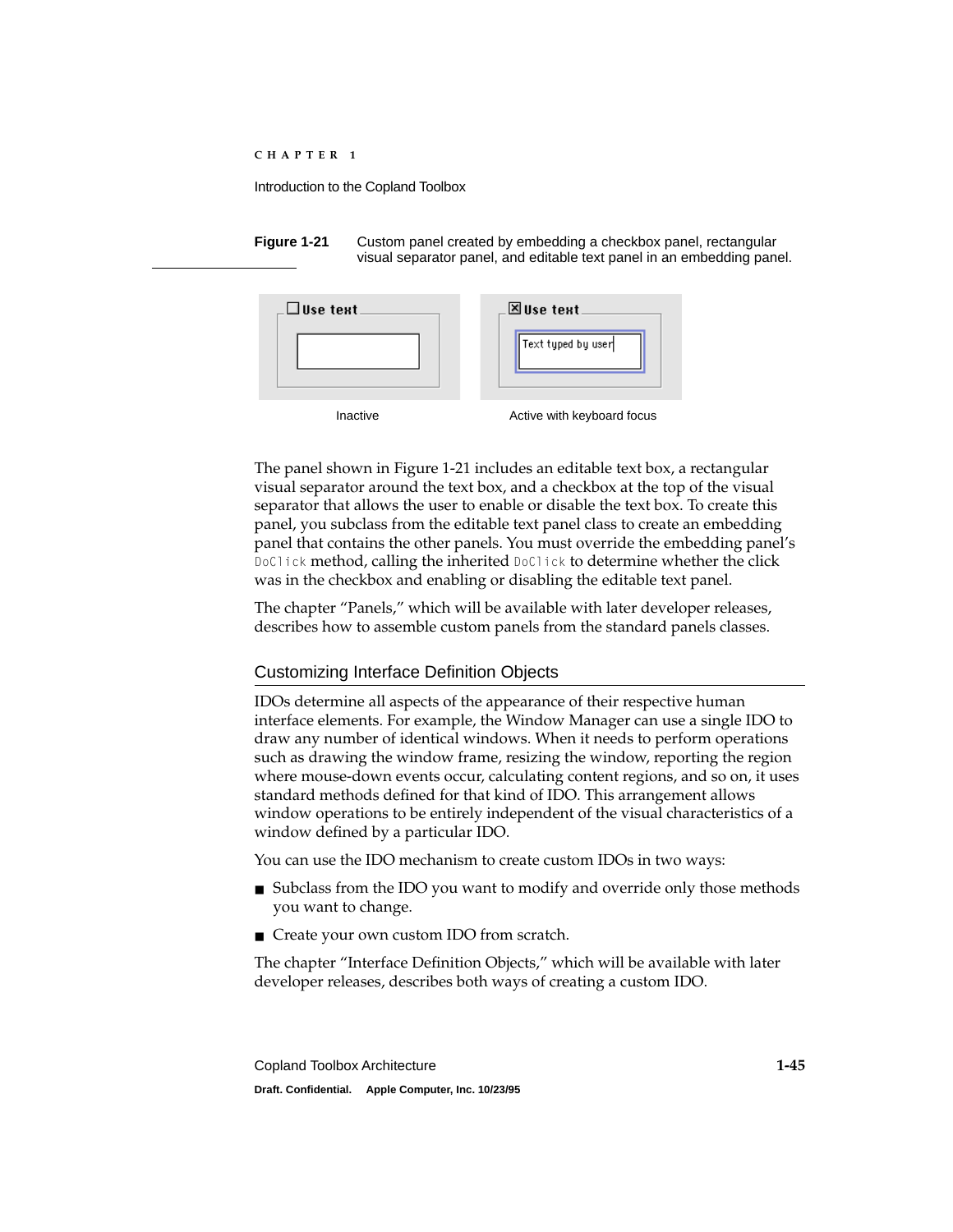**Figure 1-21** Custom panel created by embedding a checkbox panel, rectangular visual separator panel, and editable text panel in an embedding panel.

Inactive

Active with keyboard focus

The panel shown in Figure 1-21 includes an editable text box, a rectangular visual separator around the text box, and a checkbox at the top of the visual separator that allows the user to enable or disable the text box. To create this panel, you subclass from the editable text panel class to create an embedding panel that contains the other panels. You must override the embedding panel's `DoClick` method, calling the inherited `DoClick` to determine whether the click was in the checkbox and enabling or disabling the editable text panel.

The chapter "Panels," which will be available with later developer releases, describes how to assemble custom panels from the standard panels classes.

## Customizing Interface Definition Objects

IDOs determine all aspects of the appearance of their respective human interface elements. For example, the Window Manager can use a single IDO to draw any number of identical windows. When it needs to perform operations such as drawing the window frame, resizing the window, reporting the region where mouse-down events occur, calculating content regions, and so on, it uses standard methods defined for that kind of IDO. This arrangement allows window operations to be entirely independent of the visual characteristics of a window defined by a particular IDO.

You can use the IDO mechanism to create custom IDOs in two ways:

- Subclass from the IDO you want to modify and override only those methods you want to change.
- Create your own custom IDO from scratch.

The chapter "Interface Definition Objects," which will be available with later developer releases, describes both ways of creating a custom IDO.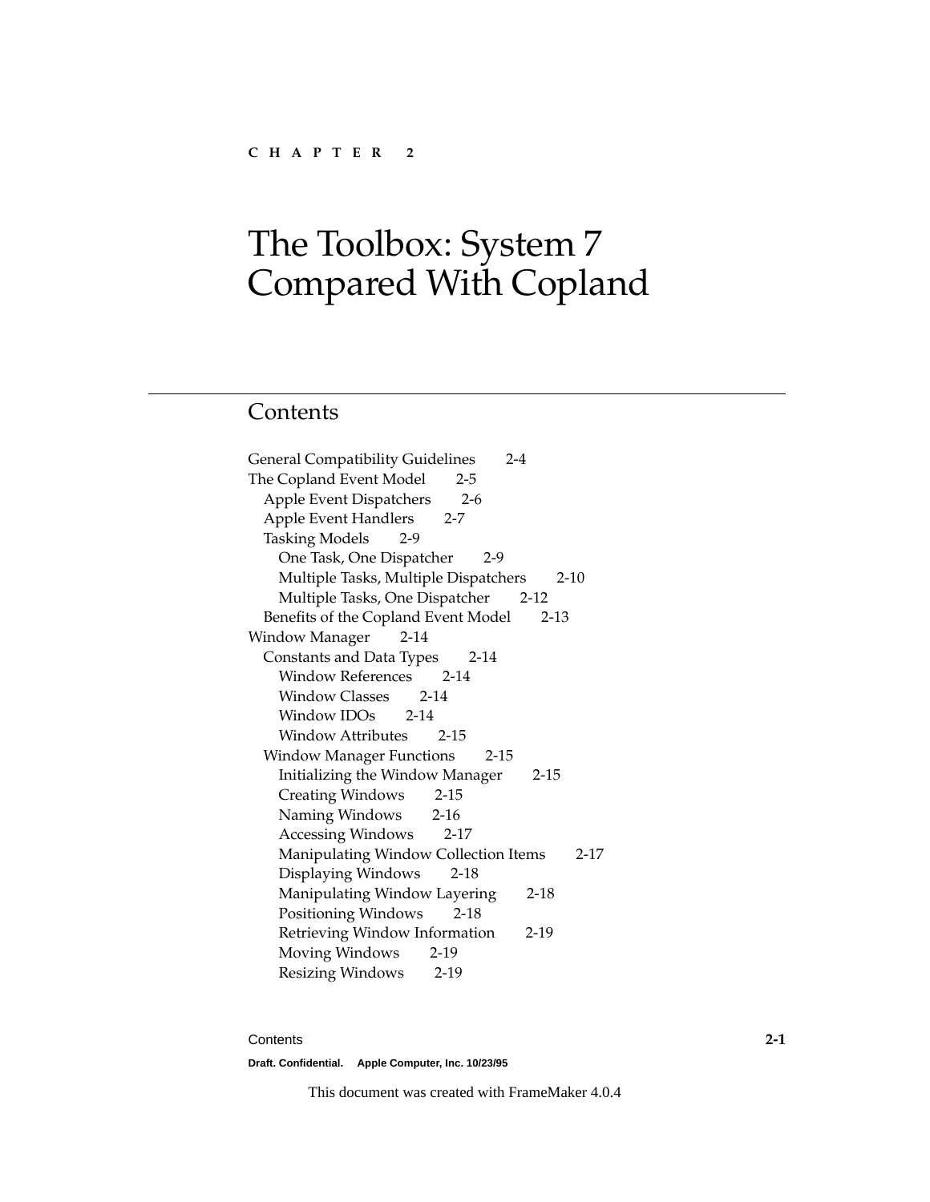CHAPTER 2

# The Toolbox: System 7 Compared With Copland

## Contents

General Compatibility Guidelines 2-4
The Copland Event Model 2-5
- Apple Event Dispatchers 2-6
- Apple Event Handlers 2-7
- Tasking Models 2-9
  - One Task, One Dispatcher 2-9
  - Multiple Tasks, Multiple Dispatchers 2-10
  - Multiple Tasks, One Dispatcher 2-12
- Benefits of the Copland Event Model 2-13

Window Manager 2-14
- Constants and Data Types 2-14
  - Window References 2-14
  - Window Classes 2-14
  - Window IDOs 2-14
  - Window Attributes 2-15
- Window Manager Functions 2-15
  - Initializing the Window Manager 2-15
  - Creating Windows 2-15
  - Naming Windows 2-16
  - Accessing Windows 2-17
  - Manipulating Window Collection Items 2-17
  - Displaying Windows 2-18
  - Manipulating Window Layering 2-18
  - Positioning Windows 2-18
  - Retrieving Window Information 2-19
  - Moving Windows 2-19
  - Resizing Windows 2-19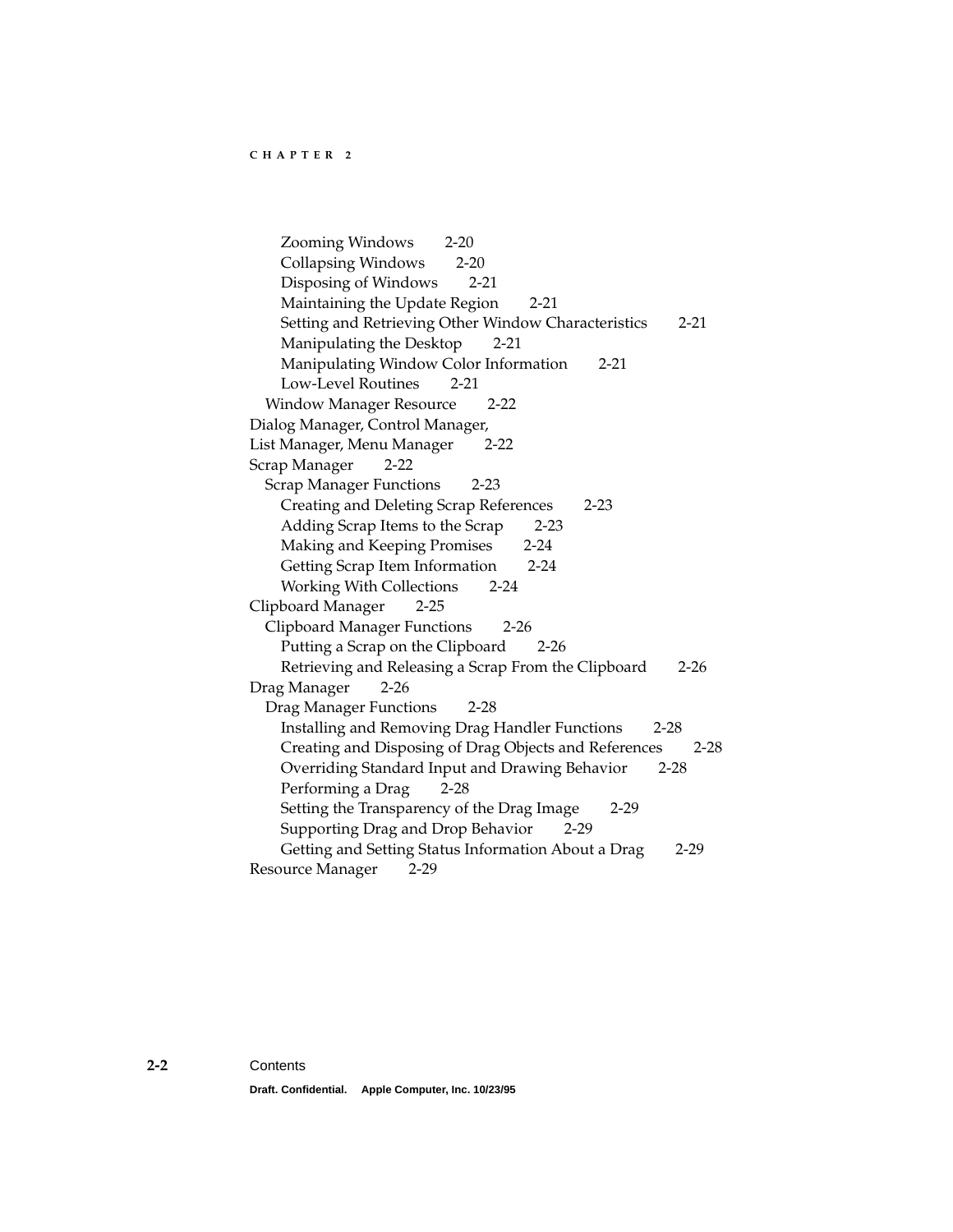- Zooming Windows 2-20
- Collapsing Windows 2-20
- Disposing of Windows 2-21
- Maintaining the Update Region 2-21
- Setting and Retrieving Other Window Characteristics 2-21
- Manipulating the Desktop 2-21
- Manipulating Window Color Information 2-21
- Low-Level Routines 2-21

Window Manager Resource 2-22

Dialog Manager, Control Manager, List Manager, Menu Manager 2-22

Scrap Manager 2-22

Scrap Manager Functions 2-23

- Creating and Deleting Scrap References 2-23
- Adding Scrap Items to the Scrap 2-23
- Making and Keeping Promises 2-24
- Getting Scrap Item Information 2-24
- Working With Collections 2-24

Clipboard Manager 2-25

Clipboard Manager Functions 2-26

- Putting a Scrap on the Clipboard 2-26
- Retrieving and Releasing a Scrap From the Clipboard 2-26

Drag Manager 2-26

Drag Manager Functions 2-28

- Installing and Removing Drag Handler Functions 2-28
- Creating and Disposing of Drag Objects and References 2-28
- Overriding Standard Input and Drawing Behavior 2-28
- Performing a Drag 2-28
- Setting the Transparency of the Drag Image 2-29
- Supporting Drag and Drop Behavior 2-29
- Getting and Setting Status Information About a Drag 2-29

Resource Manager 2-29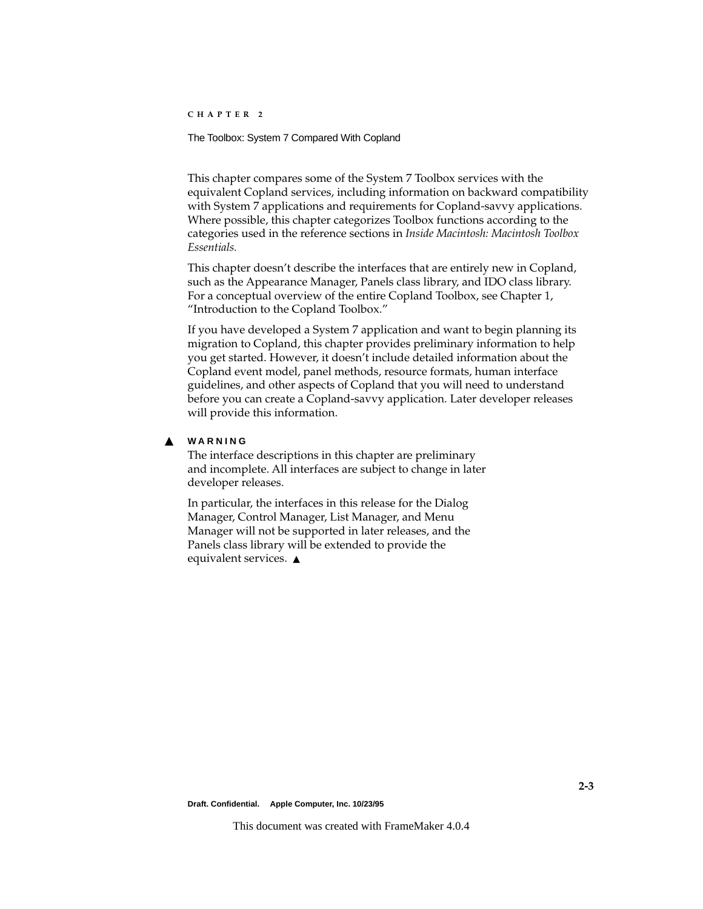This chapter compares some of the System 7 Toolbox services with the equivalent Copland services, including information on backward compatibility with System 7 applications and requirements for Copland-savvy applications. Where possible, this chapter categorizes Toolbox functions according to the categories used in the reference sections in *Inside Macintosh: Macintosh Toolbox Essentials.*

This chapter doesn't describe the interfaces that are entirely new in Copland, such as the Appearance Manager, Panels class library, and IDO class library. For a conceptual overview of the entire Copland Toolbox, see Chapter 1, "Introduction to the Copland Toolbox."

If you have developed a System 7 application and want to begin planning its migration to Copland, this chapter provides preliminary information to help you get started. However, it doesn't include detailed information about the Copland event model, panel methods, resource formats, human interface guidelines, and other aspects of Copland that you will need to understand before you can create a Copland-savvy application. Later developer releases will provide this information.

▲ **WARNING**

The interface descriptions in this chapter are preliminary and incomplete. All interfaces are subject to change in later developer releases.

In particular, the interfaces in this release for the Dialog Manager, Control Manager, List Manager, and Menu Manager will not be supported in later releases, and the Panels class library will be extended to provide the equivalent services. ▲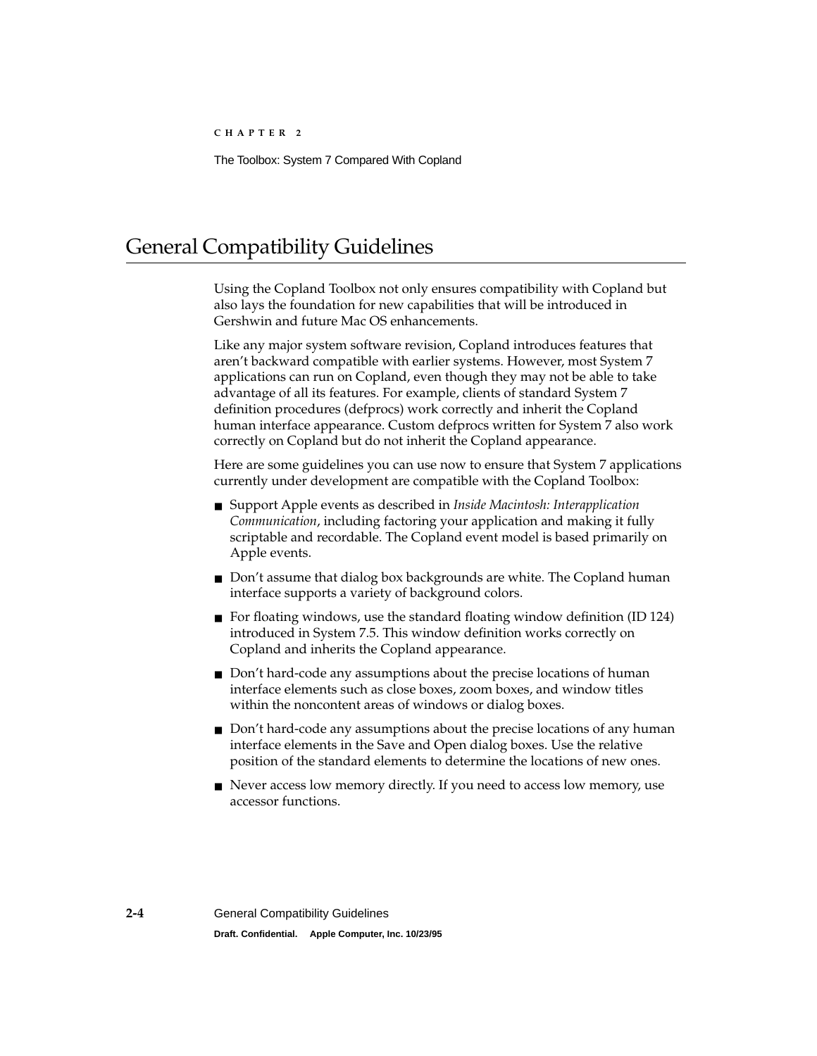# General Compatibility Guidelines

Using the Copland Toolbox not only ensures compatibility with Copland but also lays the foundation for new capabilities that will be introduced in Gershwin and future Mac OS enhancements.

Like any major system software revision, Copland introduces features that aren’t backward compatible with earlier systems. However, most System 7 applications can run on Copland, even though they may not be able to take advantage of all its features. For example, clients of standard System 7 definition procedures (defprocs) work correctly and inherit the Copland human interface appearance. Custom defprocs written for System 7 also work correctly on Copland but do not inherit the Copland appearance.

Here are some guidelines you can use now to ensure that System 7 applications currently under development are compatible with the Copland Toolbox:

- Support Apple events as described in *Inside Macintosh: Interapplication Communication*, including factoring your application and making it fully scriptable and recordable. The Copland event model is based primarily on Apple events.
- Don’t assume that dialog box backgrounds are white. The Copland human interface supports a variety of background colors.
- For floating windows, use the standard floating window definition (ID 124) introduced in System 7.5. This window definition works correctly on Copland and inherits the Copland appearance.
- Don’t hard-code any assumptions about the precise locations of human interface elements such as close boxes, zoom boxes, and window titles within the noncontent areas of windows or dialog boxes.
- Don’t hard-code any assumptions about the precise locations of any human interface elements in the Save and Open dialog boxes. Use the relative position of the standard elements to determine the locations of new ones.
- Never access low memory directly. If you need to access low memory, use accessor functions.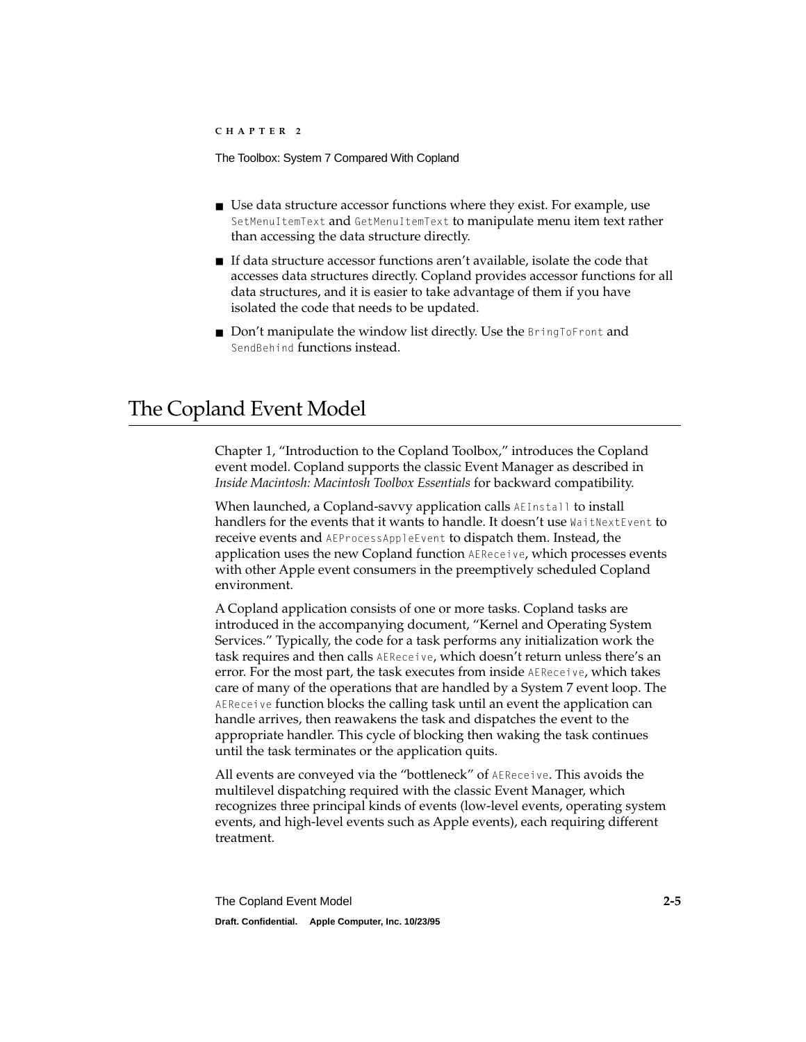- Use data structure accessor functions where they exist. For example, use `SetMenuItemText` and `GetMenuItemText` to manipulate menu item text rather than accessing the data structure directly.
- If data structure accessor functions aren't available, isolate the code that accesses data structures directly. Copland provides accessor functions for all data structures, and it is easier to take advantage of them if you have isolated the code that needs to be updated.
- Don't manipulate the window list directly. Use the `BringToFront` and `SendBehind` functions instead.

# The Copland Event Model

Chapter 1, "Introduction to the Copland Toolbox," introduces the Copland event model. Copland supports the classic Event Manager as described in *Inside Macintosh: Macintosh Toolbox Essentials* for backward compatibility.

When launched, a Copland-savvy application calls `AEInstall` to install handlers for the events that it wants to handle. It doesn't use `WaitNextEvent` to receive events and `AEProcessAppleEvent` to dispatch them. Instead, the application uses the new Copland function `AEReceive`, which processes events with other Apple event consumers in the preemptively scheduled Copland environment.

A Copland application consists of one or more tasks. Copland tasks are introduced in the accompanying document, "Kernel and Operating System Services." Typically, the code for a task performs any initialization work the task requires and then calls `AEReceive`, which doesn't return unless there's an error. For the most part, the task executes from inside `AEReceive`, which takes care of many of the operations that are handled by a System 7 event loop. The `AEReceive` function blocks the calling task until an event the application can handle arrives, then reawakens the task and dispatches the event to the appropriate handler. This cycle of blocking then waking the task continues until the task terminates or the application quits.

All events are conveyed via the "bottleneck" of `AEReceive`. This avoids the multilevel dispatching required with the classic Event Manager, which recognizes three principal kinds of events (low-level events, operating system events, and high-level events such as Apple events), each requiring different treatment.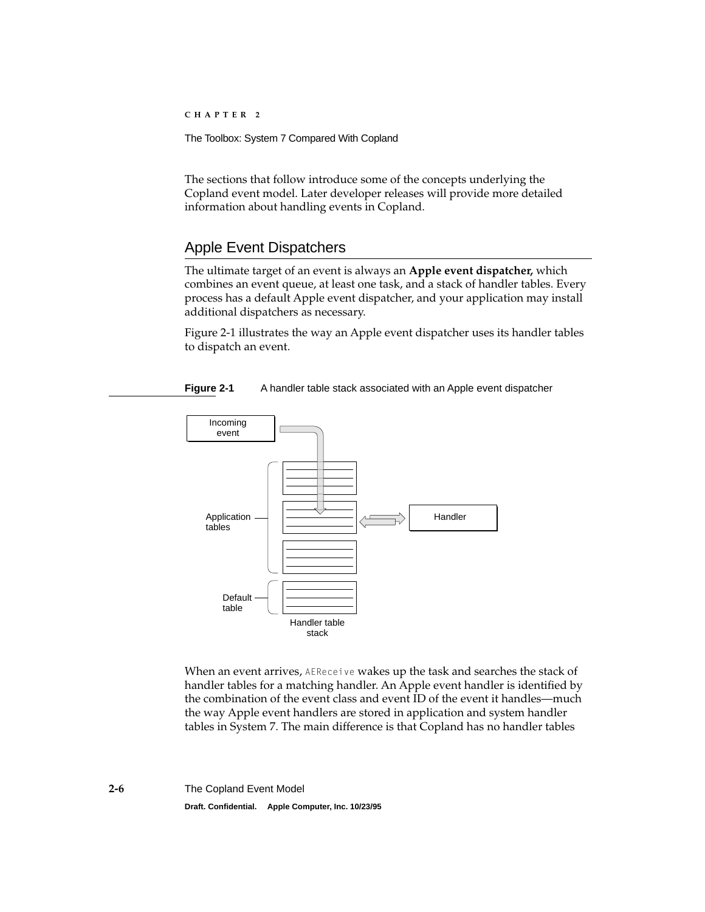The sections that follow introduce some of the concepts underlying the Copland event model. Later developer releases will provide more detailed information about handling events in Copland.

## Apple Event Dispatchers

The ultimate target of an event is always an **Apple event dispatcher,** which combines an event queue, at least one task, and a stack of handler tables. Every process has a default Apple event dispatcher, and your application may install additional dispatchers as necessary.

Figure 2-1 illustrates the way an Apple event dispatcher uses its handler tables to dispatch an event.

**Figure 2-1** A handler table stack associated with an Apple event dispatcher

Incoming event

Application tables

Handler

Default table

Handler table stack

When an event arrives, `AEReceive` wakes up the task and searches the stack of handler tables for a matching handler. An Apple event handler is identified by the combination of the event class and event ID of the event it handles—much the way Apple event handlers are stored in application and system handler tables in System 7. The main difference is that Copland has no handler tables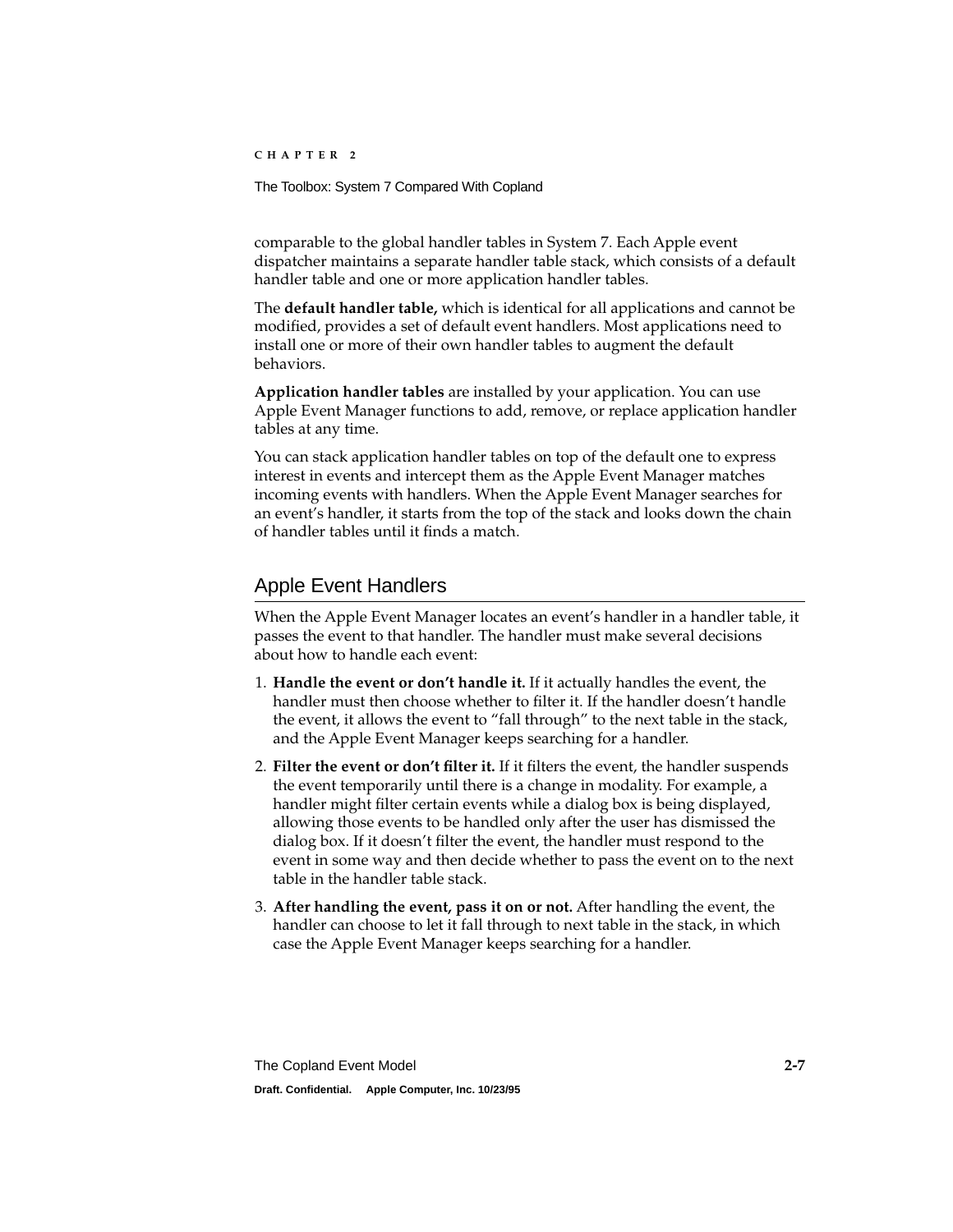comparable to the global handler tables in System 7. Each Apple event dispatcher maintains a separate handler table stack, which consists of a default handler table and one or more application handler tables.

The **default handler table,** which is identical for all applications and cannot be modified, provides a set of default event handlers. Most applications need to install one or more of their own handler tables to augment the default behaviors.

**Application handler tables** are installed by your application. You can use Apple Event Manager functions to add, remove, or replace application handler tables at any time.

You can stack application handler tables on top of the default one to express interest in events and intercept them as the Apple Event Manager matches incoming events with handlers. When the Apple Event Manager searches for an event's handler, it starts from the top of the stack and looks down the chain of handler tables until it finds a match.

## Apple Event Handlers

When the Apple Event Manager locates an event's handler in a handler table, it passes the event to that handler. The handler must make several decisions about how to handle each event:

1. **Handle the event or don't handle it.** If it actually handles the event, the handler must then choose whether to filter it. If the handler doesn't handle the event, it allows the event to "fall through" to the next table in the stack, and the Apple Event Manager keeps searching for a handler.
2. **Filter the event or don't filter it.** If it filters the event, the handler suspends the event temporarily until there is a change in modality. For example, a handler might filter certain events while a dialog box is being displayed, allowing those events to be handled only after the user has dismissed the dialog box. If it doesn't filter the event, the handler must respond to the event in some way and then decide whether to pass the event on to the next table in the handler table stack.
3. **After handling the event, pass it on or not.** After handling the event, the handler can choose to let it fall through to next table in the stack, in which case the Apple Event Manager keeps searching for a handler.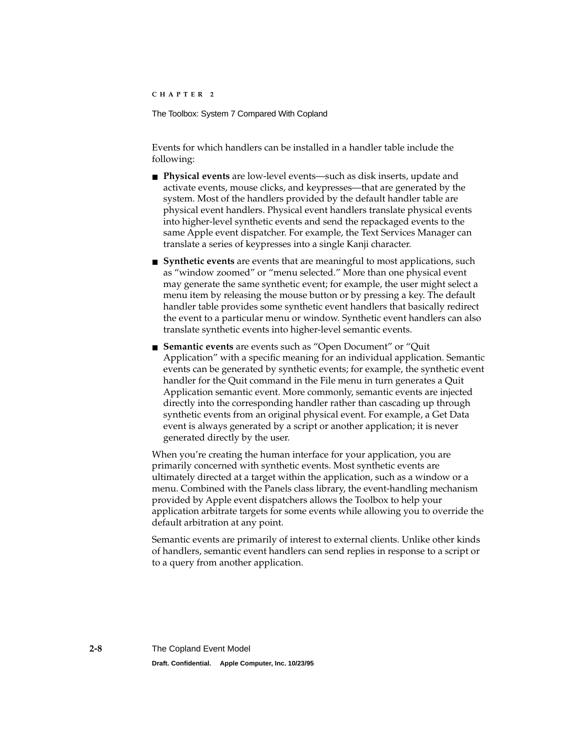Events for which handlers can be installed in a handler table include the following:

- **Physical events** are low-level events—such as disk inserts, update and activate events, mouse clicks, and keypresses—that are generated by the system. Most of the handlers provided by the default handler table are physical event handlers. Physical event handlers translate physical events into higher-level synthetic events and send the repackaged events to the same Apple event dispatcher. For example, the Text Services Manager can translate a series of keypresses into a single Kanji character.
- **Synthetic events** are events that are meaningful to most applications, such as "window zoomed" or "menu selected." More than one physical event may generate the same synthetic event; for example, the user might select a menu item by releasing the mouse button or by pressing a key. The default handler table provides some synthetic event handlers that basically redirect the event to a particular menu or window. Synthetic event handlers can also translate synthetic events into higher-level semantic events.
- **Semantic events** are events such as "Open Document" or "Quit Application" with a specific meaning for an individual application. Semantic events can be generated by synthetic events; for example, the synthetic event handler for the Quit command in the File menu in turn generates a Quit Application semantic event. More commonly, semantic events are injected directly into the corresponding handler rather than cascading up through synthetic events from an original physical event. For example, a Get Data event is always generated by a script or another application; it is never generated directly by the user.

When you're creating the human interface for your application, you are primarily concerned with synthetic events. Most synthetic events are ultimately directed at a target within the application, such as a window or a menu. Combined with the Panels class library, the event-handling mechanism provided by Apple event dispatchers allows the Toolbox to help your application arbitrate targets for some events while allowing you to override the default arbitration at any point.

Semantic events are primarily of interest to external clients. Unlike other kinds of handlers, semantic event handlers can send replies in response to a script or to a query from another application.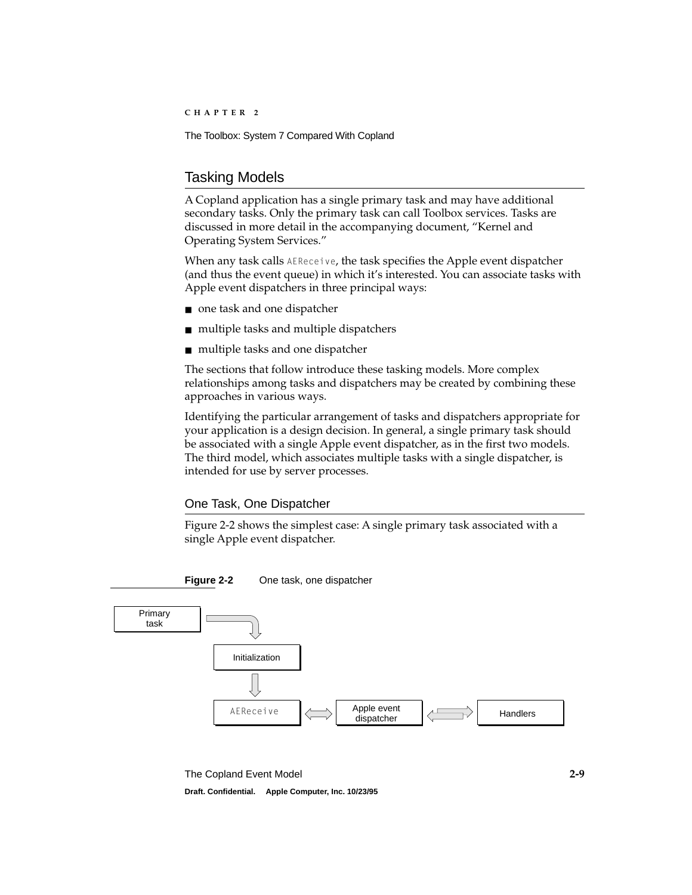## Tasking Models

A Copland application has a single primary task and may have additional secondary tasks. Only the primary task can call Toolbox services. Tasks are discussed in more detail in the accompanying document, "Kernel and Operating System Services."

When any task calls `AEReceive`, the task specifies the Apple event dispatcher (and thus the event queue) in which it's interested. You can associate tasks with Apple event dispatchers in three principal ways:

- one task and one dispatcher
- multiple tasks and multiple dispatchers
- multiple tasks and one dispatcher

The sections that follow introduce these tasking models. More complex relationships among tasks and dispatchers may be created by combining these approaches in various ways.

Identifying the particular arrangement of tasks and dispatchers appropriate for your application is a design decision. In general, a single primary task should be associated with a single Apple event dispatcher, as in the first two models. The third model, which associates multiple tasks with a single dispatcher, is intended for use by server processes.

### One Task, One Dispatcher

Figure 2-2 shows the simplest case: A single primary task associated with a single Apple event dispatcher.

**Figure 2-2** One task, one dispatcher

Primary task → Initialization → AEReceive ⇔ Apple event dispatcher ⇔ Handlers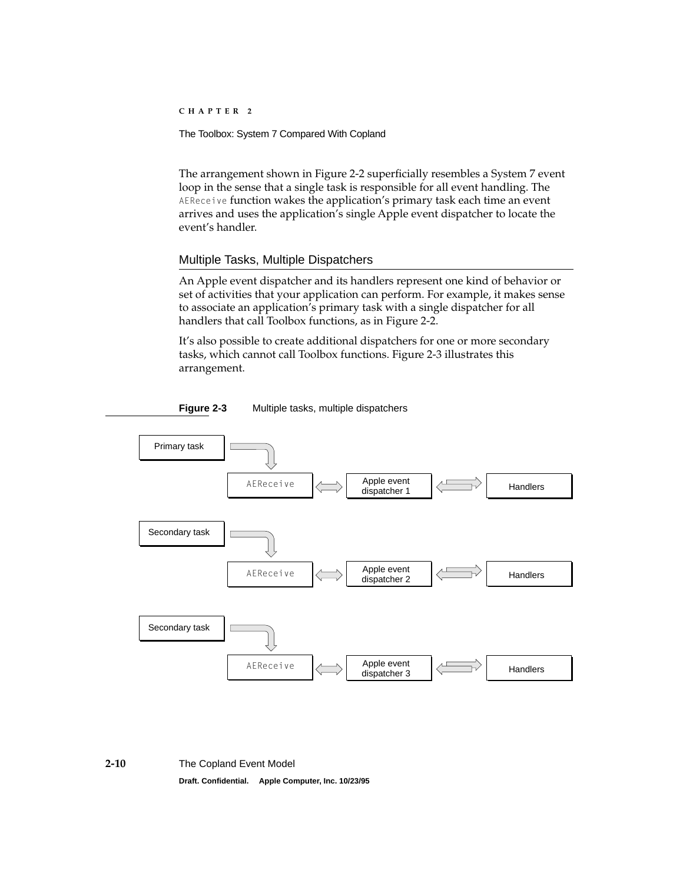The arrangement shown in Figure 2-2 superficially resembles a System 7 event loop in the sense that a single task is responsible for all event handling. The `AEReceive` function wakes the application's primary task each time an event arrives and uses the application's single Apple event dispatcher to locate the event's handler.

## Multiple Tasks, Multiple Dispatchers

An Apple event dispatcher and its handlers represent one kind of behavior or set of activities that your application can perform. For example, it makes sense to associate an application's primary task with a single dispatcher for all handlers that call Toolbox functions, as in Figure 2-2.

It's also possible to create additional dispatchers for one or more secondary tasks, which cannot call Toolbox functions. Figure 2-3 illustrates this arrangement.

**Figure 2-3** Multiple tasks, multiple dispatchers

Primary task → AEReceive ⟷ Apple event dispatcher 1 ⟷ Handlers

Secondary task → AEReceive ⟷ Apple event dispatcher 2 ⟷ Handlers

Secondary task → AEReceive ⟷ Apple event dispatcher 3 ⟷ Handlers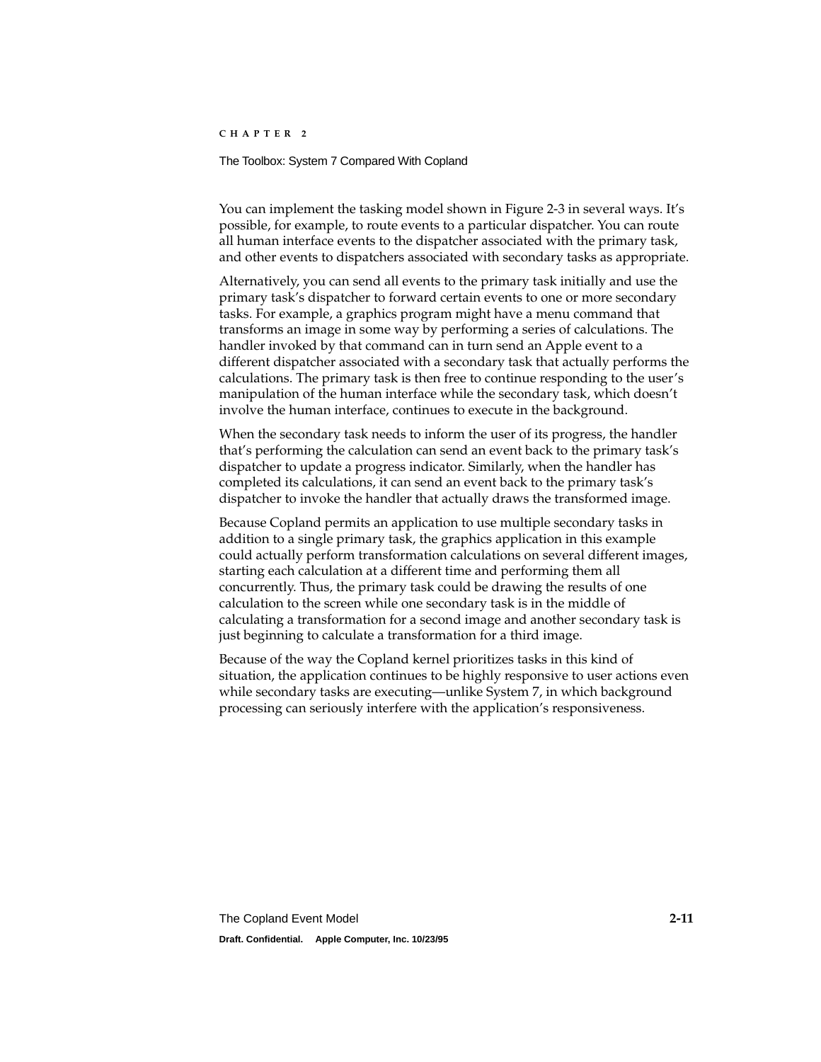You can implement the tasking model shown in Figure 2-3 in several ways. It's possible, for example, to route events to a particular dispatcher. You can route all human interface events to the dispatcher associated with the primary task, and other events to dispatchers associated with secondary tasks as appropriate.

Alternatively, you can send all events to the primary task initially and use the primary task's dispatcher to forward certain events to one or more secondary tasks. For example, a graphics program might have a menu command that transforms an image in some way by performing a series of calculations. The handler invoked by that command can in turn send an Apple event to a different dispatcher associated with a secondary task that actually performs the calculations. The primary task is then free to continue responding to the user's manipulation of the human interface while the secondary task, which doesn't involve the human interface, continues to execute in the background.

When the secondary task needs to inform the user of its progress, the handler that's performing the calculation can send an event back to the primary task's dispatcher to update a progress indicator. Similarly, when the handler has completed its calculations, it can send an event back to the primary task's dispatcher to invoke the handler that actually draws the transformed image.

Because Copland permits an application to use multiple secondary tasks in addition to a single primary task, the graphics application in this example could actually perform transformation calculations on several different images, starting each calculation at a different time and performing them all concurrently. Thus, the primary task could be drawing the results of one calculation to the screen while one secondary task is in the middle of calculating a transformation for a second image and another secondary task is just beginning to calculate a transformation for a third image.

Because of the way the Copland kernel prioritizes tasks in this kind of situation, the application continues to be highly responsive to user actions even while secondary tasks are executing—unlike System 7, in which background processing can seriously interfere with the application's responsiveness.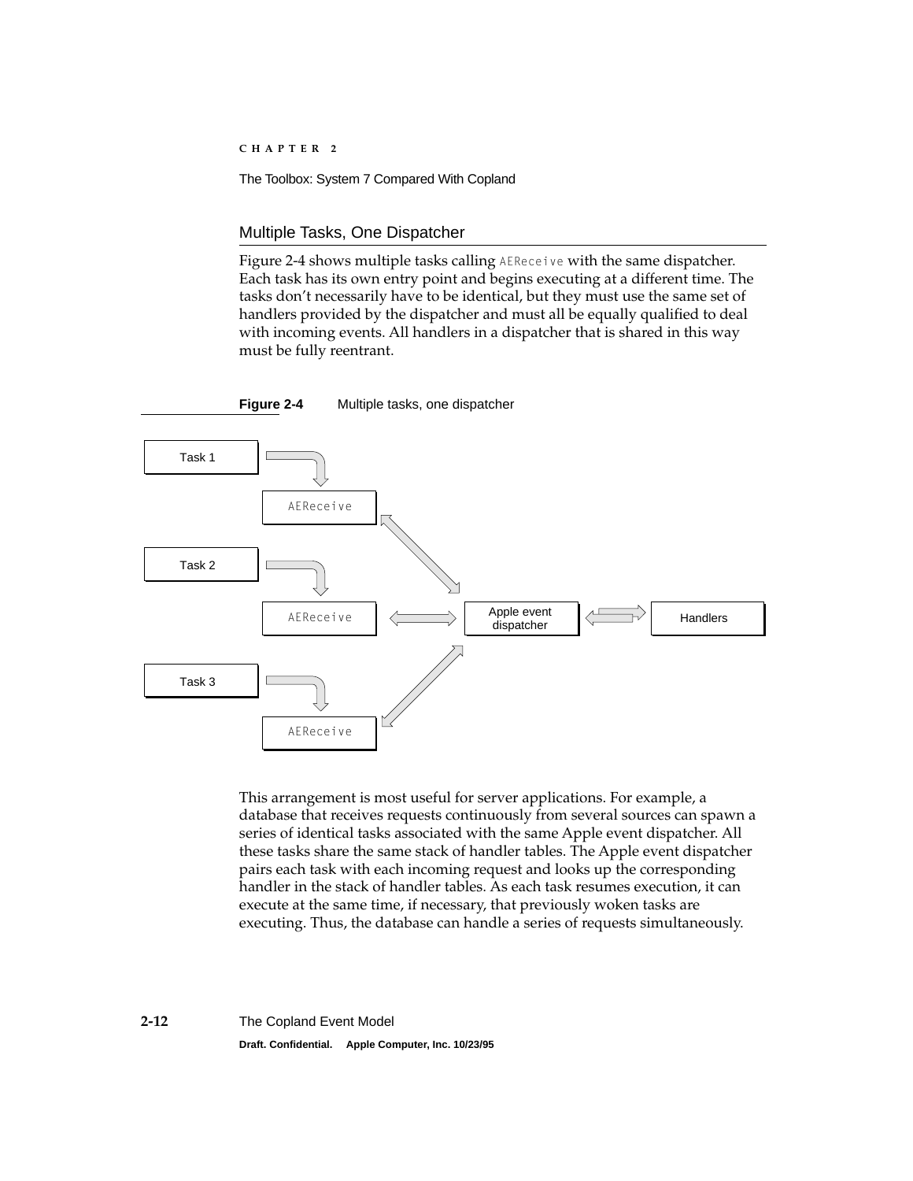## Multiple Tasks, One Dispatcher

Figure 2-4 shows multiple tasks calling `AEReceive` with the same dispatcher. Each task has its own entry point and begins executing at a different time. The tasks don't necessarily have to be identical, but they must use the same set of handlers provided by the dispatcher and must all be equally qualified to deal with incoming events. All handlers in a dispatcher that is shared in this way must be fully reentrant.

**Figure 2-4** Multiple tasks, one dispatcher

This arrangement is most useful for server applications. For example, a database that receives requests continuously from several sources can spawn a series of identical tasks associated with the same Apple event dispatcher. All these tasks share the same stack of handler tables. The Apple event dispatcher pairs each task with each incoming request and looks up the corresponding handler in the stack of handler tables. As each task resumes execution, it can execute at the same time, if necessary, that previously woken tasks are executing. Thus, the database can handle a series of requests simultaneously.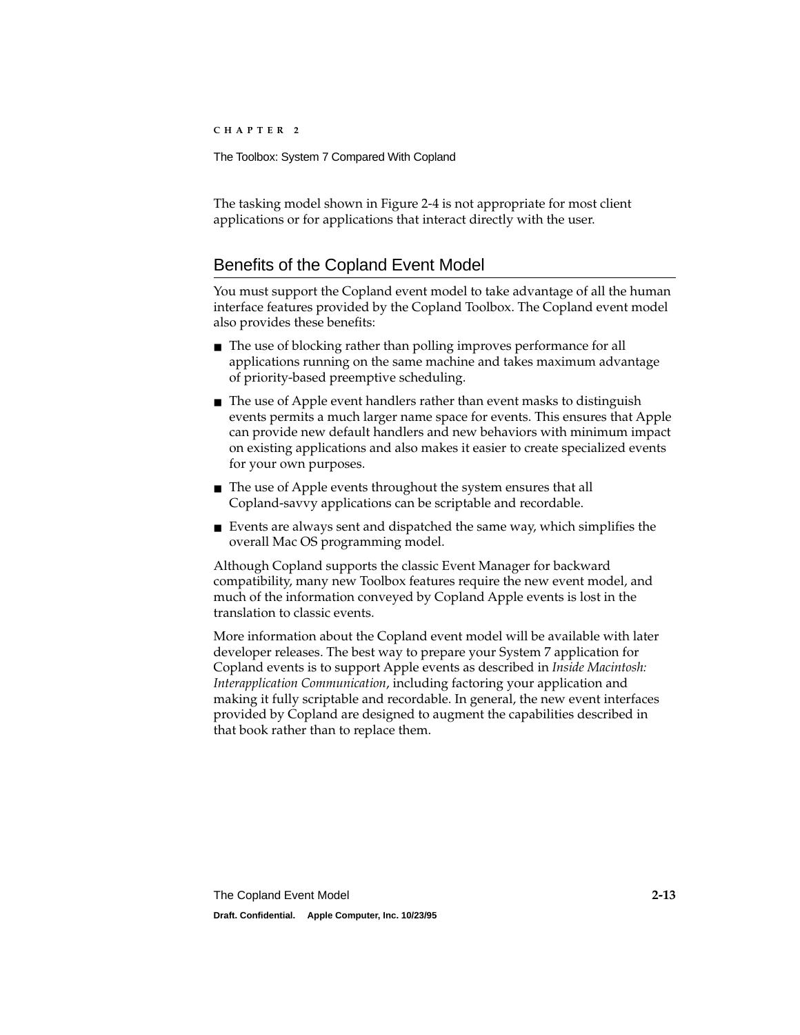The tasking model shown in Figure 2-4 is not appropriate for most client applications or for applications that interact directly with the user.

## Benefits of the Copland Event Model

You must support the Copland event model to take advantage of all the human interface features provided by the Copland Toolbox. The Copland event model also provides these benefits:

- The use of blocking rather than polling improves performance for all applications running on the same machine and takes maximum advantage of priority-based preemptive scheduling.
- The use of Apple event handlers rather than event masks to distinguish events permits a much larger name space for events. This ensures that Apple can provide new default handlers and new behaviors with minimum impact on existing applications and also makes it easier to create specialized events for your own purposes.
- The use of Apple events throughout the system ensures that all Copland-savvy applications can be scriptable and recordable.
- Events are always sent and dispatched the same way, which simplifies the overall Mac OS programming model.

Although Copland supports the classic Event Manager for backward compatibility, many new Toolbox features require the new event model, and much of the information conveyed by Copland Apple events is lost in the translation to classic events.

More information about the Copland event model will be available with later developer releases. The best way to prepare your System 7 application for Copland events is to support Apple events as described in *Inside Macintosh: Interapplication Communication*, including factoring your application and making it fully scriptable and recordable. In general, the new event interfaces provided by Copland are designed to augment the capabilities described in that book rather than to replace them.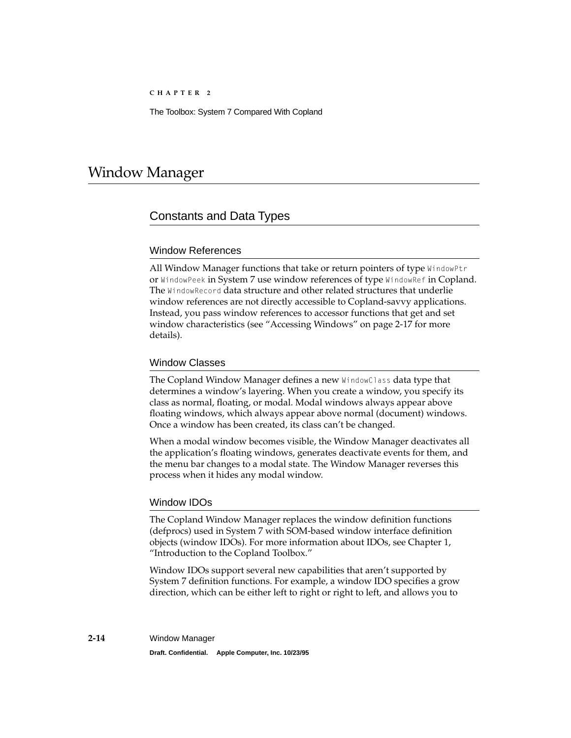# Window Manager

## Constants and Data Types

### Window References

All Window Manager functions that take or return pointers of type `WindowPtr` or `WindowPeek` in System 7 use window references of type `WindowRef` in Copland. The `WindowRecord` data structure and other related structures that underlie window references are not directly accessible to Copland-savvy applications. Instead, you pass window references to accessor functions that get and set window characteristics (see "Accessing Windows" on page 2-17 for more details).

### Window Classes

The Copland Window Manager defines a new `WindowClass` data type that determines a window's layering. When you create a window, you specify its class as normal, floating, or modal. Modal windows always appear above floating windows, which always appear above normal (document) windows. Once a window has been created, its class can't be changed.

When a modal window becomes visible, the Window Manager deactivates all the application's floating windows, generates deactivate events for them, and the menu bar changes to a modal state. The Window Manager reverses this process when it hides any modal window.

### Window IDOs

The Copland Window Manager replaces the window definition functions (defprocs) used in System 7 with SOM-based window interface definition objects (window IDOs). For more information about IDOs, see Chapter 1, "Introduction to the Copland Toolbox."

Window IDOs support several new capabilities that aren't supported by System 7 definition functions. For example, a window IDO specifies a grow direction, which can be either left to right or right to left, and allows you to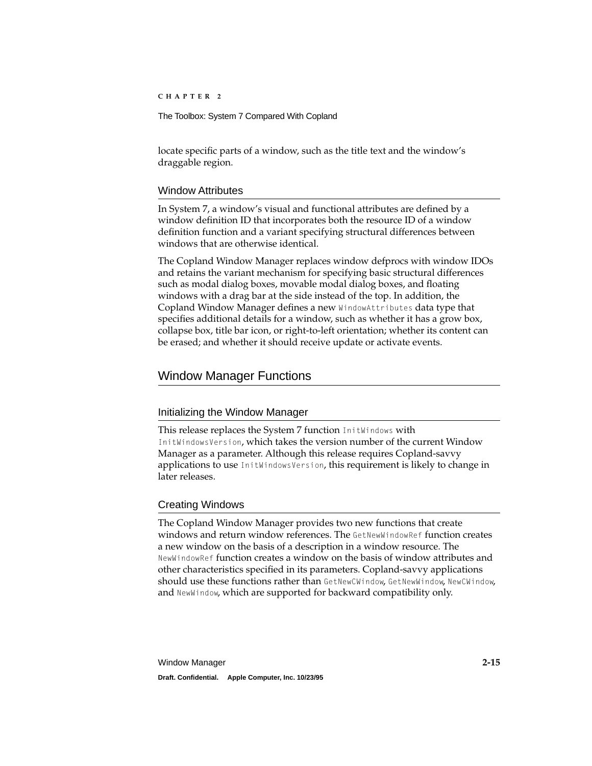locate specific parts of a window, such as the title text and the window's draggable region.

### Window Attributes

In System 7, a window's visual and functional attributes are defined by a window definition ID that incorporates both the resource ID of a window definition function and a variant specifying structural differences between windows that are otherwise identical.

The Copland Window Manager replaces window defprocs with window IDOs and retains the variant mechanism for specifying basic structural differences such as modal dialog boxes, movable modal dialog boxes, and floating windows with a drag bar at the side instead of the top. In addition, the Copland Window Manager defines a new `WindowAttributes` data type that specifies additional details for a window, such as whether it has a grow box, collapse box, title bar icon, or right-to-left orientation; whether its content can be erased; and whether it should receive update or activate events.

## Window Manager Functions

### Initializing the Window Manager

This release replaces the System 7 function `InitWindows` with `InitWindowsVersion`, which takes the version number of the current Window Manager as a parameter. Although this release requires Copland-savvy applications to use `InitWindowsVersion`, this requirement is likely to change in later releases.

### Creating Windows

The Copland Window Manager provides two new functions that create windows and return window references. The `GetNewWindowRef` function creates a new window on the basis of a description in a window resource. The `NewWindowRef` function creates a window on the basis of window attributes and other characteristics specified in its parameters. Copland-savvy applications should use these functions rather than `GetNewCWindow`, `GetNewWindow`, `NewCWindow`, and `NewWindow`, which are supported for backward compatibility only.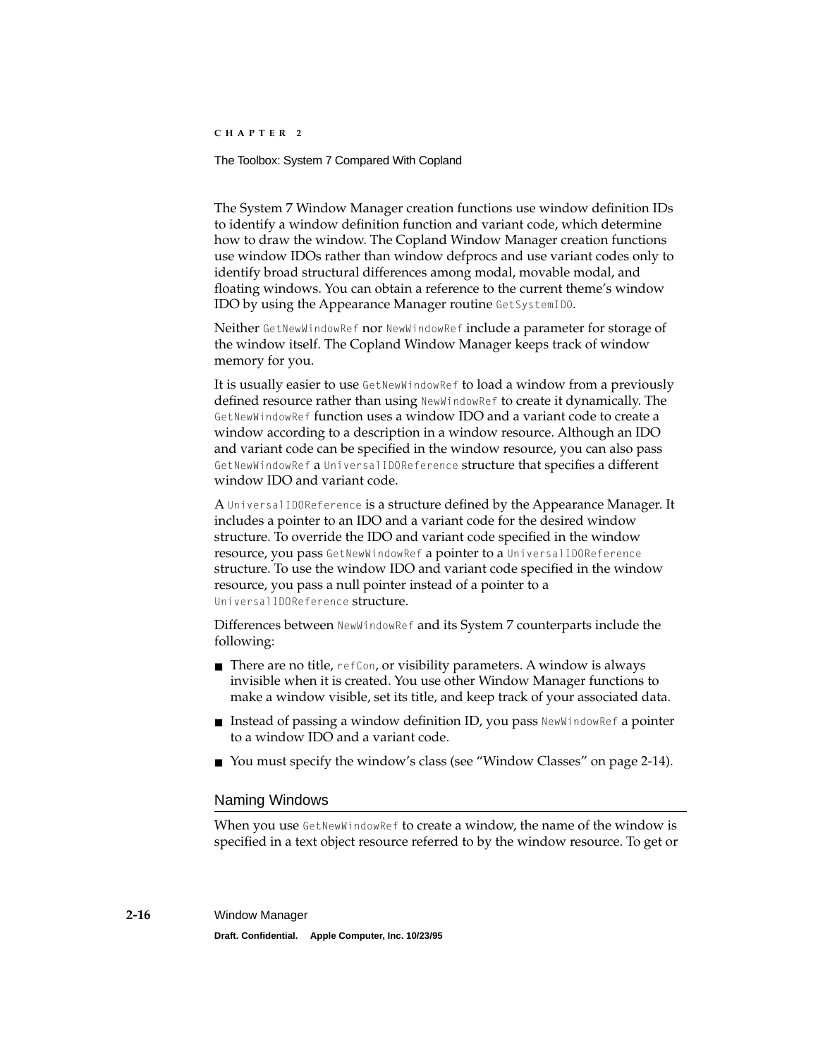The System 7 Window Manager creation functions use window definition IDs to identify a window definition function and variant code, which determine how to draw the window. The Copland Window Manager creation functions use window IDOs rather than window defprocs and use variant codes only to identify broad structural differences among modal, movable modal, and floating windows. You can obtain a reference to the current theme's window IDO by using the Appearance Manager routine `GetSystemIDO`.

Neither `GetNewWindowRef` nor `NewWindowRef` include a parameter for storage of the window itself. The Copland Window Manager keeps track of window memory for you.

It is usually easier to use `GetNewWindowRef` to load a window from a previously defined resource rather than using `NewWindowRef` to create it dynamically. The `GetNewWindowRef` function uses a window IDO and a variant code to create a window according to a description in a window resource. Although an IDO and variant code can be specified in the window resource, you can also pass `GetNewWindowRef` a `UniversalIDOReference` structure that specifies a different window IDO and variant code.

A `UniversalIDOReference` is a structure defined by the Appearance Manager. It includes a pointer to an IDO and a variant code for the desired window structure. To override the IDO and variant code specified in the window resource, you pass `GetNewWindowRef` a pointer to a `UniversalIDOReference` structure. To use the window IDO and variant code specified in the window resource, you pass a null pointer instead of a pointer to a `UniversalIDOReference` structure.

Differences between `NewWindowRef` and its System 7 counterparts include the following:

- There are no title, `refCon`, or visibility parameters. A window is always invisible when it is created. You use other Window Manager functions to make a window visible, set its title, and keep track of your associated data.
- Instead of passing a window definition ID, you pass `NewWindowRef` a pointer to a window IDO and a variant code.
- You must specify the window's class (see "Window Classes" on page 2-14).

## Naming Windows

When you use `GetNewWindowRef` to create a window, the name of the window is specified in a text object resource referred to by the window resource. To get or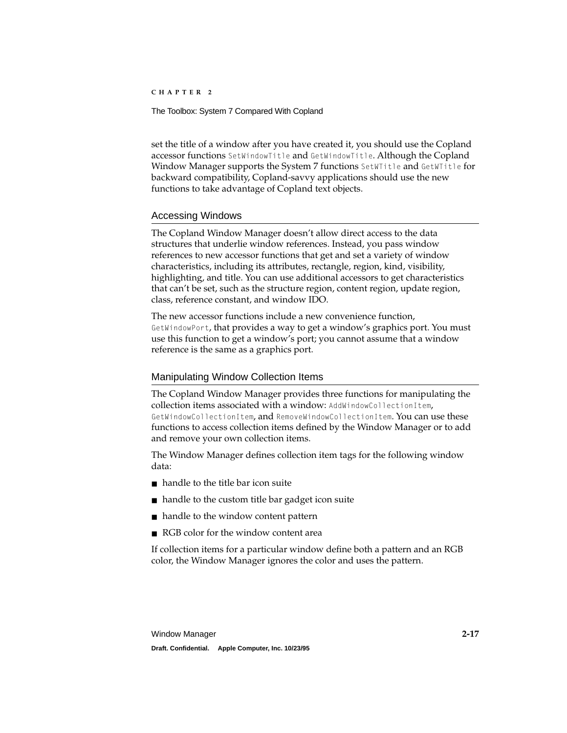set the title of a window after you have created it, you should use the Copland accessor functions `SetWindowTitle` and `GetWindowTitle`. Although the Copland Window Manager supports the System 7 functions `SetWTitle` and `GetWTitle` for backward compatibility, Copland-savvy applications should use the new functions to take advantage of Copland text objects.

## Accessing Windows

The Copland Window Manager doesn't allow direct access to the data structures that underlie window references. Instead, you pass window references to new accessor functions that get and set a variety of window characteristics, including its attributes, rectangle, region, kind, visibility, highlighting, and title. You can use additional accessors to get characteristics that can't be set, such as the structure region, content region, update region, class, reference constant, and window IDO.

The new accessor functions include a new convenience function, `GetWindowPort`, that provides a way to get a window's graphics port. You must use this function to get a window's port; you cannot assume that a window reference is the same as a graphics port.

## Manipulating Window Collection Items

The Copland Window Manager provides three functions for manipulating the collection items associated with a window: `AddWindowCollectionItem`, `GetWindowCollectionItem`, and `RemoveWindowCollectionItem`. You can use these functions to access collection items defined by the Window Manager or to add and remove your own collection items.

The Window Manager defines collection item tags for the following window data:

- handle to the title bar icon suite
- handle to the custom title bar gadget icon suite
- handle to the window content pattern
- RGB color for the window content area

If collection items for a particular window define both a pattern and an RGB color, the Window Manager ignores the color and uses the pattern.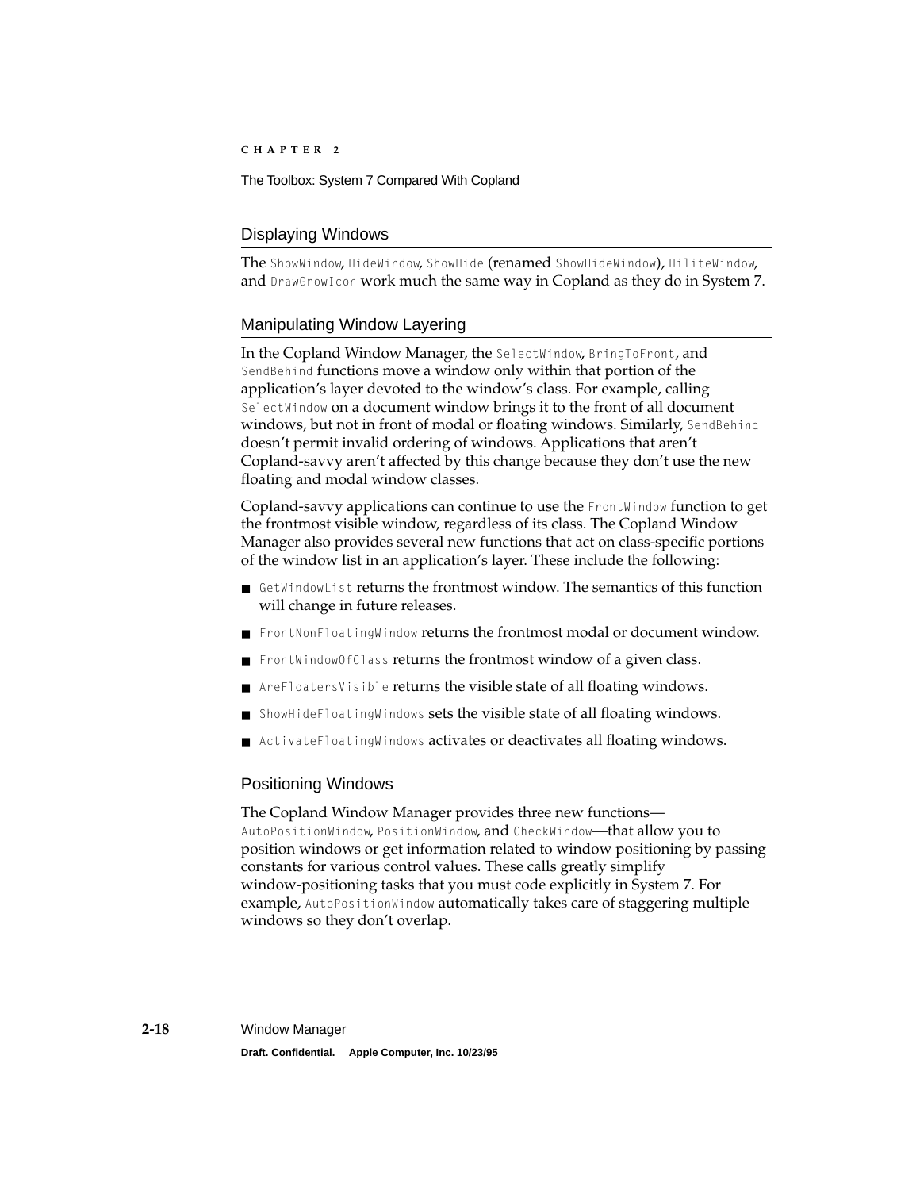## Displaying Windows

The `ShowWindow`, `HideWindow`, `ShowHide` (renamed `ShowHideWindow`), `HiliteWindow`, and `DrawGrowIcon` work much the same way in Copland as they do in System 7.

## Manipulating Window Layering

In the Copland Window Manager, the `SelectWindow`, `BringToFront`, and `SendBehind` functions move a window only within that portion of the application's layer devoted to the window's class. For example, calling `SelectWindow` on a document window brings it to the front of all document windows, but not in front of modal or floating windows. Similarly, `SendBehind` doesn't permit invalid ordering of windows. Applications that aren't Copland-savvy aren't affected by this change because they don't use the new floating and modal window classes.

Copland-savvy applications can continue to use the `FrontWindow` function to get the frontmost visible window, regardless of its class. The Copland Window Manager also provides several new functions that act on class-specific portions of the window list in an application's layer. These include the following:

- `GetWindowList` returns the frontmost window. The semantics of this function will change in future releases.
- `FrontNonFloatingWindow` returns the frontmost modal or document window.
- `FrontWindowOfClass` returns the frontmost window of a given class.
- `AreFloatersVisible` returns the visible state of all floating windows.
- `ShowHideFloatingWindows` sets the visible state of all floating windows.
- `ActivateFloatingWindows` activates or deactivates all floating windows.

## Positioning Windows

The Copland Window Manager provides three new functions—`AutoPositionWindow`, `PositionWindow`, and `CheckWindow`—that allow you to position windows or get information related to window positioning by passing constants for various control values. These calls greatly simplify window-positioning tasks that you must code explicitly in System 7. For example, `AutoPositionWindow` automatically takes care of staggering multiple windows so they don't overlap.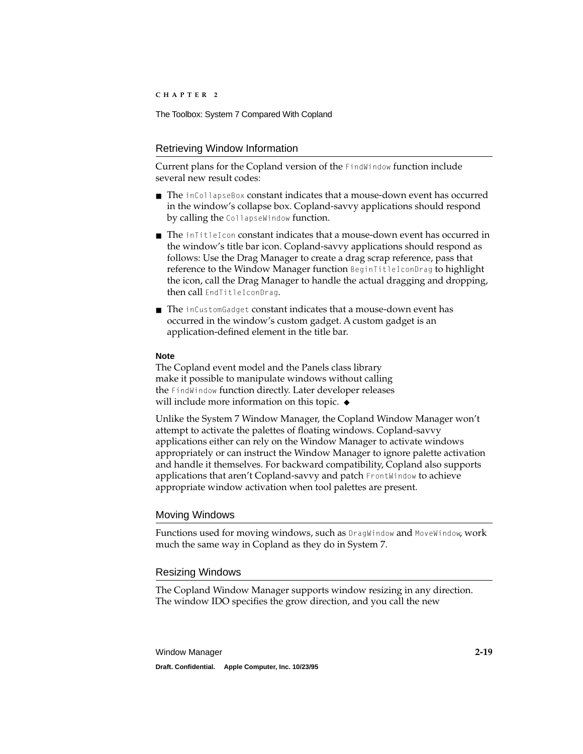## Retrieving Window Information

Current plans for the Copland version of the `FindWindow` function include several new result codes:

- The `inCollapseBox` constant indicates that a mouse-down event has occurred in the window's collapse box. Copland-savvy applications should respond by calling the `CollapseWindow` function.
- The `inTitleIcon` constant indicates that a mouse-down event has occurred in the window's title bar icon. Copland-savvy applications should respond as follows: Use the Drag Manager to create a drag scrap reference, pass that reference to the Window Manager function `BeginTitleIconDrag` to highlight the icon, call the Drag Manager to handle the actual dragging and dropping, then call `EndTitleIconDrag`.
- The `inCustomGadget` constant indicates that a mouse-down event has occurred in the window's custom gadget. A custom gadget is an application-defined element in the title bar.

**Note**

The Copland event model and the Panels class library make it possible to manipulate windows without calling the `FindWindow` function directly. Later developer releases will include more information on this topic. ◆

Unlike the System 7 Window Manager, the Copland Window Manager won't attempt to activate the palettes of floating windows. Copland-savvy applications either can rely on the Window Manager to activate windows appropriately or can instruct the Window Manager to ignore palette activation and handle it themselves. For backward compatibility, Copland also supports applications that aren't Copland-savvy and patch `FrontWindow` to achieve appropriate window activation when tool palettes are present.

## Moving Windows

Functions used for moving windows, such as `DragWindow` and `MoveWindow`, work much the same way in Copland as they do in System 7.

## Resizing Windows

The Copland Window Manager supports window resizing in any direction. The window IDO specifies the grow direction, and you call the new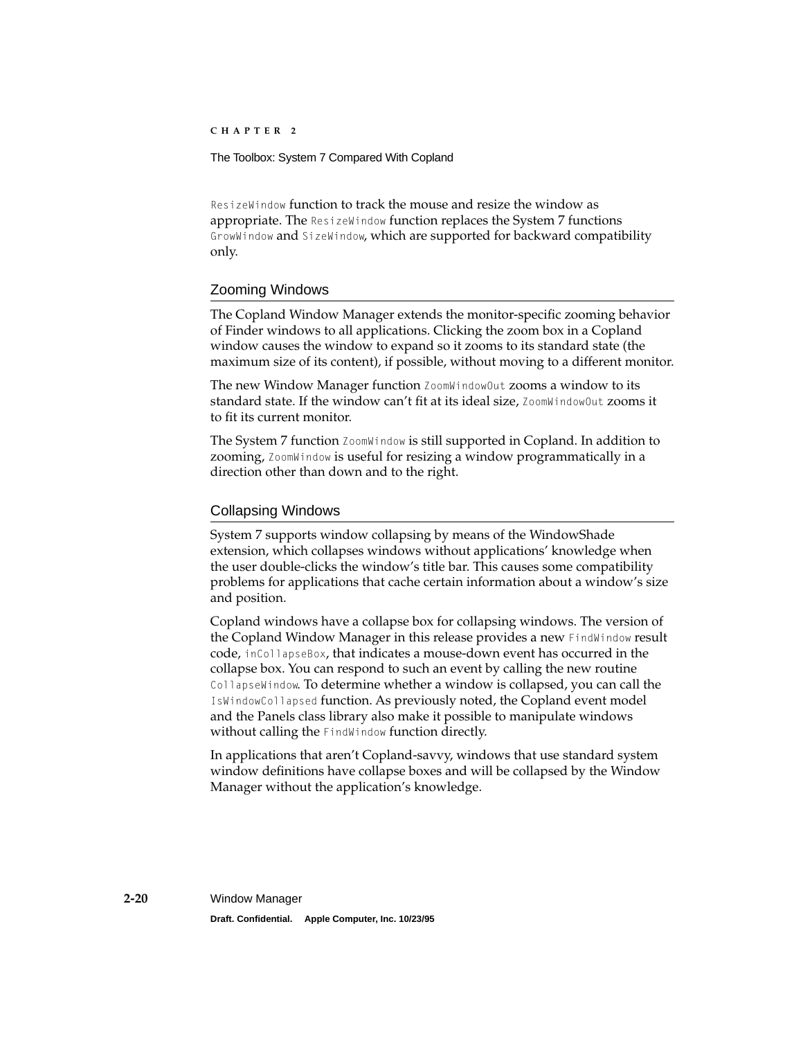`ResizeWindow` function to track the mouse and resize the window as appropriate. The `ResizeWindow` function replaces the System 7 functions `GrowWindow` and `SizeWindow`, which are supported for backward compatibility only.

## Zooming Windows

The Copland Window Manager extends the monitor-specific zooming behavior of Finder windows to all applications. Clicking the zoom box in a Copland window causes the window to expand so it zooms to its standard state (the maximum size of its content), if possible, without moving to a different monitor.

The new Window Manager function `ZoomWindowOut` zooms a window to its standard state. If the window can't fit at its ideal size, `ZoomWindowOut` zooms it to fit its current monitor.

The System 7 function `ZoomWindow` is still supported in Copland. In addition to zooming, `ZoomWindow` is useful for resizing a window programmatically in a direction other than down and to the right.

## Collapsing Windows

System 7 supports window collapsing by means of the WindowShade extension, which collapses windows without applications' knowledge when the user double-clicks the window's title bar. This causes some compatibility problems for applications that cache certain information about a window's size and position.

Copland windows have a collapse box for collapsing windows. The version of the Copland Window Manager in this release provides a new `FindWindow` result code, `inCollapseBox`, that indicates a mouse-down event has occurred in the collapse box. You can respond to such an event by calling the new routine `CollapseWindow`. To determine whether a window is collapsed, you can call the `IsWindowCollapsed` function. As previously noted, the Copland event model and the Panels class library also make it possible to manipulate windows without calling the `FindWindow` function directly.

In applications that aren't Copland-savvy, windows that use standard system window definitions have collapse boxes and will be collapsed by the Window Manager without the application's knowledge.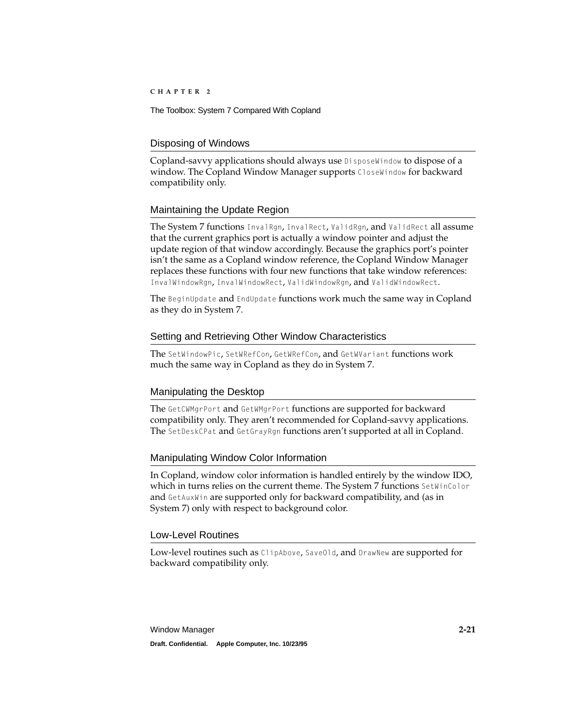## Disposing of Windows

Copland-savvy applications should always use `DisposeWindow` to dispose of a window. The Copland Window Manager supports `CloseWindow` for backward compatibility only.

## Maintaining the Update Region

The System 7 functions `InvalRgn`, `InvalRect`, `ValidRgn`, and `ValidRect` all assume that the current graphics port is actually a window pointer and adjust the update region of that window accordingly. Because the graphics port's pointer isn't the same as a Copland window reference, the Copland Window Manager replaces these functions with four new functions that take window references: `InvalWindowRgn`, `InvalWindowRect`, `ValidWindowRgn`, and `ValidWindowRect`.

The `BeginUpdate` and `EndUpdate` functions work much the same way in Copland as they do in System 7.

## Setting and Retrieving Other Window Characteristics

The `SetWindowPic`, `SetWRefCon`, `GetWRefCon`, and `GetWVariant` functions work much the same way in Copland as they do in System 7.

## Manipulating the Desktop

The `GetCWMgrPort` and `GetWMgrPort` functions are supported for backward compatibility only. They aren't recommended for Copland-savvy applications. The `SetDeskCPat` and `GetGrayRgn` functions aren't supported at all in Copland.

## Manipulating Window Color Information

In Copland, window color information is handled entirely by the window IDO, which in turns relies on the current theme. The System 7 functions `SetWinColor` and `GetAuxWin` are supported only for backward compatibility, and (as in System 7) only with respect to background color.

## Low-Level Routines

Low-level routines such as `ClipAbove`, `SaveOld`, and `DrawNew` are supported for backward compatibility only.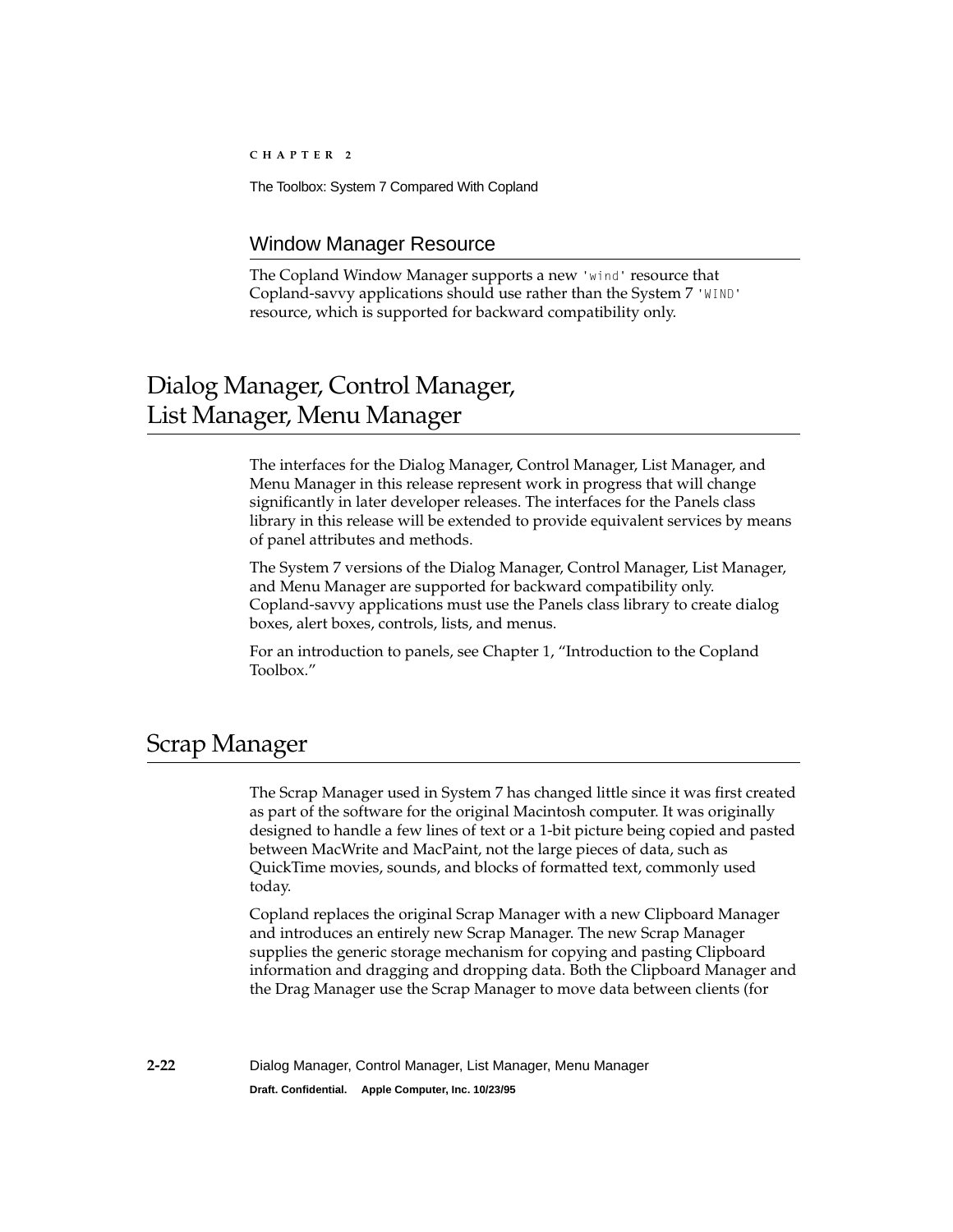### Window Manager Resource

The Copland Window Manager supports a new `'wind'` resource that Copland-savvy applications should use rather than the System 7 `'WIND'` resource, which is supported for backward compatibility only.

## Dialog Manager, Control Manager, List Manager, Menu Manager

The interfaces for the Dialog Manager, Control Manager, List Manager, and Menu Manager in this release represent work in progress that will change significantly in later developer releases. The interfaces for the Panels class library in this release will be extended to provide equivalent services by means of panel attributes and methods.

The System 7 versions of the Dialog Manager, Control Manager, List Manager, and Menu Manager are supported for backward compatibility only. Copland-savvy applications must use the Panels class library to create dialog boxes, alert boxes, controls, lists, and menus.

For an introduction to panels, see Chapter 1, "Introduction to the Copland Toolbox."

## Scrap Manager

The Scrap Manager used in System 7 has changed little since it was first created as part of the software for the original Macintosh computer. It was originally designed to handle a few lines of text or a 1-bit picture being copied and pasted between MacWrite and MacPaint, not the large pieces of data, such as QuickTime movies, sounds, and blocks of formatted text, commonly used today.

Copland replaces the original Scrap Manager with a new Clipboard Manager and introduces an entirely new Scrap Manager. The new Scrap Manager supplies the generic storage mechanism for copying and pasting Clipboard information and dragging and dropping data. Both the Clipboard Manager and the Drag Manager use the Scrap Manager to move data between clients (for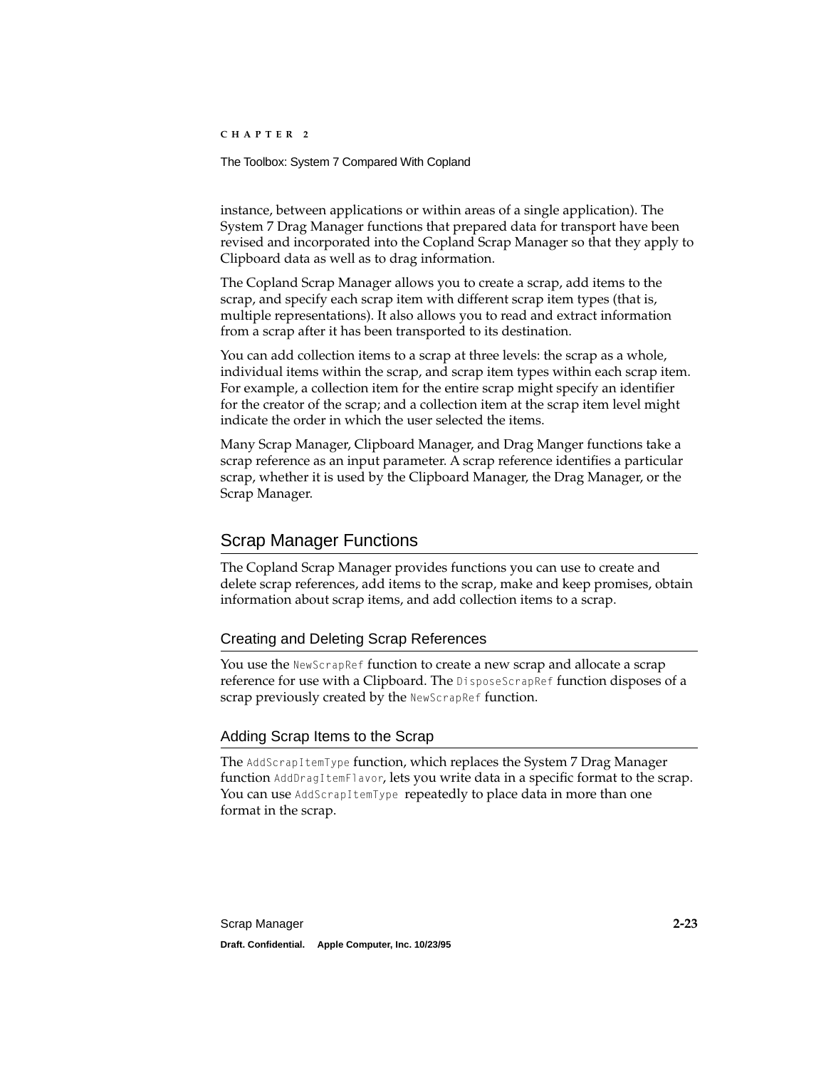instance, between applications or within areas of a single application). The System 7 Drag Manager functions that prepared data for transport have been revised and incorporated into the Copland Scrap Manager so that they apply to Clipboard data as well as to drag information.

The Copland Scrap Manager allows you to create a scrap, add items to the scrap, and specify each scrap item with different scrap item types (that is, multiple representations). It also allows you to read and extract information from a scrap after it has been transported to its destination.

You can add collection items to a scrap at three levels: the scrap as a whole, individual items within the scrap, and scrap item types within each scrap item. For example, a collection item for the entire scrap might specify an identifier for the creator of the scrap; and a collection item at the scrap item level might indicate the order in which the user selected the items.

Many Scrap Manager, Clipboard Manager, and Drag Manger functions take a scrap reference as an input parameter. A scrap reference identifies a particular scrap, whether it is used by the Clipboard Manager, the Drag Manager, or the Scrap Manager.

## Scrap Manager Functions

The Copland Scrap Manager provides functions you can use to create and delete scrap references, add items to the scrap, make and keep promises, obtain information about scrap items, and add collection items to a scrap.

### Creating and Deleting Scrap References

You use the `NewScrapRef` function to create a new scrap and allocate a scrap reference for use with a Clipboard. The `DisposeScrapRef` function disposes of a scrap previously created by the `NewScrapRef` function.

### Adding Scrap Items to the Scrap

The `AddScrapItemType` function, which replaces the System 7 Drag Manager function `AddDragItemFlavor`, lets you write data in a specific format to the scrap. You can use `AddScrapItemType` repeatedly to place data in more than one format in the scrap.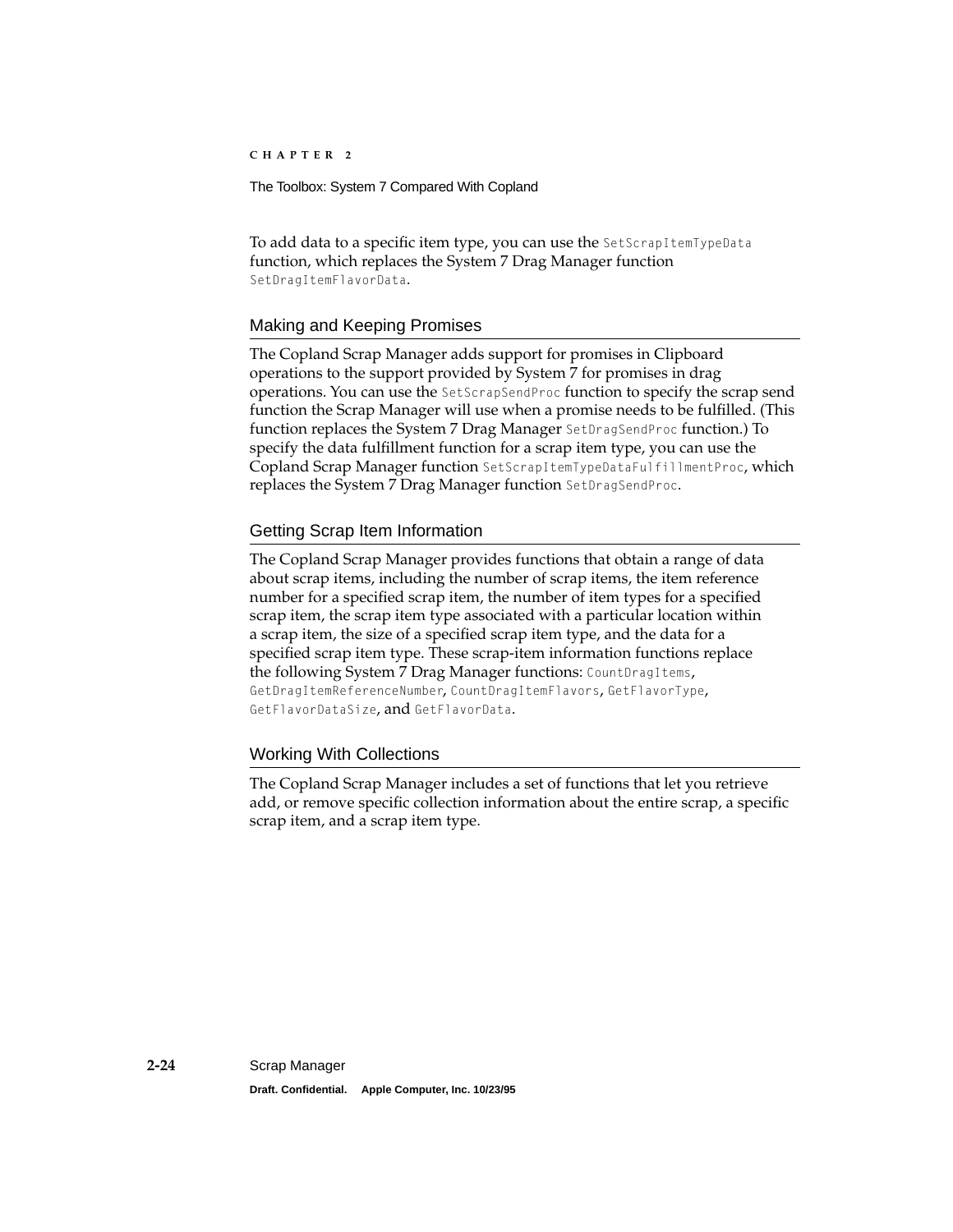To add data to a specific item type, you can use the `SetScrapItemTypeData` function, which replaces the System 7 Drag Manager function `SetDragItemFlavorData`.

### Making and Keeping Promises

The Copland Scrap Manager adds support for promises in Clipboard operations to the support provided by System 7 for promises in drag operations. You can use the `SetScrapSendProc` function to specify the scrap send function the Scrap Manager will use when a promise needs to be fulfilled. (This function replaces the System 7 Drag Manager `SetDragSendProc` function.) To specify the data fulfillment function for a scrap item type, you can use the Copland Scrap Manager function `SetScrapItemTypeDataFulfillmentProc`, which replaces the System 7 Drag Manager function `SetDragSendProc`.

### Getting Scrap Item Information

The Copland Scrap Manager provides functions that obtain a range of data about scrap items, including the number of scrap items, the item reference number for a specified scrap item, the number of item types for a specified scrap item, the scrap item type associated with a particular location within a scrap item, the size of a specified scrap item type, and the data for a specified scrap item type. These scrap-item information functions replace the following System 7 Drag Manager functions: `CountDragItems`, `GetDragItemReferenceNumber`, `CountDragItemFlavors`, `GetFlavorType`, `GetFlavorDataSize`, and `GetFlavorData`.

### Working With Collections

The Copland Scrap Manager includes a set of functions that let you retrieve add, or remove specific collection information about the entire scrap, a specific scrap item, and a scrap item type.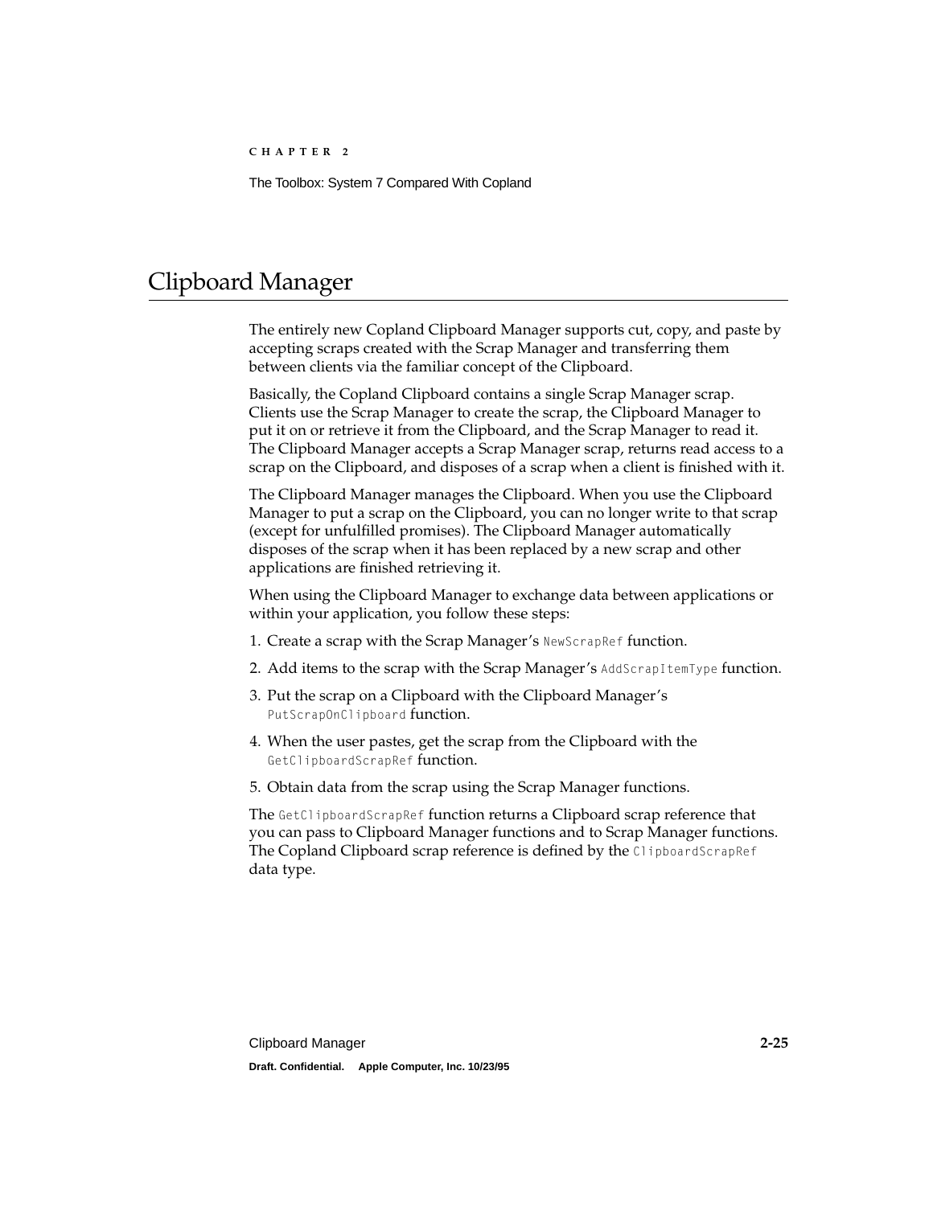# Clipboard Manager

The entirely new Copland Clipboard Manager supports cut, copy, and paste by accepting scraps created with the Scrap Manager and transferring them between clients via the familiar concept of the Clipboard.

Basically, the Copland Clipboard contains a single Scrap Manager scrap. Clients use the Scrap Manager to create the scrap, the Clipboard Manager to put it on or retrieve it from the Clipboard, and the Scrap Manager to read it. The Clipboard Manager accepts a Scrap Manager scrap, returns read access to a scrap on the Clipboard, and disposes of a scrap when a client is finished with it.

The Clipboard Manager manages the Clipboard. When you use the Clipboard Manager to put a scrap on the Clipboard, you can no longer write to that scrap (except for unfulfilled promises). The Clipboard Manager automatically disposes of the scrap when it has been replaced by a new scrap and other applications are finished retrieving it.

When using the Clipboard Manager to exchange data between applications or within your application, you follow these steps:

1. Create a scrap with the Scrap Manager's `NewScrapRef` function.
2. Add items to the scrap with the Scrap Manager's `AddScrapItemType` function.
3. Put the scrap on a Clipboard with the Clipboard Manager's `PutScrapOnClipboard` function.
4. When the user pastes, get the scrap from the Clipboard with the `GetClipboardScrapRef` function.
5. Obtain data from the scrap using the Scrap Manager functions.

The `GetClipboardScrapRef` function returns a Clipboard scrap reference that you can pass to Clipboard Manager functions and to Scrap Manager functions. The Copland Clipboard scrap reference is defined by the `ClipboardScrapRef` data type.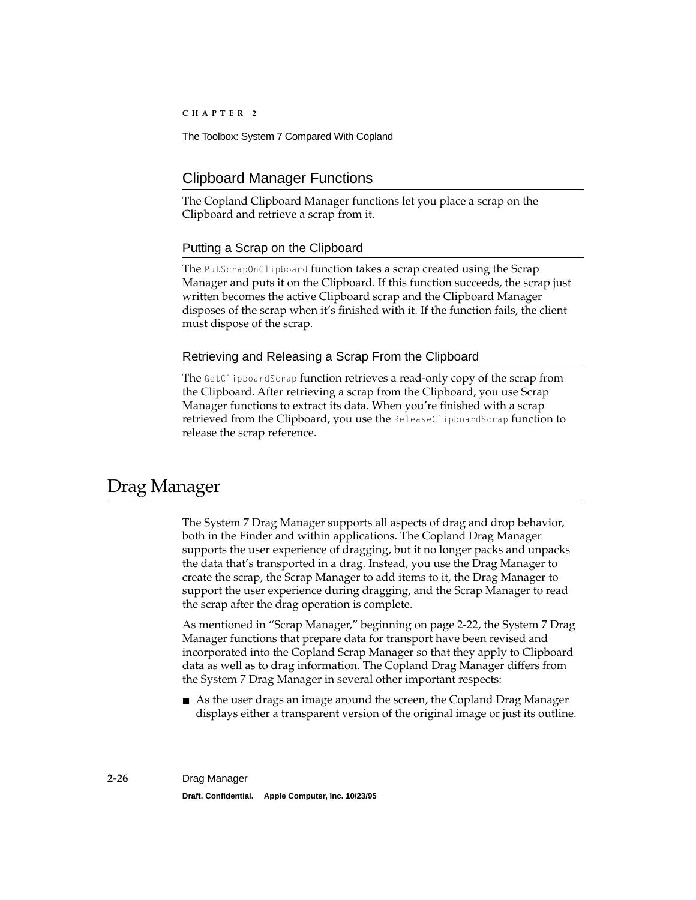## Clipboard Manager Functions

The Copland Clipboard Manager functions let you place a scrap on the Clipboard and retrieve a scrap from it.

### Putting a Scrap on the Clipboard

The `PutScrapOnClipboard` function takes a scrap created using the Scrap Manager and puts it on the Clipboard. If this function succeeds, the scrap just written becomes the active Clipboard scrap and the Clipboard Manager disposes of the scrap when it's finished with it. If the function fails, the client must dispose of the scrap.

### Retrieving and Releasing a Scrap From the Clipboard

The `GetClipboardScrap` function retrieves a read-only copy of the scrap from the Clipboard. After retrieving a scrap from the Clipboard, you use Scrap Manager functions to extract its data. When you're finished with a scrap retrieved from the Clipboard, you use the `ReleaseClipboardScrap` function to release the scrap reference.

# Drag Manager

The System 7 Drag Manager supports all aspects of drag and drop behavior, both in the Finder and within applications. The Copland Drag Manager supports the user experience of dragging, but it no longer packs and unpacks the data that's transported in a drag. Instead, you use the Drag Manager to create the scrap, the Scrap Manager to add items to it, the Drag Manager to support the user experience during dragging, and the Scrap Manager to read the scrap after the drag operation is complete.

As mentioned in "Scrap Manager," beginning on page 2-22, the System 7 Drag Manager functions that prepare data for transport have been revised and incorporated into the Copland Scrap Manager so that they apply to Clipboard data as well as to drag information. The Copland Drag Manager differs from the System 7 Drag Manager in several other important respects:

- As the user drags an image around the screen, the Copland Drag Manager displays either a transparent version of the original image or just its outline.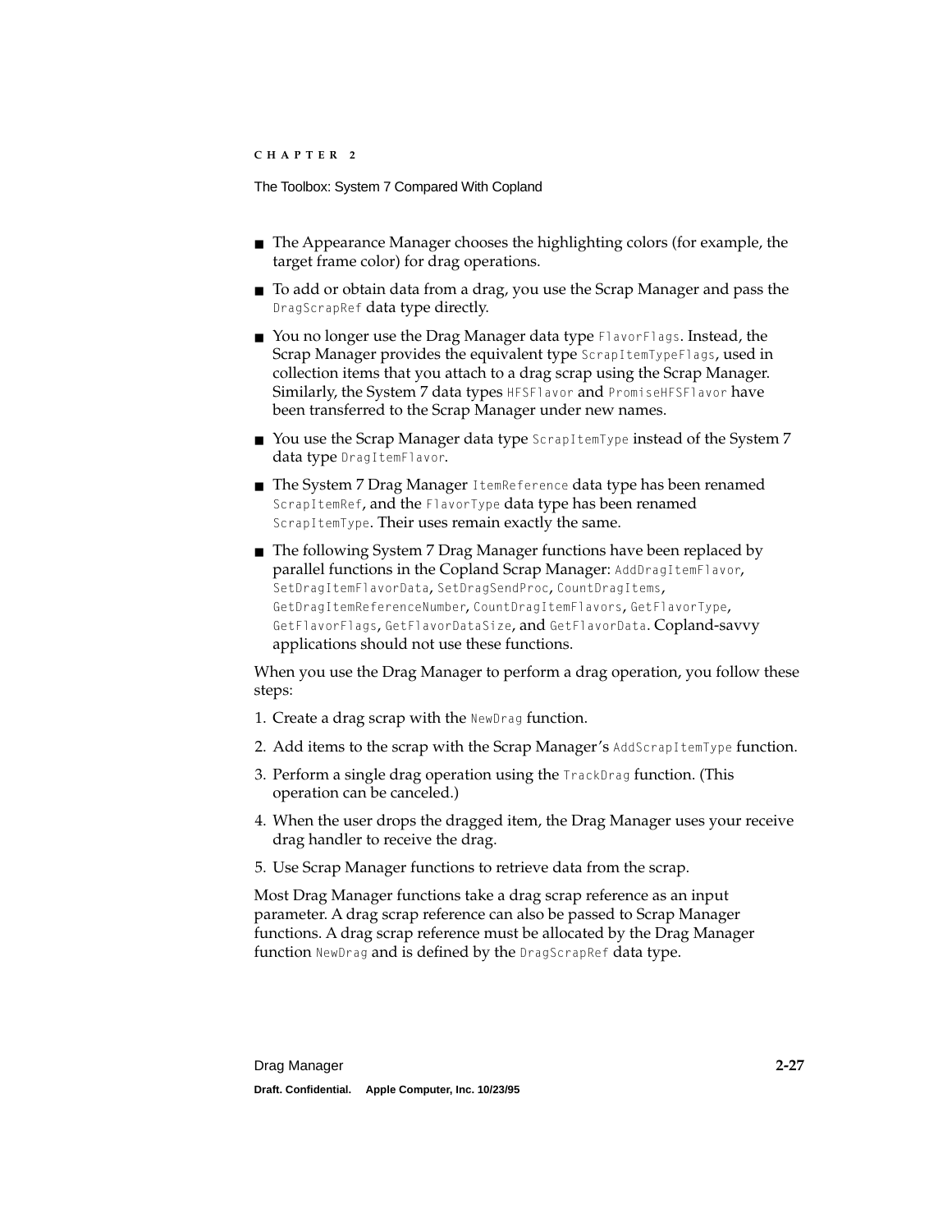- The Appearance Manager chooses the highlighting colors (for example, the target frame color) for drag operations.
- To add or obtain data from a drag, you use the Scrap Manager and pass the `DragScrapRef` data type directly.
- You no longer use the Drag Manager data type `FlavorFlags`. Instead, the Scrap Manager provides the equivalent type `ScrapItemTypeFlags`, used in collection items that you attach to a drag scrap using the Scrap Manager. Similarly, the System 7 data types `HFSFlavor` and `PromiseHFSFlavor` have been transferred to the Scrap Manager under new names.
- You use the Scrap Manager data type `ScrapItemType` instead of the System 7 data type `DragItemFlavor`.
- The System 7 Drag Manager `ItemReference` data type has been renamed `ScrapItemRef`, and the `FlavorType` data type has been renamed `ScrapItemType`. Their uses remain exactly the same.
- The following System 7 Drag Manager functions have been replaced by parallel functions in the Copland Scrap Manager: `AddDragItemFlavor`, `SetDragItemFlavorData`, `SetDragSendProc`, `CountDragItems`, `GetDragItemReferenceNumber`, `CountDragItemFlavors`, `GetFlavorType`, `GetFlavorFlags`, `GetFlavorDataSize`, and `GetFlavorData`. Copland-savvy applications should not use these functions.

When you use the Drag Manager to perform a drag operation, you follow these steps:

1. Create a drag scrap with the `NewDrag` function.
2. Add items to the scrap with the Scrap Manager's `AddScrapItemType` function.
3. Perform a single drag operation using the `TrackDrag` function. (This operation can be canceled.)
4. When the user drops the dragged item, the Drag Manager uses your receive drag handler to receive the drag.
5. Use Scrap Manager functions to retrieve data from the scrap.

Most Drag Manager functions take a drag scrap reference as an input parameter. A drag scrap reference can also be passed to Scrap Manager functions. A drag scrap reference must be allocated by the Drag Manager function `NewDrag` and is defined by the `DragScrapRef` data type.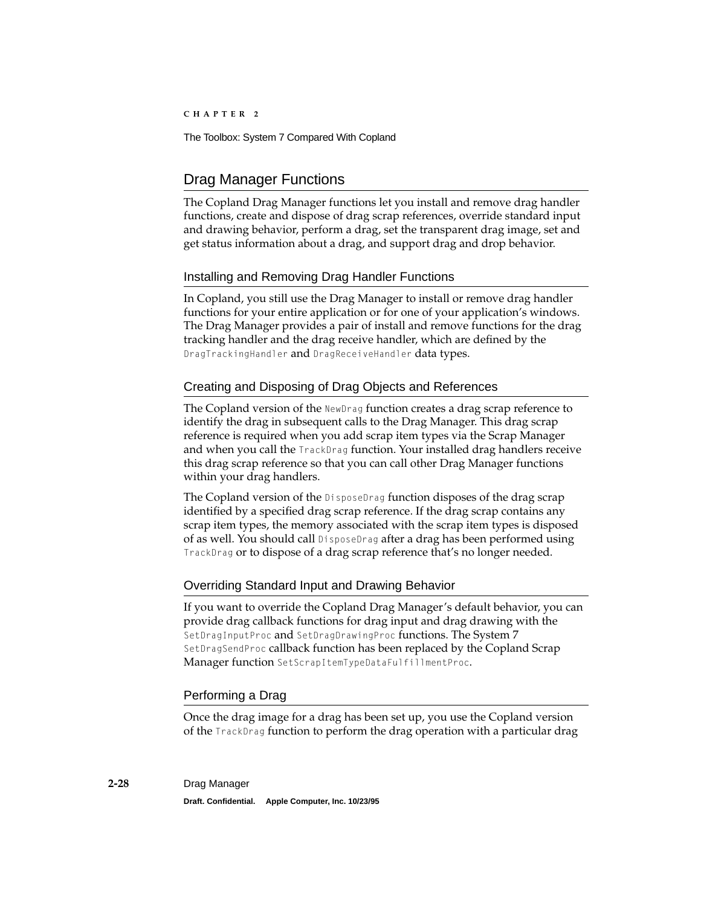## Drag Manager Functions

The Copland Drag Manager functions let you install and remove drag handler functions, create and dispose of drag scrap references, override standard input and drawing behavior, perform a drag, set the transparent drag image, set and get status information about a drag, and support drag and drop behavior.

### Installing and Removing Drag Handler Functions

In Copland, you still use the Drag Manager to install or remove drag handler functions for your entire application or for one of your application's windows. The Drag Manager provides a pair of install and remove functions for the drag tracking handler and the drag receive handler, which are defined by the `DragTrackingHandler` and `DragReceiveHandler` data types.

### Creating and Disposing of Drag Objects and References

The Copland version of the `NewDrag` function creates a drag scrap reference to identify the drag in subsequent calls to the Drag Manager. This drag scrap reference is required when you add scrap item types via the Scrap Manager and when you call the `TrackDrag` function. Your installed drag handlers receive this drag scrap reference so that you can call other Drag Manager functions within your drag handlers.

The Copland version of the `DisposeDrag` function disposes of the drag scrap identified by a specified drag scrap reference. If the drag scrap contains any scrap item types, the memory associated with the scrap item types is disposed of as well. You should call `DisposeDrag` after a drag has been performed using `TrackDrag` or to dispose of a drag scrap reference that's no longer needed.

### Overriding Standard Input and Drawing Behavior

If you want to override the Copland Drag Manager's default behavior, you can provide drag callback functions for drag input and drag drawing with the `SetDragInputProc` and `SetDragDrawingProc` functions. The System 7 `SetDragSendProc` callback function has been replaced by the Copland Scrap Manager function `SetScrapItemTypeDataFulfillmentProc`.

### Performing a Drag

Once the drag image for a drag has been set up, you use the Copland version of the `TrackDrag` function to perform the drag operation with a particular drag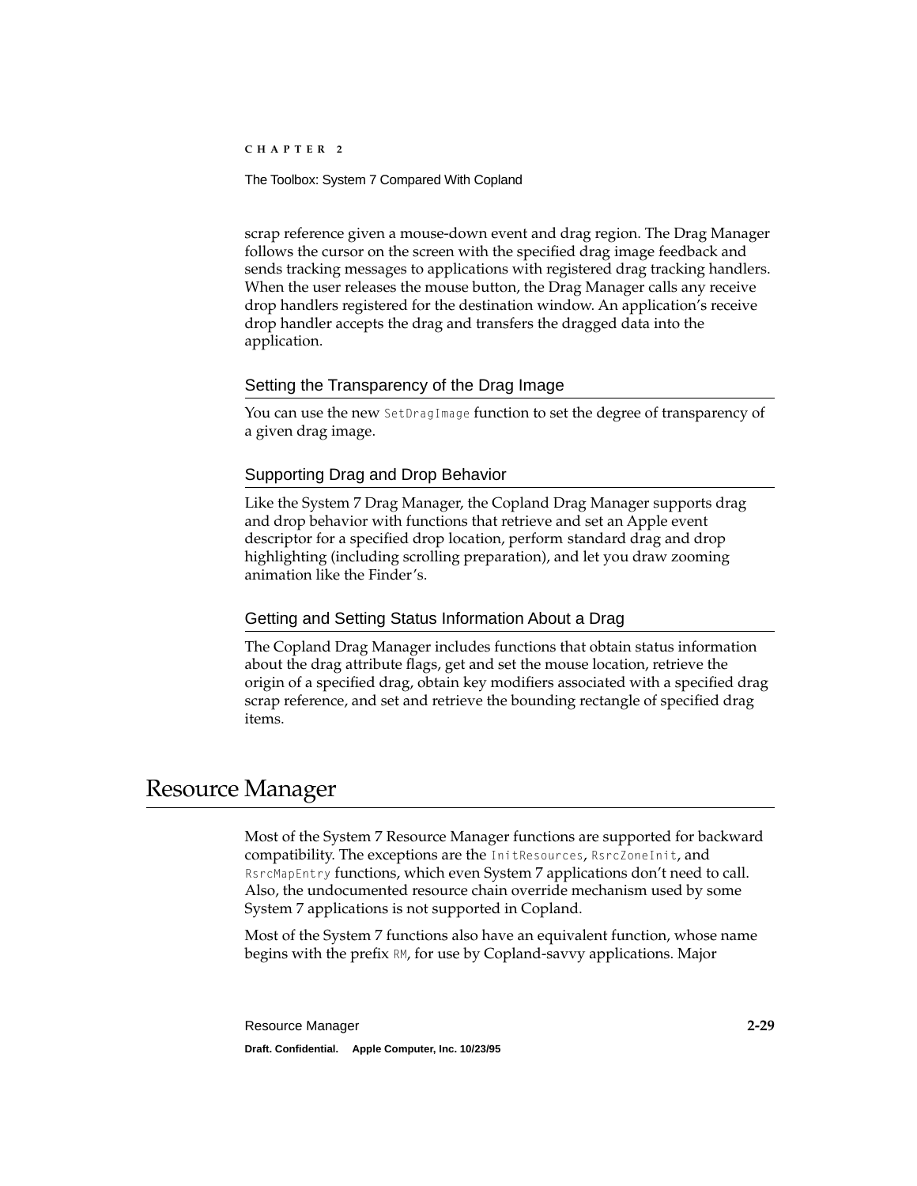scrap reference given a mouse-down event and drag region. The Drag Manager follows the cursor on the screen with the specified drag image feedback and sends tracking messages to applications with registered drag tracking handlers. When the user releases the mouse button, the Drag Manager calls any receive drop handlers registered for the destination window. An application's receive drop handler accepts the drag and transfers the dragged data into the application.

### Setting the Transparency of the Drag Image

You can use the new `SetDragImage` function to set the degree of transparency of a given drag image.

### Supporting Drag and Drop Behavior

Like the System 7 Drag Manager, the Copland Drag Manager supports drag and drop behavior with functions that retrieve and set an Apple event descriptor for a specified drop location, perform standard drag and drop highlighting (including scrolling preparation), and let you draw zooming animation like the Finder's.

### Getting and Setting Status Information About a Drag

The Copland Drag Manager includes functions that obtain status information about the drag attribute flags, get and set the mouse location, retrieve the origin of a specified drag, obtain key modifiers associated with a specified drag scrap reference, and set and retrieve the bounding rectangle of specified drag items.

# Resource Manager

Most of the System 7 Resource Manager functions are supported for backward compatibility. The exceptions are the `InitResources`, `RsrcZoneInit`, and `RsrcMapEntry` functions, which even System 7 applications don't need to call. Also, the undocumented resource chain override mechanism used by some System 7 applications is not supported in Copland.

Most of the System 7 functions also have an equivalent function, whose name begins with the prefix `RM`, for use by Copland-savvy applications. Major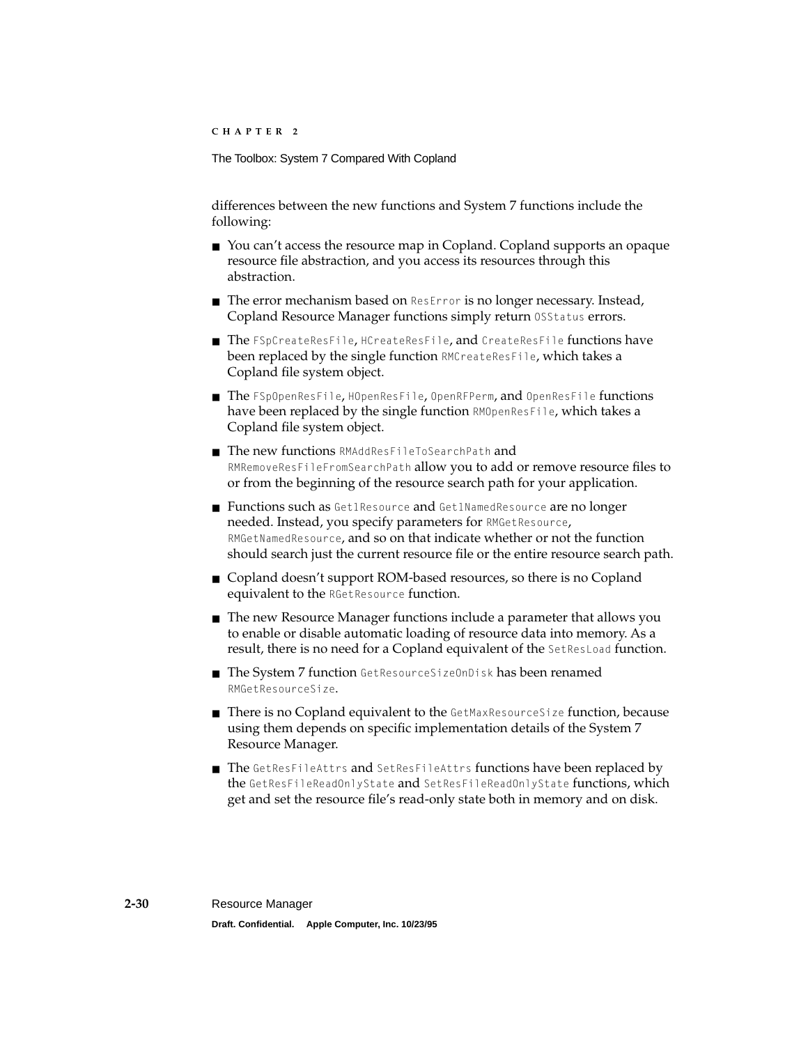differences between the new functions and System 7 functions include the following:

- You can't access the resource map in Copland. Copland supports an opaque resource file abstraction, and you access its resources through this abstraction.
- The error mechanism based on `ResError` is no longer necessary. Instead, Copland Resource Manager functions simply return `OSStatus` errors.
- The `FSpCreateResFile`, `HCreateResFile`, and `CreateResFile` functions have been replaced by the single function `RMCreateResFile`, which takes a Copland file system object.
- The `FSpOpenResFile`, `HOpenResFile`, `OpenRFPerm`, and `OpenResFile` functions have been replaced by the single function `RMOpenResFile`, which takes a Copland file system object.
- The new functions `RMAddResFileToSearchPath` and `RMRemoveResFileFromSearchPath` allow you to add or remove resource files to or from the beginning of the resource search path for your application.
- Functions such as `Get1Resource` and `Get1NamedResource` are no longer needed. Instead, you specify parameters for `RMGetResource`, `RMGetNamedResource`, and so on that indicate whether or not the function should search just the current resource file or the entire resource search path.
- Copland doesn't support ROM-based resources, so there is no Copland equivalent to the `RGetResource` function.
- The new Resource Manager functions include a parameter that allows you to enable or disable automatic loading of resource data into memory. As a result, there is no need for a Copland equivalent of the `SetResLoad` function.
- The System 7 function `GetResourceSizeOnDisk` has been renamed `RMGetResourceSize`.
- There is no Copland equivalent to the `GetMaxResourceSize` function, because using them depends on specific implementation details of the System 7 Resource Manager.
- The `GetResFileAttrs` and `SetResFileAttrs` functions have been replaced by the `GetResFileReadOnlyState` and `SetResFileReadOnlyState` functions, which get and set the resource file's read-only state both in memory and on disk.